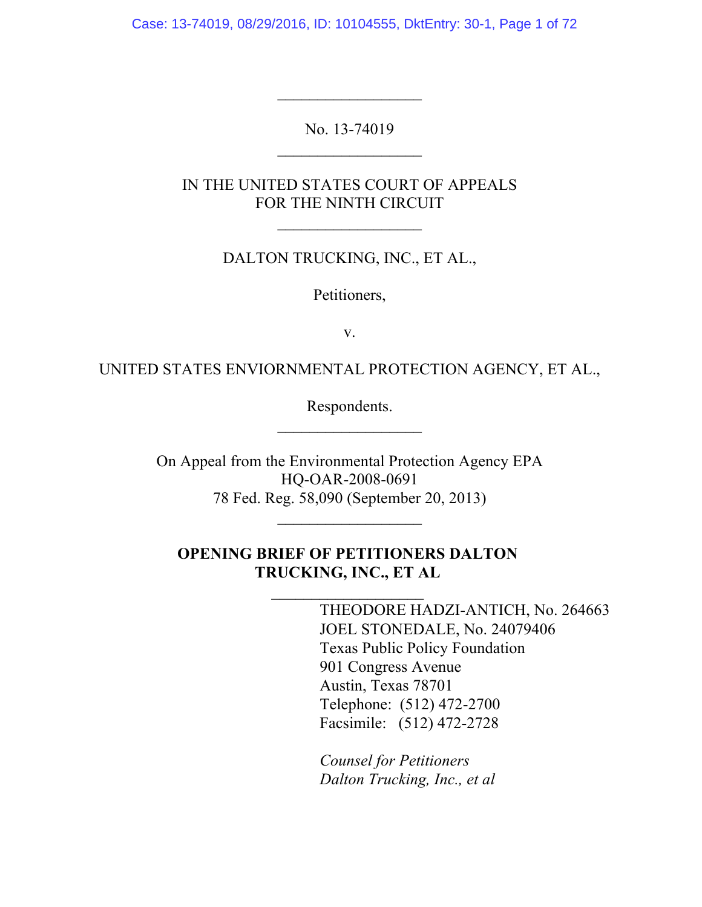No. 13-74019

IN THE UNITED STATES COURT OF APPEALS
FOR THE NINTH CIRCUIT

DALTON TRUCKING, INC., ET AL.,

Petitioners,

v.

UNITED STATES ENVIORNMENTAL PROTECTION AGENCY, ET AL.,

Respondents.

On Appeal from the Environmental Protection Agency EPA
HQ-OAR-2008-0691
78 Fed. Reg. 58,090 (September 20, 2013)

**OPENING BRIEF OF PETITIONERS DALTON TRUCKING, INC., ET AL**

THEODORE HADZI-ANTICH, No. 264663
JOEL STONEDALE, No. 24079406
Texas Public Policy Foundation
901 Congress Avenue
Austin, Texas 78701
Telephone: (512) 472-2700
Facsimile: (512) 472-2728

*Counsel for Petitioners*
*Dalton Trucking, Inc., et al*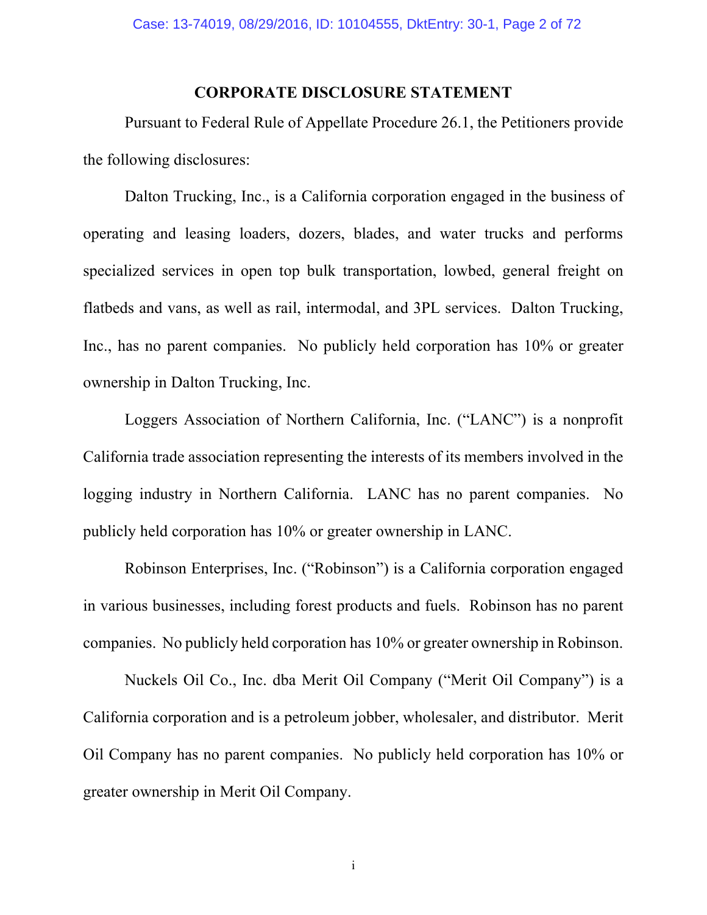## CORPORATE DISCLOSURE STATEMENT

Pursuant to Federal Rule of Appellate Procedure 26.1, the Petitioners provide the following disclosures:

Dalton Trucking, Inc., is a California corporation engaged in the business of operating and leasing loaders, dozers, blades, and water trucks and performs specialized services in open top bulk transportation, lowbed, general freight on flatbeds and vans, as well as rail, intermodal, and 3PL services. Dalton Trucking, Inc., has no parent companies. No publicly held corporation has 10% or greater ownership in Dalton Trucking, Inc.

Loggers Association of Northern California, Inc. ("LANC") is a nonprofit California trade association representing the interests of its members involved in the logging industry in Northern California. LANC has no parent companies. No publicly held corporation has 10% or greater ownership in LANC.

Robinson Enterprises, Inc. ("Robinson") is a California corporation engaged in various businesses, including forest products and fuels. Robinson has no parent companies. No publicly held corporation has 10% or greater ownership in Robinson.

Nuckels Oil Co., Inc. dba Merit Oil Company ("Merit Oil Company") is a California corporation and is a petroleum jobber, wholesaler, and distributor. Merit Oil Company has no parent companies. No publicly held corporation has 10% or greater ownership in Merit Oil Company.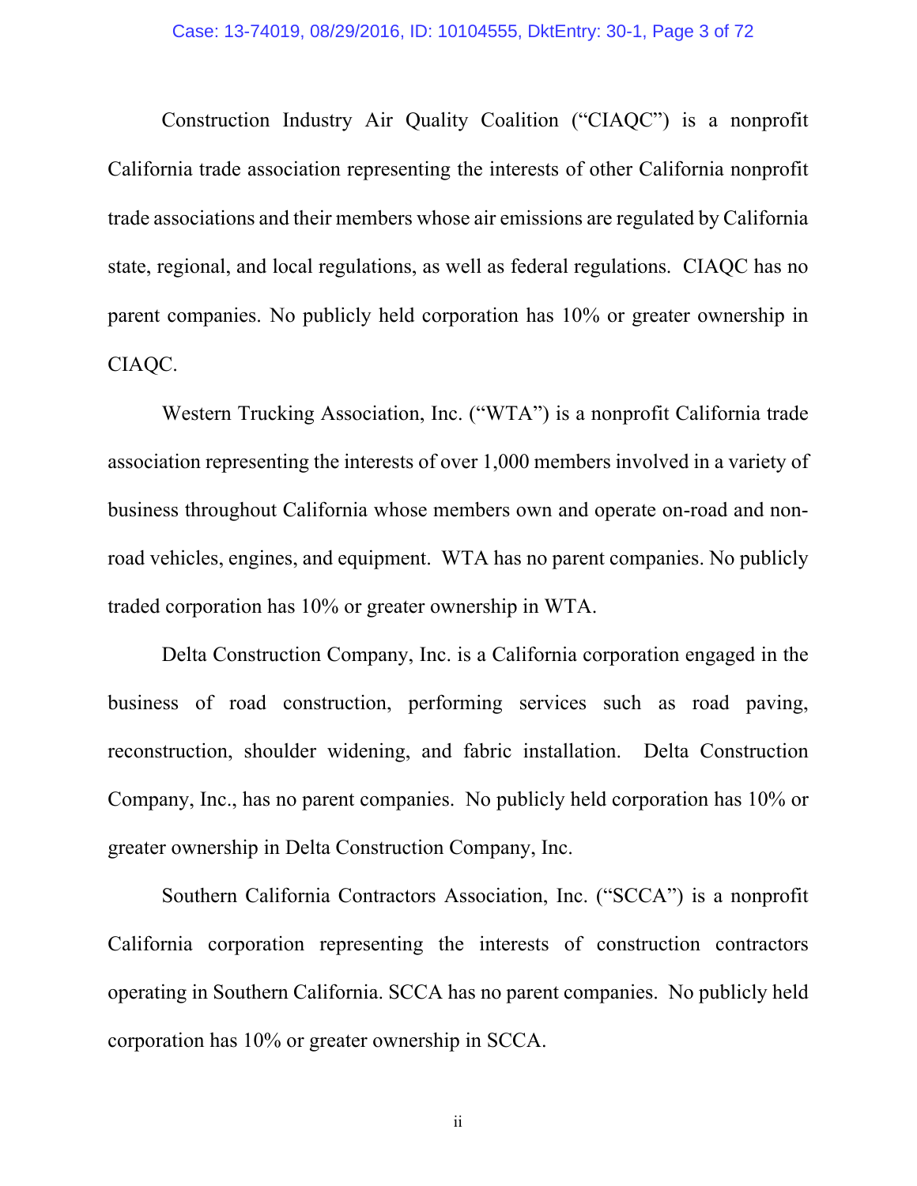Construction Industry Air Quality Coalition ("CIAQC") is a nonprofit California trade association representing the interests of other California nonprofit trade associations and their members whose air emissions are regulated by California state, regional, and local regulations, as well as federal regulations. CIAQC has no parent companies. No publicly held corporation has 10% or greater ownership in CIAQC.

Western Trucking Association, Inc. ("WTA") is a nonprofit California trade association representing the interests of over 1,000 members involved in a variety of business throughout California whose members own and operate on-road and non-road vehicles, engines, and equipment. WTA has no parent companies. No publicly traded corporation has 10% or greater ownership in WTA.

Delta Construction Company, Inc. is a California corporation engaged in the business of road construction, performing services such as road paving, reconstruction, shoulder widening, and fabric installation. Delta Construction Company, Inc., has no parent companies. No publicly held corporation has 10% or greater ownership in Delta Construction Company, Inc.

Southern California Contractors Association, Inc. ("SCCA") is a nonprofit California corporation representing the interests of construction contractors operating in Southern California. SCCA has no parent companies. No publicly held corporation has 10% or greater ownership in SCCA.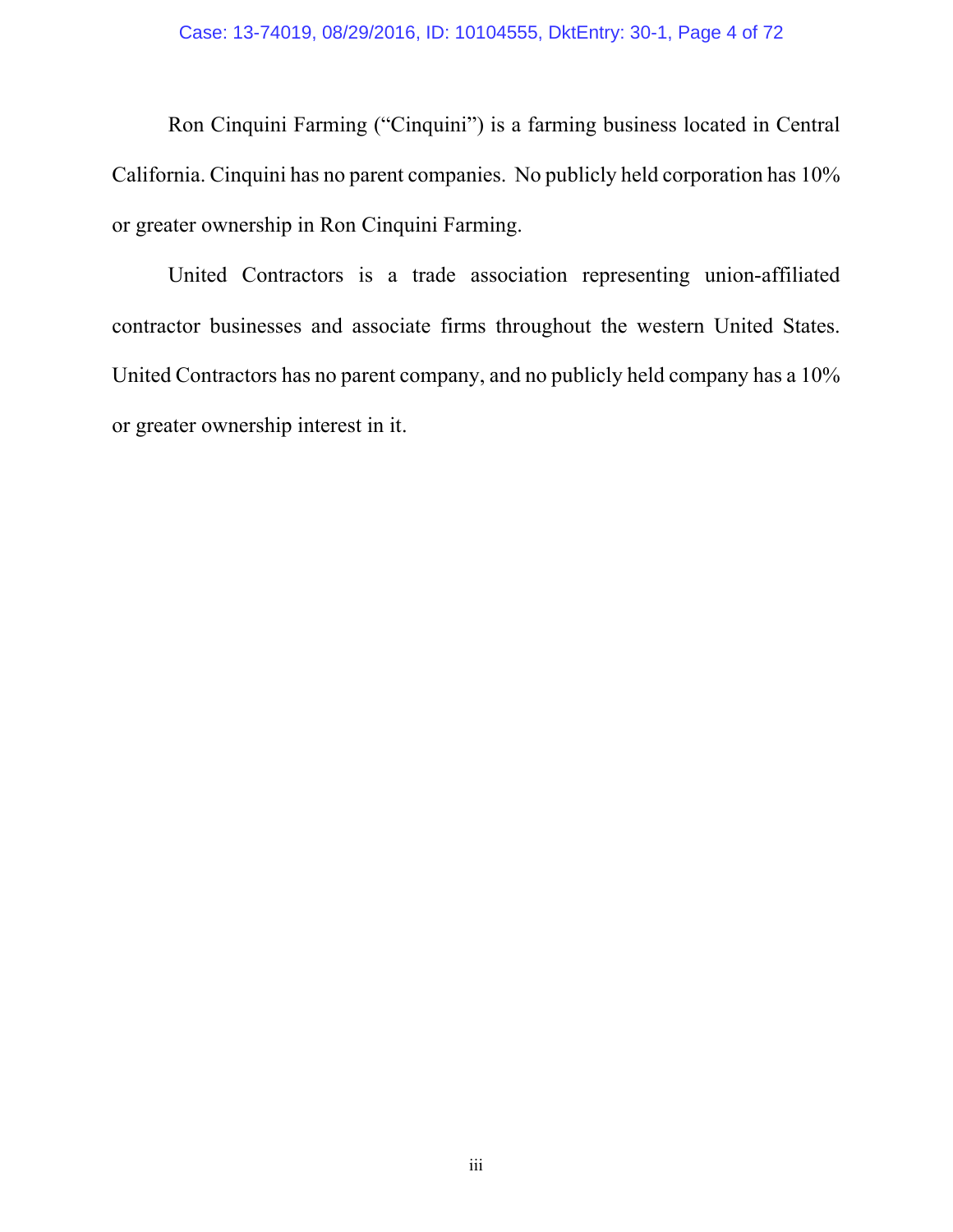Ron Cinquini Farming ("Cinquini") is a farming business located in Central California. Cinquini has no parent companies. No publicly held corporation has 10% or greater ownership in Ron Cinquini Farming.

United Contractors is a trade association representing union-affiliated contractor businesses and associate firms throughout the western United States. United Contractors has no parent company, and no publicly held company has a 10% or greater ownership interest in it.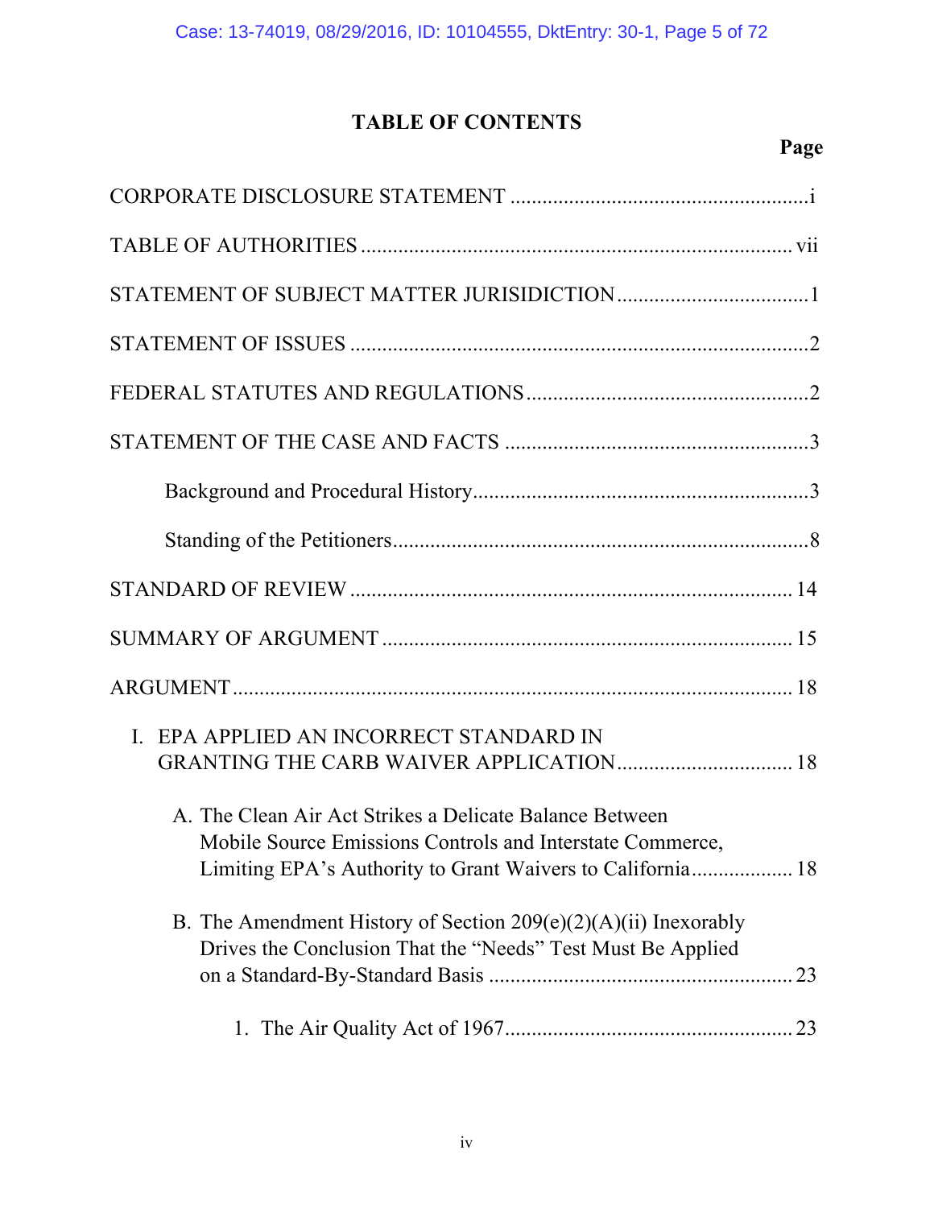## TABLE OF CONTENTS

**Page**

CORPORATE DISCLOSURE STATEMENT ........................................................i

TABLE OF AUTHORITIES ................................................................................ vii

STATEMENT OF SUBJECT MATTER JURISIDICTION ...................................1

STATEMENT OF ISSUES .....................................................................................2

FEDERAL STATUTES AND REGULATIONS ....................................................2

STATEMENT OF THE CASE AND FACTS .........................................................3

Background and Procedural History...............................................................3

Standing of the Petitioners.............................................................................8

STANDARD OF REVIEW .................................................................................. 14

SUMMARY OF ARGUMENT ............................................................................ 15

ARGUMENT ....................................................................................................... 18

I. EPA APPLIED AN INCORRECT STANDARD IN GRANTING THE CARB WAIVER APPLICATION ................................. 18

A. The Clean Air Act Strikes a Delicate Balance Between Mobile Source Emissions Controls and Interstate Commerce, Limiting EPA's Authority to Grant Waivers to California ................... 18

B. The Amendment History of Section 209(e)(2)(A)(ii) Inexorably Drives the Conclusion That the "Needs" Test Must Be Applied on a Standard-By-Standard Basis ......................................................... 23

1. The Air Quality Act of 1967 ..................................................... 23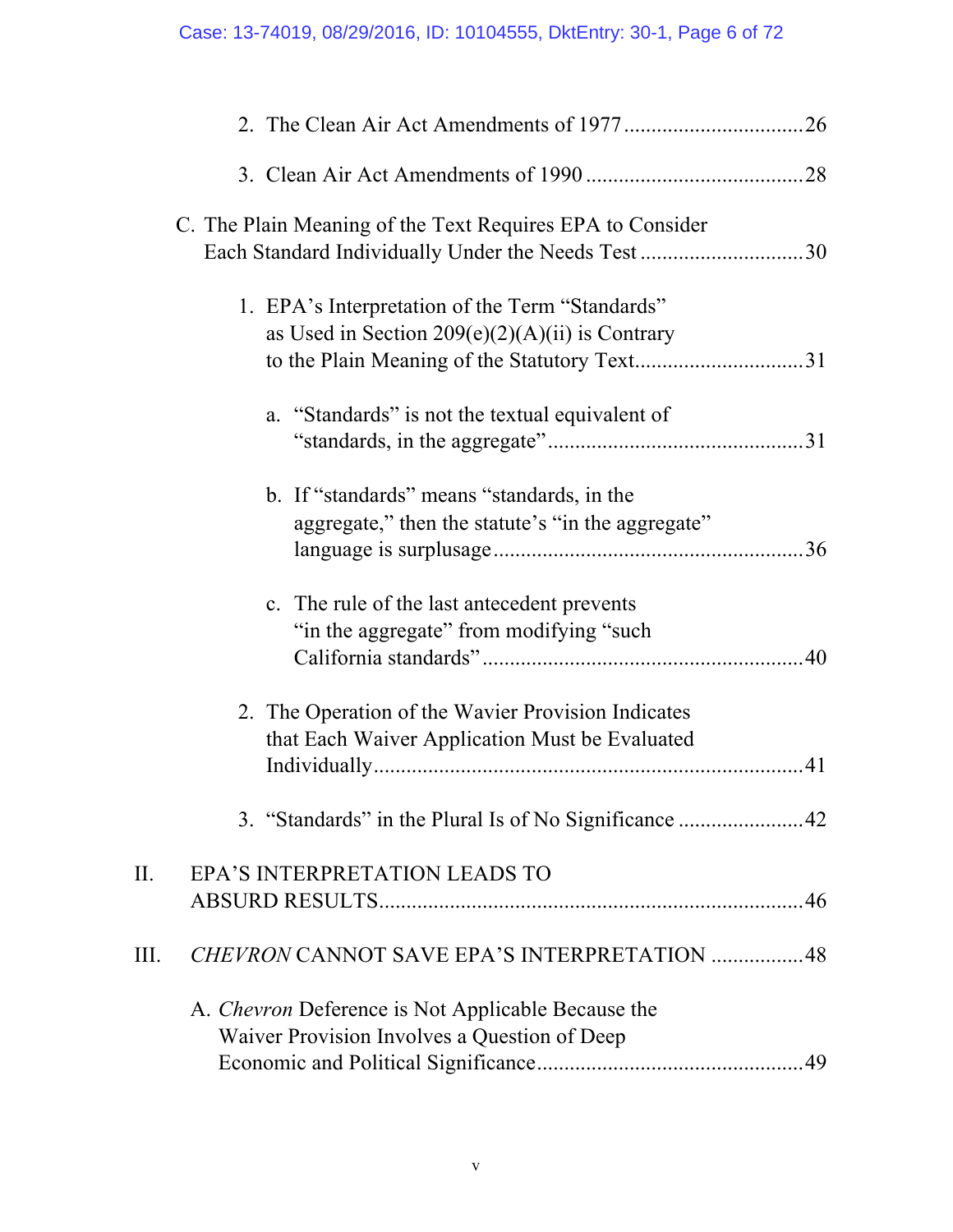2. The Clean Air Act Amendments of 1977 ................................26

3. Clean Air Act Amendments of 1990 .......................................28

C. The Plain Meaning of the Text Requires EPA to Consider Each Standard Individually Under the Needs Test .............................30

1. EPA's Interpretation of the Term "Standards" as Used in Section 209(e)(2)(A)(ii) is Contrary to the Plain Meaning of the Statutory Text..............................31

a. "Standards" is not the textual equivalent of "standards, in the aggregate"..............................................31

b. If "standards" means "standards, in the aggregate," then the statute's "in the aggregate" language is surplusage........................................................36

c. The rule of the last antecedent prevents "in the aggregate" from modifying "such California standards" ..........................................................40

2. The Operation of the Wavier Provision Indicates that Each Waiver Application Must be Evaluated Individually..............................................................................41

3. "Standards" in the Plural Is of No Significance .......................42

II. EPA'S INTERPRETATION LEADS TO ABSURD RESULTS............................................................................46

III. *CHEVRON* CANNOT SAVE EPA'S INTERPRETATION .................48

A. *Chevron* Deference is Not Applicable Because the Waiver Provision Involves a Question of Deep Economic and Political Significance................................................49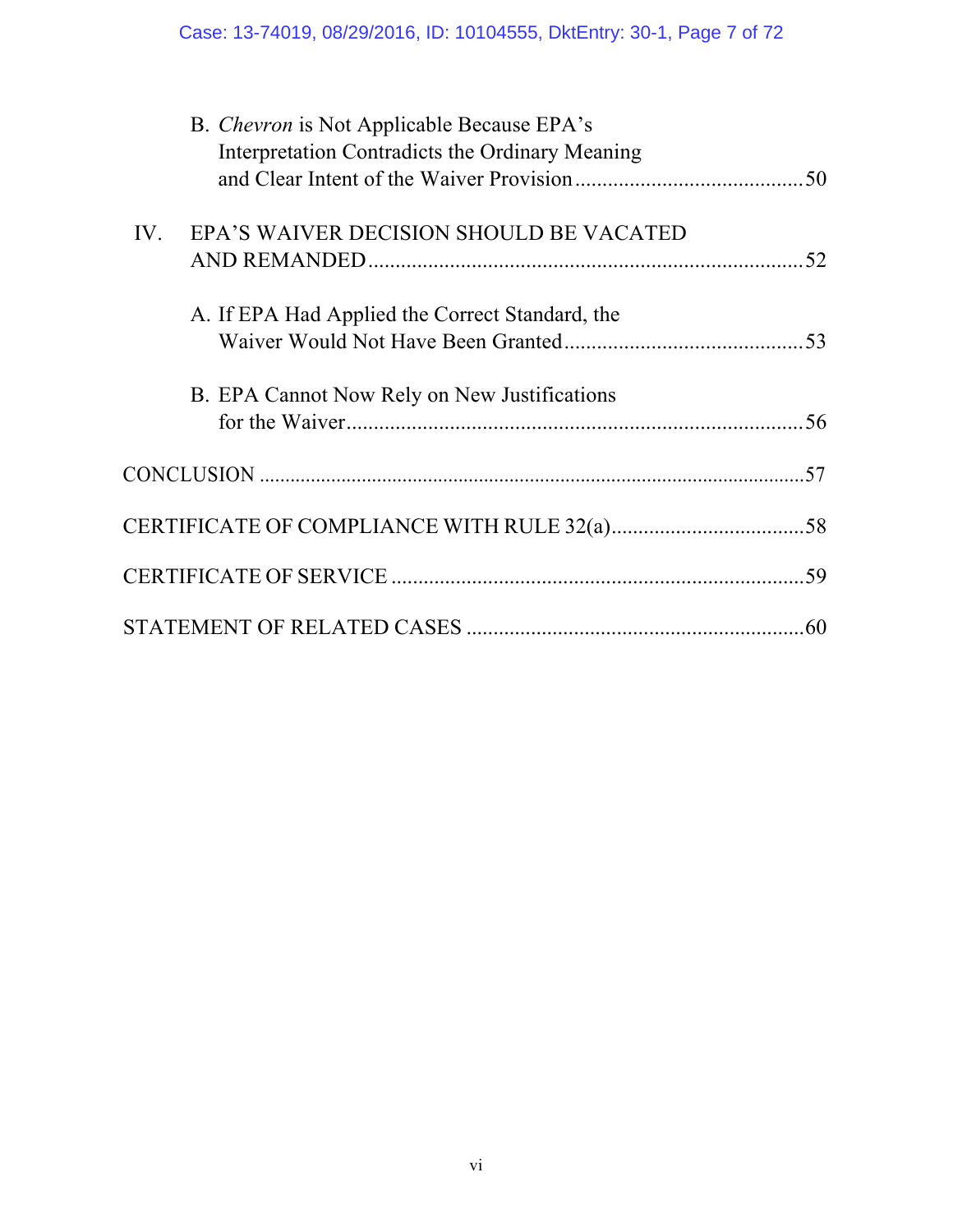B. *Chevron* is Not Applicable Because EPA's Interpretation Contradicts the Ordinary Meaning and Clear Intent of the Waiver Provision .......................................... 50

IV. EPA'S WAIVER DECISION SHOULD BE VACATED AND REMANDED ................................................................................ 52

A. If EPA Had Applied the Correct Standard, the Waiver Would Not Have Been Granted ............................................ 53

B. EPA Cannot Now Rely on New Justifications for the Waiver ..................................................................................... 56

CONCLUSION ........................................................................................................ 57

CERTIFICATE OF COMPLIANCE WITH RULE 32(a) .................................... 58

CERTIFICATE OF SERVICE ............................................................................. 59

STATEMENT OF RELATED CASES ............................................................... 60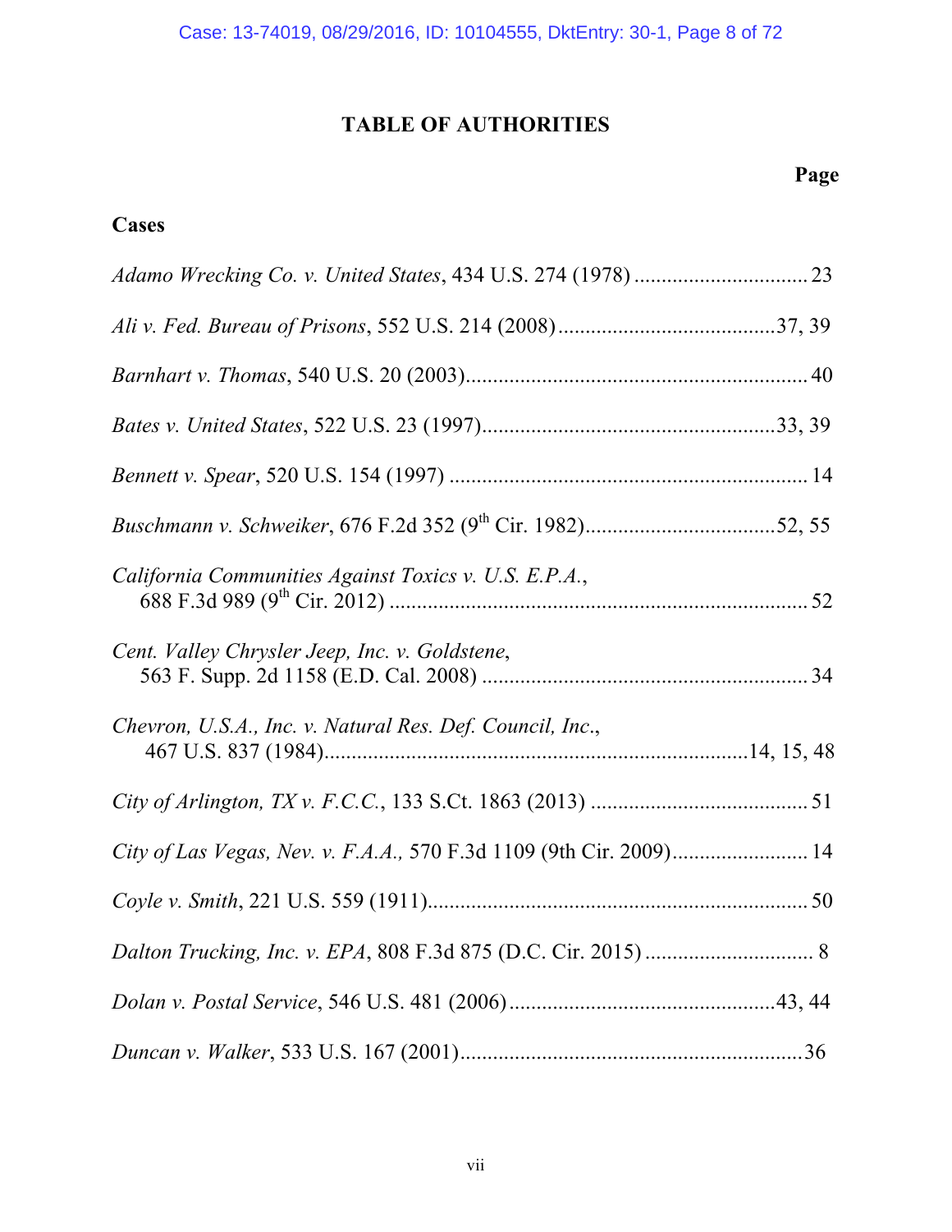# TABLE OF AUTHORITIES

**Page**

## Cases

*Adamo Wrecking Co. v. United States*, 434 U.S. 274 (1978) ................................ 23

*Ali v. Fed. Bureau of Prisons*, 552 U.S. 214 (2008) ........................................37, 39

*Barnhart v. Thomas*, 540 U.S. 20 (2003)............................................................... 40

*Bates v. United States*, 522 U.S. 23 (1997).....................................................33, 39

*Bennett v. Spear*, 520 U.S. 154 (1997) .................................................................. 14

*Buschmann v. Schweiker*, 676 F.2d 352 (9th Cir. 1982)..................................52, 55

*California Communities Against Toxics v. U.S. E.P.A.*,
688 F.3d 989 (9th Cir. 2012) ............................................................................. 52

*Cent. Valley Chrysler Jeep, Inc. v. Goldstene*,
563 F. Supp. 2d 1158 (E.D. Cal. 2008) ............................................................ 34

*Chevron, U.S.A., Inc. v. Natural Res. Def. Council, Inc.*,
467 U.S. 837 (1984)...............................................................................14, 15, 48

*City of Arlington, TX v. F.C.C.*, 133 S.Ct. 1863 (2013) ........................................ 51

*City of Las Vegas, Nev. v. F.A.A.,* 570 F.3d 1109 (9th Cir. 2009)......................... 14

*Coyle v. Smith*, 221 U.S. 559 (1911)...................................................................... 50

*Dalton Trucking, Inc. v. EPA*, 808 F.3d 875 (D.C. Cir. 2015) ............................... 8

*Dolan v. Postal Service*, 546 U.S. 481 (2006)................................................43, 44

*Duncan v. Walker*, 533 U.S. 167 (2001)...............................................................36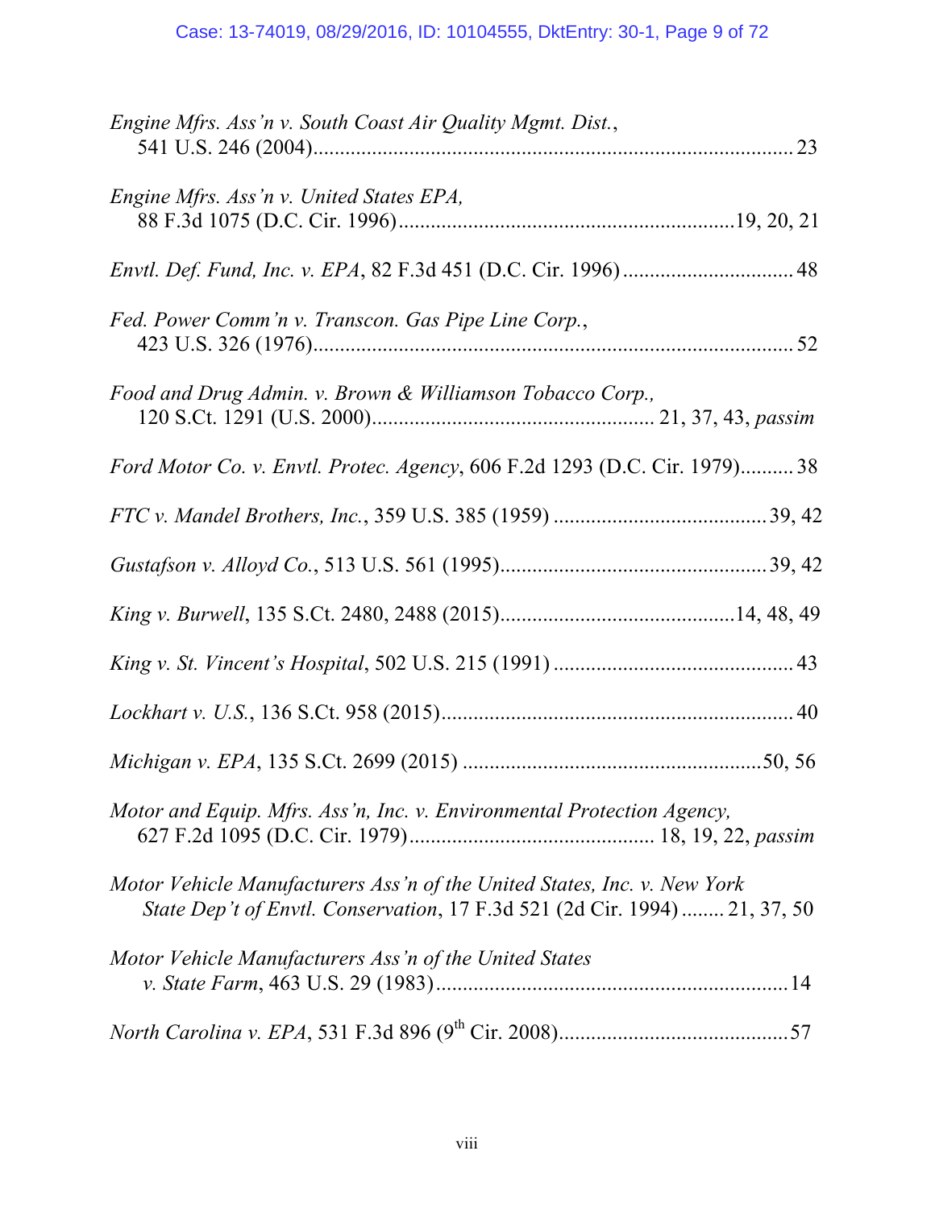*Engine Mfrs. Ass'n v. South Coast Air Quality Mgmt. Dist.*, 541 U.S. 246 (2004) .......... 23

*Engine Mfrs. Ass'n v. United States EPA,* 88 F.3d 1075 (D.C. Cir. 1996) .......... 19, 20, 21

*Envtl. Def. Fund, Inc. v. EPA*, 82 F.3d 451 (D.C. Cir. 1996) .......... 48

*Fed. Power Comm'n v. Transcon. Gas Pipe Line Corp.*, 423 U.S. 326 (1976) .......... 52

*Food and Drug Admin. v. Brown & Williamson Tobacco Corp.,* 120 S.Ct. 1291 (U.S. 2000) .......... 21, 37, 43, *passim*

*Ford Motor Co. v. Envtl. Protec. Agency*, 606 F.2d 1293 (D.C. Cir. 1979) .......... 38

*FTC v. Mandel Brothers, Inc.*, 359 U.S. 385 (1959) .......... 39, 42

*Gustafson v. Alloyd Co.*, 513 U.S. 561 (1995) .......... 39, 42

*King v. Burwell*, 135 S.Ct. 2480, 2488 (2015) .......... 14, 48, 49

*King v. St. Vincent's Hospital*, 502 U.S. 215 (1991) .......... 43

*Lockhart v. U.S.*, 136 S.Ct. 958 (2015) .......... 40

*Michigan v. EPA*, 135 S.Ct. 2699 (2015) .......... 50, 56

*Motor and Equip. Mfrs. Ass'n, Inc. v. Environmental Protection Agency,* 627 F.2d 1095 (D.C. Cir. 1979) .......... 18, 19, 22, *passim*

*Motor Vehicle Manufacturers Ass'n of the United States, Inc. v. New York State Dep't of Envtl. Conservation*, 17 F.3d 521 (2d Cir. 1994) .......... 21, 37, 50

*Motor Vehicle Manufacturers Ass'n of the United States v. State Farm*, 463 U.S. 29 (1983) .......... 14

*North Carolina v. EPA*, 531 F.3d 896 (9th Cir. 2008) .......... 57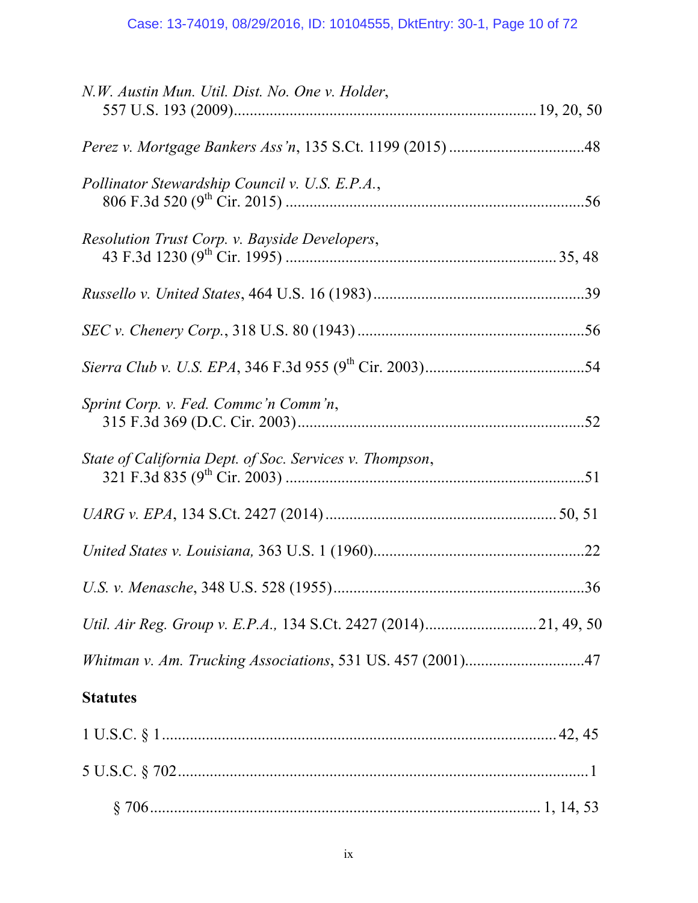*N.W. Austin Mun. Util. Dist. No. One v. Holder*,
557 U.S. 193 (2009).......................................................................... 19, 20, 50

*Perez v. Mortgage Bankers Ass'n*, 135 S.Ct. 1199 (2015) .................................48

*Pollinator Stewardship Council v. U.S. E.P.A.*,
806 F.3d 520 (9th Cir. 2015) ..........................................................................56

*Resolution Trust Corp. v. Bayside Developers*,
43 F.3d 1230 (9th Cir. 1995) ................................................................... 35, 48

*Russello v. United States*, 464 U.S. 16 (1983)....................................................39

*SEC v. Chenery Corp.*, 318 U.S. 80 (1943) ........................................................56

*Sierra Club v. U.S. EPA*, 346 F.3d 955 (9th Cir. 2003).......................................54

*Sprint Corp. v. Fed. Commc'n Comm'n*,
315 F.3d 369 (D.C. Cir. 2003).......................................................................52

*State of California Dept. of Soc. Services v. Thompson*,
321 F.3d 835 (9th Cir. 2003) ..........................................................................51

*UARG v. EPA*, 134 S.Ct. 2427 (2014) ........................................................ 50, 51

*United States v. Louisiana,* 363 U.S. 1 (1960)....................................................22

*U.S. v. Menasche*, 348 U.S. 528 (1955)..............................................................36

*Util. Air Reg. Group v. E.P.A.,* 134 S.Ct. 2427 (2014)............................21, 49, 50

*Whitman v. Am. Trucking Associations*, 531 US. 457 (2001).............................47

**Statutes**

1 U.S.C. § 1................................................................................................ 42, 45

5 U.S.C. § 702.......................................................................................................1

§ 706.................................................................................................. 1, 14, 53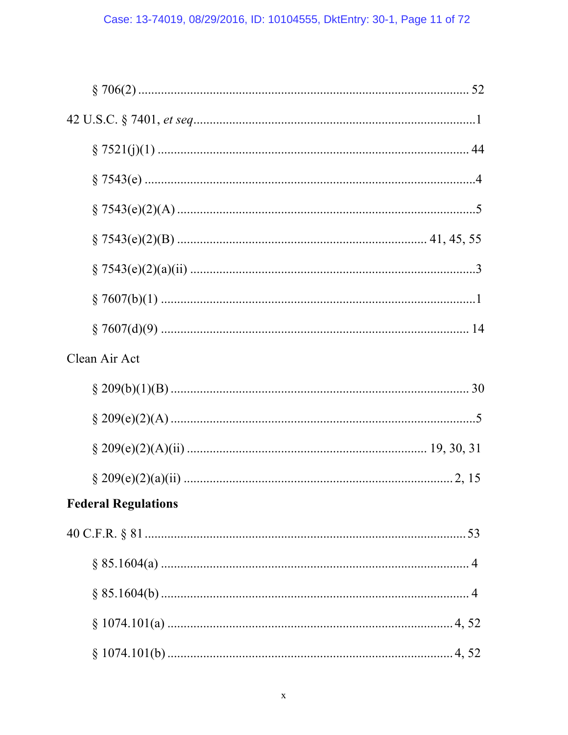§ 706(2) .................................................................................................... 52

42 U.S.C. § 7401, *et seq*........................................................................................1

§ 7521(j)(1) ................................................................................................ 44

§ 7543(e) ....................................................................................................4

§ 7543(e)(2)(A) ...........................................................................................5

§ 7543(e)(2)(B) ........................................................................... 41, 45, 55

§ 7543(e)(2)(a)(ii) .......................................................................................3

§ 7607(b)(1) .................................................................................................1

§ 7607(d)(9) ............................................................................................... 14

Clean Air Act

§ 209(b)(1)(B) ........................................................................................... 30

§ 209(e)(2)(A) .............................................................................................5

§ 209(e)(2)(A)(ii) ......................................................................... 19, 30, 31

§ 209(e)(2)(a)(ii) ...................................................................................2, 15

**Federal Regulations**

40 C.F.R. § 81 ......................................................................................... 53

§ 85.1604(a) ............................................................................................... 4

§ 85.1604(b) ............................................................................................... 4

§ 1074.101(a) ........................................................................................4, 52

§ 1074.101(b) ........................................................................................4, 52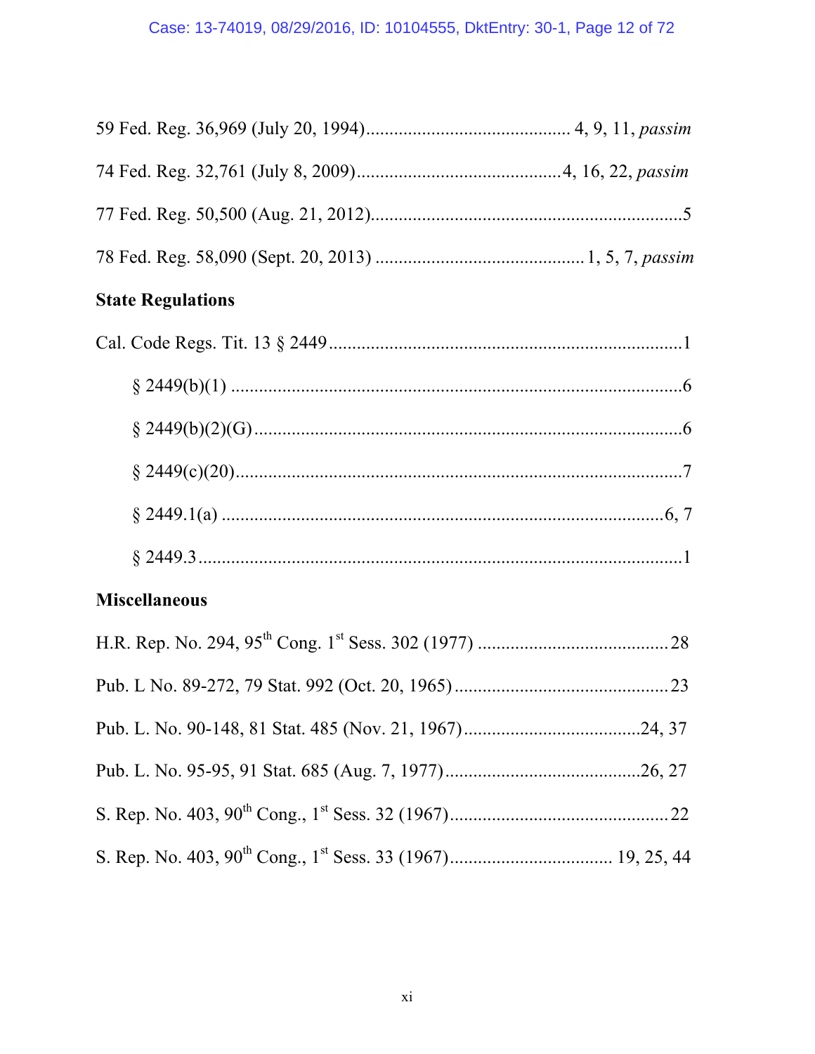59 Fed. Reg. 36,969 (July 20, 1994)........................................... 4, 9, 11, *passim*

74 Fed. Reg. 32,761 (July 8, 2009)...........................................4, 16, 22, *passim*

77 Fed. Reg. 50,500 (Aug. 21, 2012)..................................................................5

78 Fed. Reg. 58,090 (Sept. 20, 2013) ............................................1, 5, 7, *passim*

**State Regulations**

Cal. Code Regs. Tit. 13 § 2449..........................................................................1

§ 2449(b)(1) .................................................................................................6

§ 2449(b)(2)(G)............................................................................................6

§ 2449(c)(20)................................................................................................7

§ 2449.1(a) ...............................................................................................6, 7

§ 2449.3........................................................................................................1

**Miscellaneous**

H.R. Rep. No. 294, 95th Cong. 1st Sess. 302 (1977) ........................................28

Pub. L No. 89-272, 79 Stat. 992 (Oct. 20, 1965).............................................23

Pub. L. No. 90-148, 81 Stat. 485 (Nov. 21, 1967).....................................24, 37

Pub. L. No. 95-95, 91 Stat. 685 (Aug. 7, 1977).........................................26, 27

S. Rep. No. 403, 90th Cong., 1st Sess. 32 (1967)..............................................22

S. Rep. No. 403, 90th Cong., 1st Sess. 33 (1967).................................. 19, 25, 44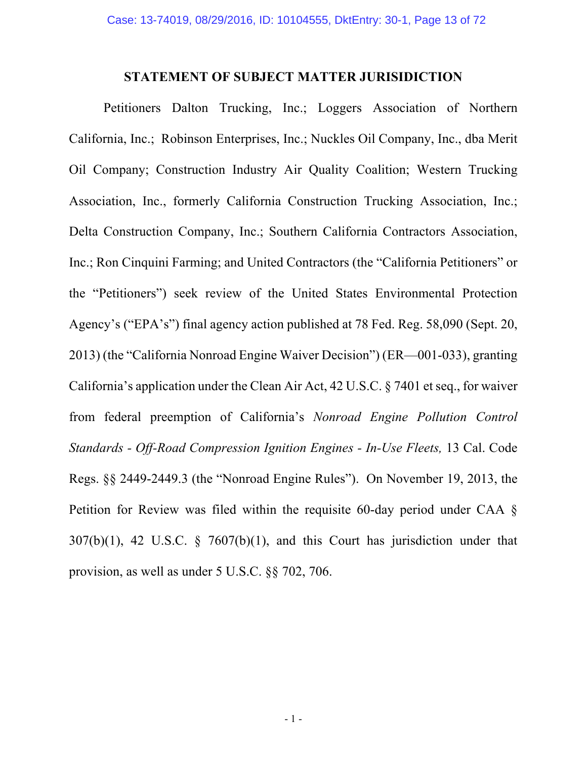## STATEMENT OF SUBJECT MATTER JURISIDICTION

Petitioners Dalton Trucking, Inc.; Loggers Association of Northern California, Inc.; Robinson Enterprises, Inc.; Nuckles Oil Company, Inc., dba Merit Oil Company; Construction Industry Air Quality Coalition; Western Trucking Association, Inc., formerly California Construction Trucking Association, Inc.; Delta Construction Company, Inc.; Southern California Contractors Association, Inc.; Ron Cinquini Farming; and United Contractors (the "California Petitioners" or the "Petitioners") seek review of the United States Environmental Protection Agency's ("EPA's") final agency action published at 78 Fed. Reg. 58,090 (Sept. 20, 2013) (the "California Nonroad Engine Waiver Decision") (ER—001-033), granting California's application under the Clean Air Act, 42 U.S.C. § 7401 et seq., for waiver from federal preemption of California's *Nonroad Engine Pollution Control Standards - Off-Road Compression Ignition Engines - In-Use Fleets,* 13 Cal. Code Regs. §§ 2449-2449.3 (the "Nonroad Engine Rules"). On November 19, 2013, the Petition for Review was filed within the requisite 60-day period under CAA § 307(b)(1), 42 U.S.C. § 7607(b)(1), and this Court has jurisdiction under that provision, as well as under 5 U.S.C. §§ 702, 706.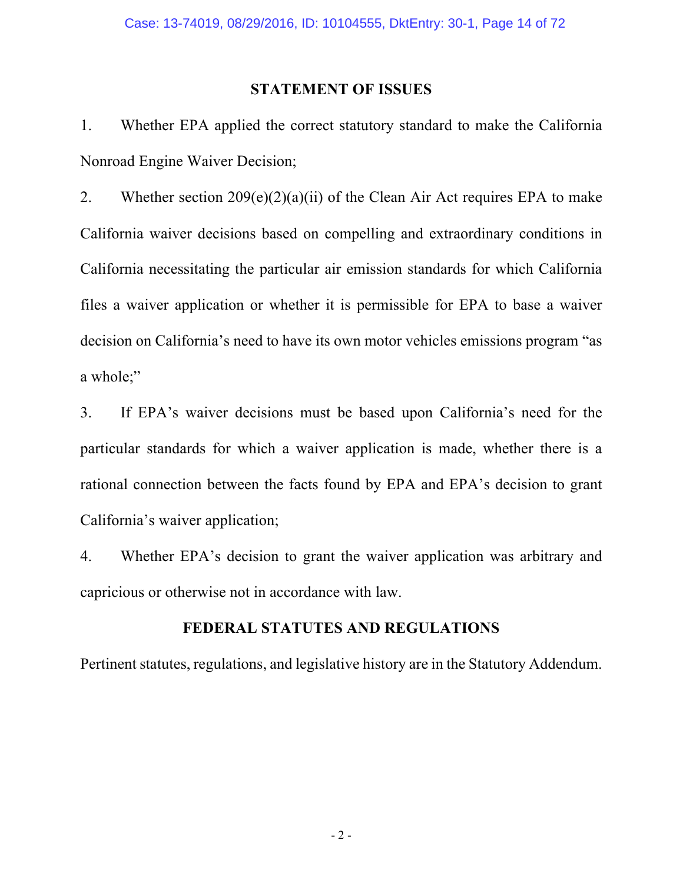## STATEMENT OF ISSUES

1. Whether EPA applied the correct statutory standard to make the California Nonroad Engine Waiver Decision;

2. Whether section 209(e)(2)(a)(ii) of the Clean Air Act requires EPA to make California waiver decisions based on compelling and extraordinary conditions in California necessitating the particular air emission standards for which California files a waiver application or whether it is permissible for EPA to base a waiver decision on California's need to have its own motor vehicles emissions program "as a whole;"

3. If EPA's waiver decisions must be based upon California's need for the particular standards for which a waiver application is made, whether there is a rational connection between the facts found by EPA and EPA's decision to grant California's waiver application;

4. Whether EPA's decision to grant the waiver application was arbitrary and capricious or otherwise not in accordance with law.

## FEDERAL STATUTES AND REGULATIONS

Pertinent statutes, regulations, and legislative history are in the Statutory Addendum.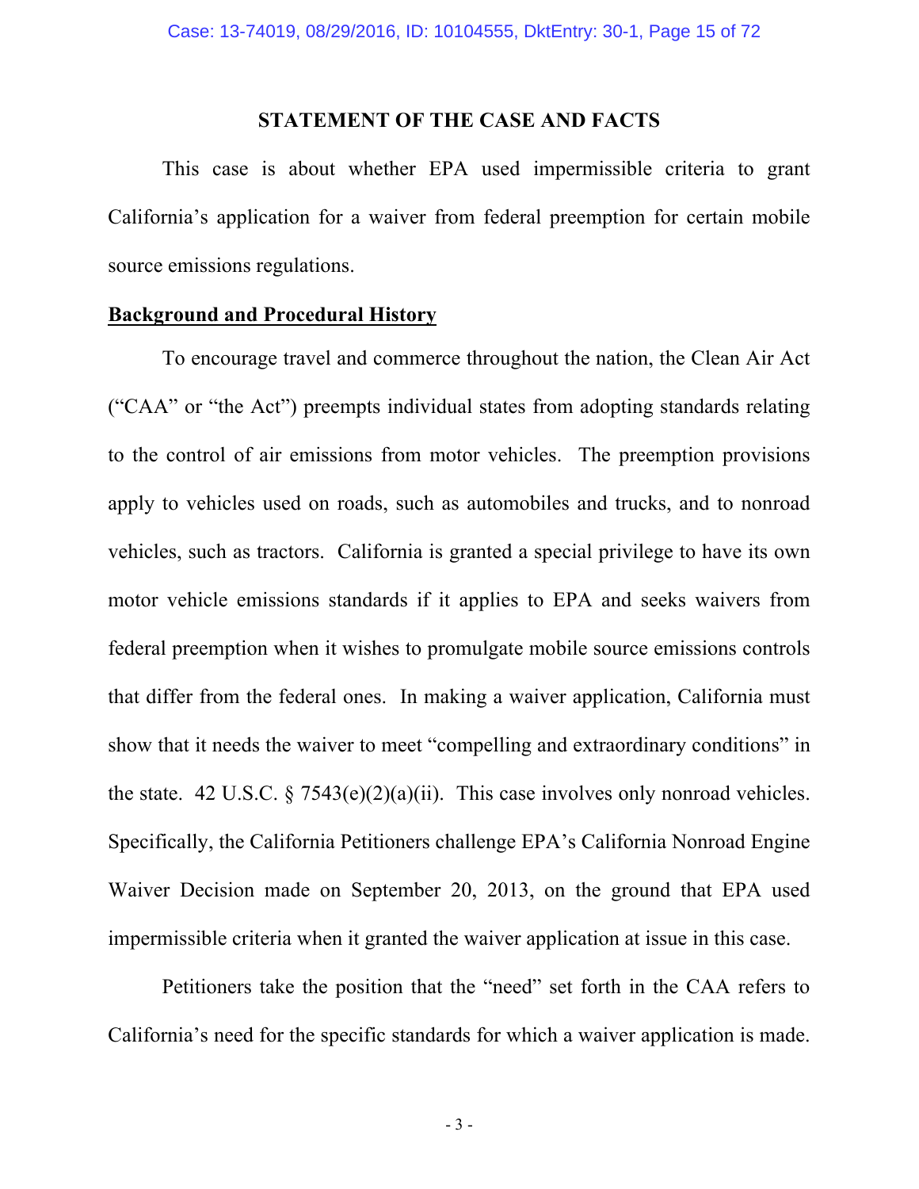## STATEMENT OF THE CASE AND FACTS

This case is about whether EPA used impermissible criteria to grant California's application for a waiver from federal preemption for certain mobile source emissions regulations.

**Background and Procedural History**

To encourage travel and commerce throughout the nation, the Clean Air Act ("CAA" or "the Act") preempts individual states from adopting standards relating to the control of air emissions from motor vehicles. The preemption provisions apply to vehicles used on roads, such as automobiles and trucks, and to nonroad vehicles, such as tractors. California is granted a special privilege to have its own motor vehicle emissions standards if it applies to EPA and seeks waivers from federal preemption when it wishes to promulgate mobile source emissions controls that differ from the federal ones. In making a waiver application, California must show that it needs the waiver to meet "compelling and extraordinary conditions" in the state. 42 U.S.C. § 7543(e)(2)(a)(ii). This case involves only nonroad vehicles. Specifically, the California Petitioners challenge EPA's California Nonroad Engine Waiver Decision made on September 20, 2013, on the ground that EPA used impermissible criteria when it granted the waiver application at issue in this case.

Petitioners take the position that the "need" set forth in the CAA refers to California's need for the specific standards for which a waiver application is made.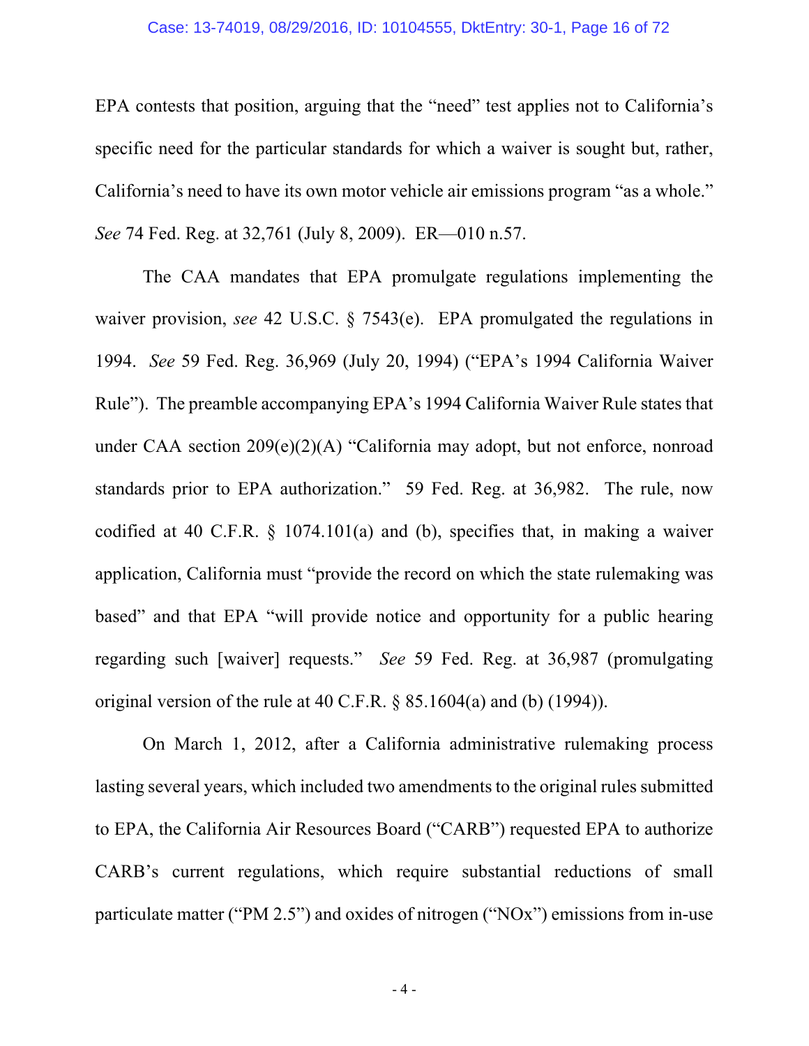EPA contests that position, arguing that the "need" test applies not to California's specific need for the particular standards for which a waiver is sought but, rather, California's need to have its own motor vehicle air emissions program "as a whole." *See* 74 Fed. Reg. at 32,761 (July 8, 2009). ER—010 n.57.

The CAA mandates that EPA promulgate regulations implementing the waiver provision, *see* 42 U.S.C. § 7543(e). EPA promulgated the regulations in 1994. *See* 59 Fed. Reg. 36,969 (July 20, 1994) ("EPA's 1994 California Waiver Rule"). The preamble accompanying EPA's 1994 California Waiver Rule states that under CAA section 209(e)(2)(A) "California may adopt, but not enforce, nonroad standards prior to EPA authorization." 59 Fed. Reg. at 36,982. The rule, now codified at 40 C.F.R. § 1074.101(a) and (b), specifies that, in making a waiver application, California must "provide the record on which the state rulemaking was based" and that EPA "will provide notice and opportunity for a public hearing regarding such [waiver] requests." *See* 59 Fed. Reg. at 36,987 (promulgating original version of the rule at 40 C.F.R. § 85.1604(a) and (b) (1994)).

On March 1, 2012, after a California administrative rulemaking process lasting several years, which included two amendments to the original rules submitted to EPA, the California Air Resources Board ("CARB") requested EPA to authorize CARB's current regulations, which require substantial reductions of small particulate matter ("PM 2.5") and oxides of nitrogen ("NOx") emissions from in-use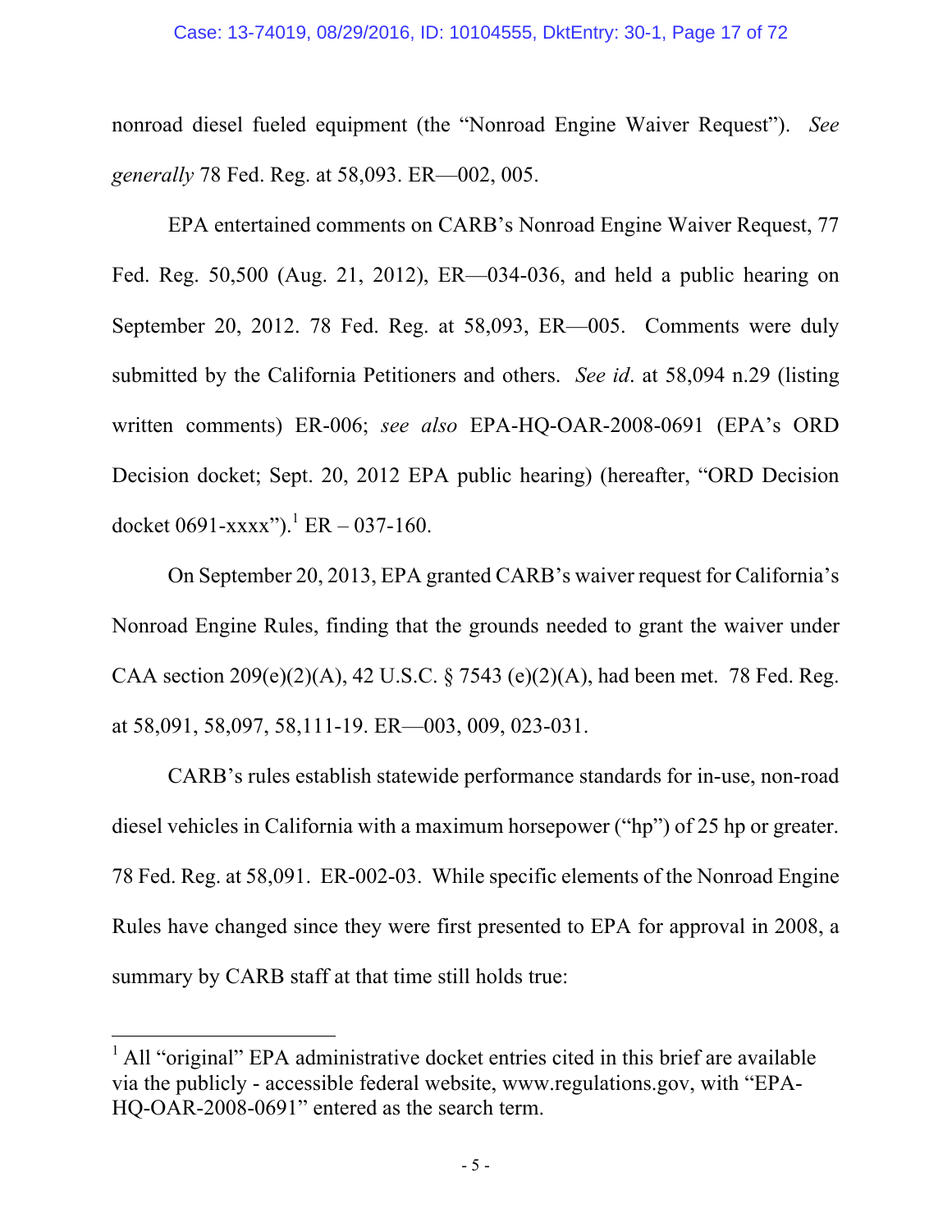nonroad diesel fueled equipment (the "Nonroad Engine Waiver Request"). *See generally* 78 Fed. Reg. at 58,093. ER—002, 005.

EPA entertained comments on CARB's Nonroad Engine Waiver Request, 77 Fed. Reg. 50,500 (Aug. 21, 2012), ER—034-036, and held a public hearing on September 20, 2012. 78 Fed. Reg. at 58,093, ER—005. Comments were duly submitted by the California Petitioners and others. *See id*. at 58,094 n.29 (listing written comments) ER-006; *see also* EPA-HQ-OAR-2008-0691 (EPA's ORD Decision docket; Sept. 20, 2012 EPA public hearing) (hereafter, "ORD Decision docket 0691-xxxx").[1] ER – 037-160.

On September 20, 2013, EPA granted CARB's waiver request for California's Nonroad Engine Rules, finding that the grounds needed to grant the waiver under CAA section 209(e)(2)(A), 42 U.S.C. § 7543 (e)(2)(A), had been met. 78 Fed. Reg. at 58,091, 58,097, 58,111-19. ER—003, 009, 023-031.

CARB's rules establish statewide performance standards for in-use, non-road diesel vehicles in California with a maximum horsepower ("hp") of 25 hp or greater. 78 Fed. Reg. at 58,091. ER-002-03. While specific elements of the Nonroad Engine Rules have changed since they were first presented to EPA for approval in 2008, a summary by CARB staff at that time still holds true:

---

[1] All "original" EPA administrative docket entries cited in this brief are available via the publicly - accessible federal website, www.regulations.gov, with "EPA-HQ-OAR-2008-0691" entered as the search term.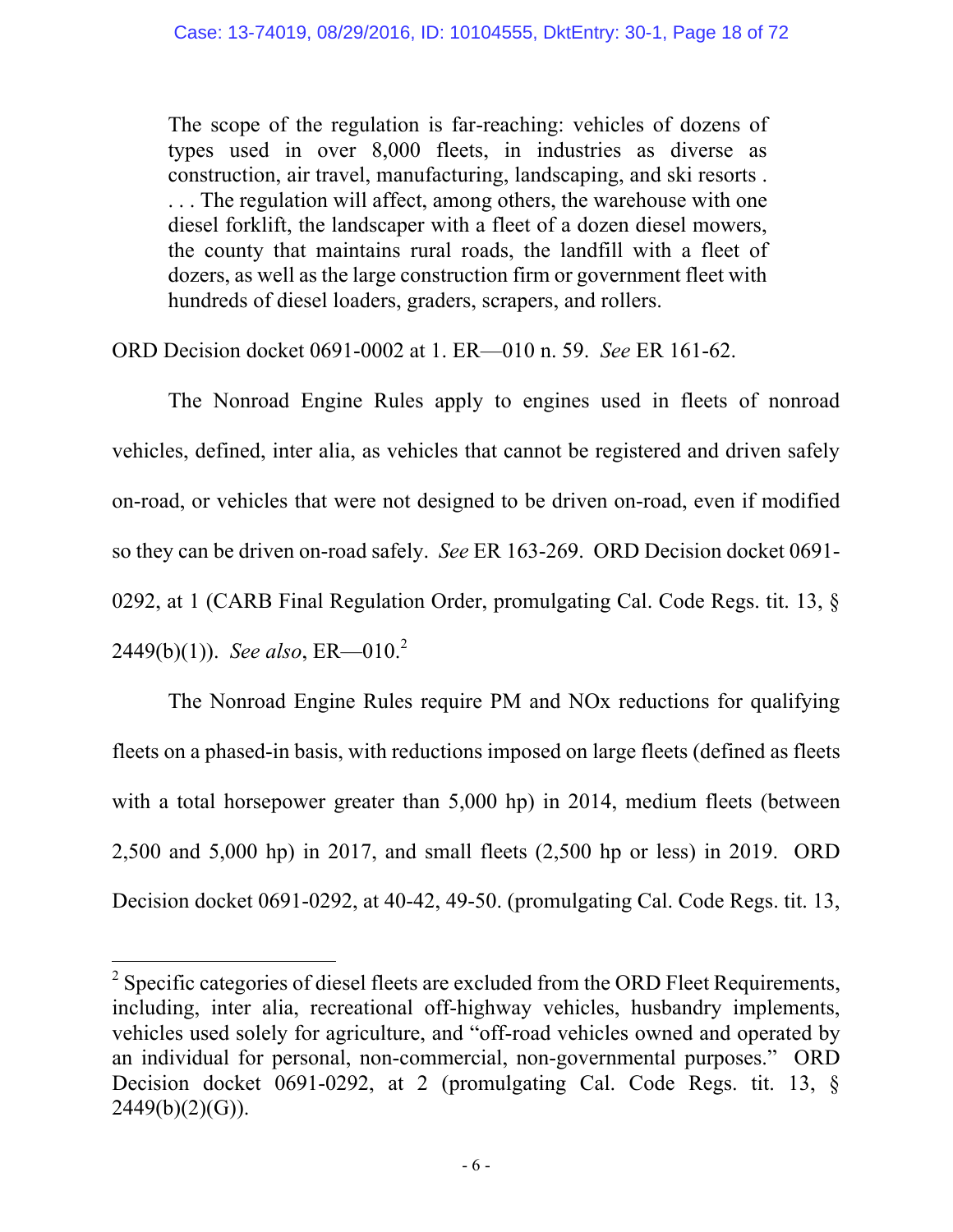> The scope of the regulation is far-reaching: vehicles of dozens of types used in over 8,000 fleets, in industries as diverse as construction, air travel, manufacturing, landscaping, and ski resorts . . . . The regulation will affect, among others, the warehouse with one diesel forklift, the landscaper with a fleet of a dozen diesel mowers, the county that maintains rural roads, the landfill with a fleet of dozers, as well as the large construction firm or government fleet with hundreds of diesel loaders, graders, scrapers, and rollers.

ORD Decision docket 0691-0002 at 1. ER—010 n. 59. *See* ER 161-62.

The Nonroad Engine Rules apply to engines used in fleets of nonroad vehicles, defined, inter alia, as vehicles that cannot be registered and driven safely on-road, or vehicles that were not designed to be driven on-road, even if modified so they can be driven on-road safely. *See* ER 163-269. ORD Decision docket 0691-0292, at 1 (CARB Final Regulation Order, promulgating Cal. Code Regs. tit. 13, § 2449(b)(1)). *See also*, ER—010.[2]

The Nonroad Engine Rules require PM and NOx reductions for qualifying fleets on a phased-in basis, with reductions imposed on large fleets (defined as fleets with a total horsepower greater than 5,000 hp) in 2014, medium fleets (between 2,500 and 5,000 hp) in 2017, and small fleets (2,500 hp or less) in 2019. ORD Decision docket 0691-0292, at 40-42, 49-50. (promulgating Cal. Code Regs. tit. 13,

---

[2] Specific categories of diesel fleets are excluded from the ORD Fleet Requirements, including, inter alia, recreational off-highway vehicles, husbandry implements, vehicles used solely for agriculture, and "off-road vehicles owned and operated by an individual for personal, non-commercial, non-governmental purposes." ORD Decision docket 0691-0292, at 2 (promulgating Cal. Code Regs. tit. 13, § 2449(b)(2)(G)).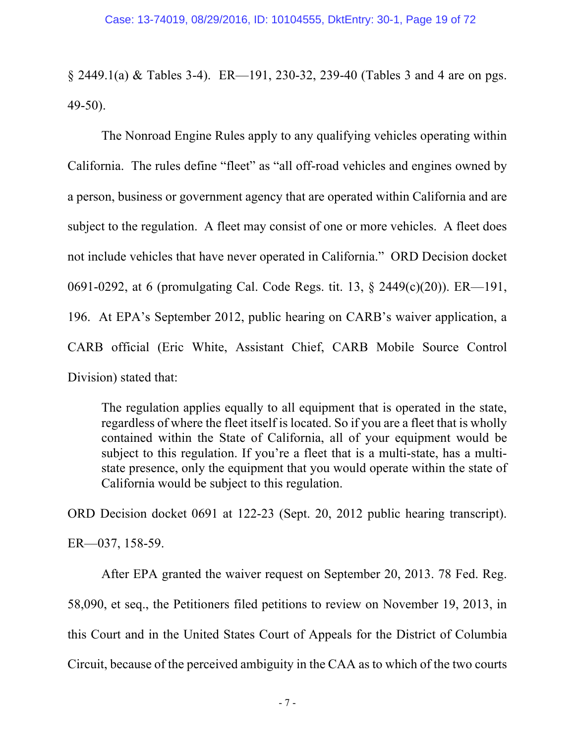§ 2449.1(a) & Tables 3-4). ER—191, 230-32, 239-40 (Tables 3 and 4 are on pgs. 49-50).

The Nonroad Engine Rules apply to any qualifying vehicles operating within California. The rules define "fleet" as "all off-road vehicles and engines owned by a person, business or government agency that are operated within California and are subject to the regulation. A fleet may consist of one or more vehicles. A fleet does not include vehicles that have never operated in California." ORD Decision docket 0691-0292, at 6 (promulgating Cal. Code Regs. tit. 13, § 2449(c)(20)). ER—191, 196. At EPA's September 2012, public hearing on CARB's waiver application, a CARB official (Eric White, Assistant Chief, CARB Mobile Source Control Division) stated that:

> The regulation applies equally to all equipment that is operated in the state, regardless of where the fleet itself is located. So if you are a fleet that is wholly contained within the State of California, all of your equipment would be subject to this regulation. If you're a fleet that is a multi-state, has a multi-state presence, only the equipment that you would operate within the state of California would be subject to this regulation.

ORD Decision docket 0691 at 122-23 (Sept. 20, 2012 public hearing transcript). ER—037, 158-59.

After EPA granted the waiver request on September 20, 2013. 78 Fed. Reg. 58,090, et seq., the Petitioners filed petitions to review on November 19, 2013, in this Court and in the United States Court of Appeals for the District of Columbia Circuit, because of the perceived ambiguity in the CAA as to which of the two courts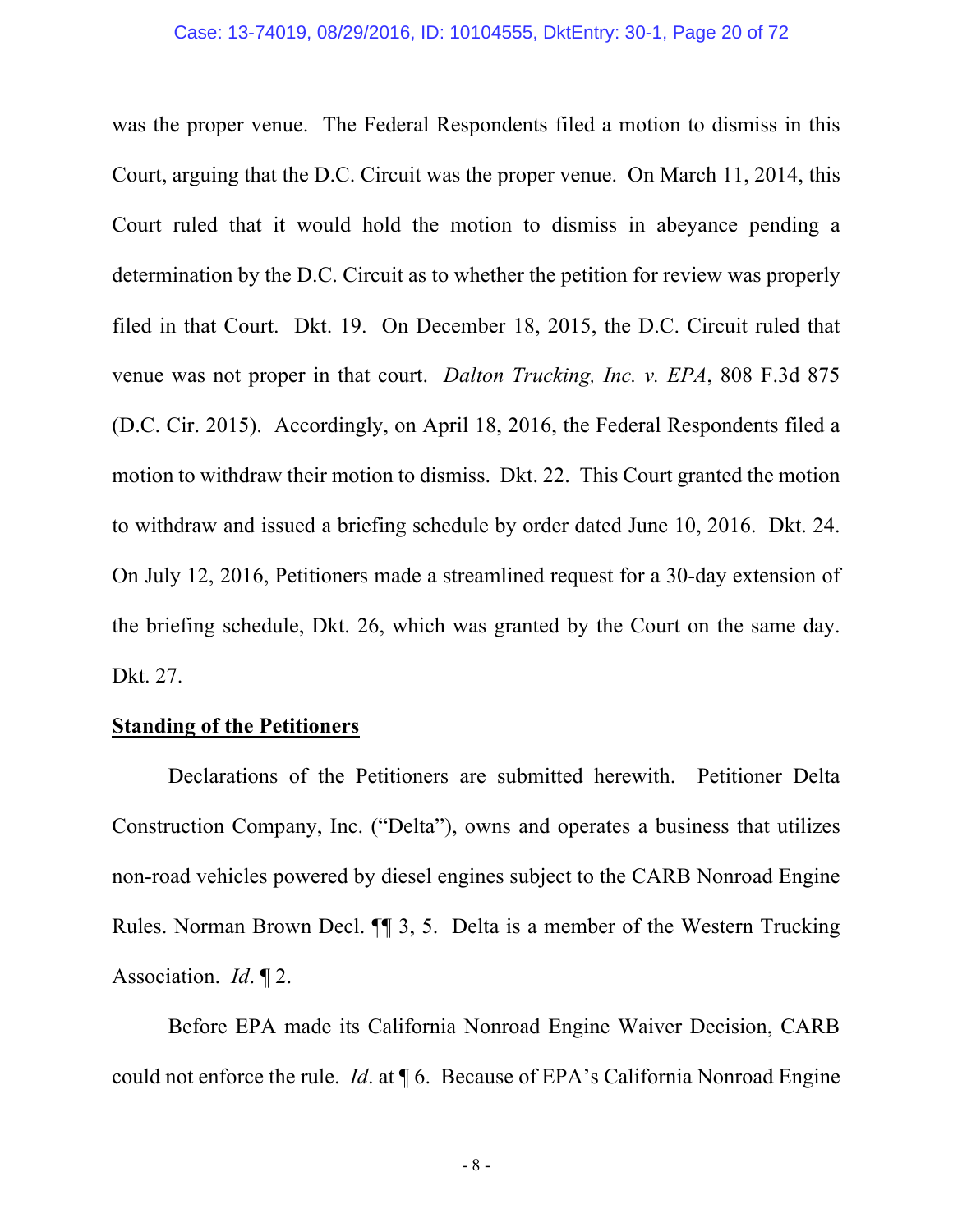was the proper venue. The Federal Respondents filed a motion to dismiss in this Court, arguing that the D.C. Circuit was the proper venue. On March 11, 2014, this Court ruled that it would hold the motion to dismiss in abeyance pending a determination by the D.C. Circuit as to whether the petition for review was properly filed in that Court. Dkt. 19. On December 18, 2015, the D.C. Circuit ruled that venue was not proper in that court. *Dalton Trucking, Inc. v. EPA*, 808 F.3d 875 (D.C. Cir. 2015). Accordingly, on April 18, 2016, the Federal Respondents filed a motion to withdraw their motion to dismiss. Dkt. 22. This Court granted the motion to withdraw and issued a briefing schedule by order dated June 10, 2016. Dkt. 24. On July 12, 2016, Petitioners made a streamlined request for a 30-day extension of the briefing schedule, Dkt. 26, which was granted by the Court on the same day. Dkt. 27.

**Standing of the Petitioners**

Declarations of the Petitioners are submitted herewith. Petitioner Delta Construction Company, Inc. ("Delta"), owns and operates a business that utilizes non-road vehicles powered by diesel engines subject to the CARB Nonroad Engine Rules. Norman Brown Decl. ¶¶ 3, 5. Delta is a member of the Western Trucking Association. *Id*. ¶ 2.

Before EPA made its California Nonroad Engine Waiver Decision, CARB could not enforce the rule. *Id*. at ¶ 6. Because of EPA's California Nonroad Engine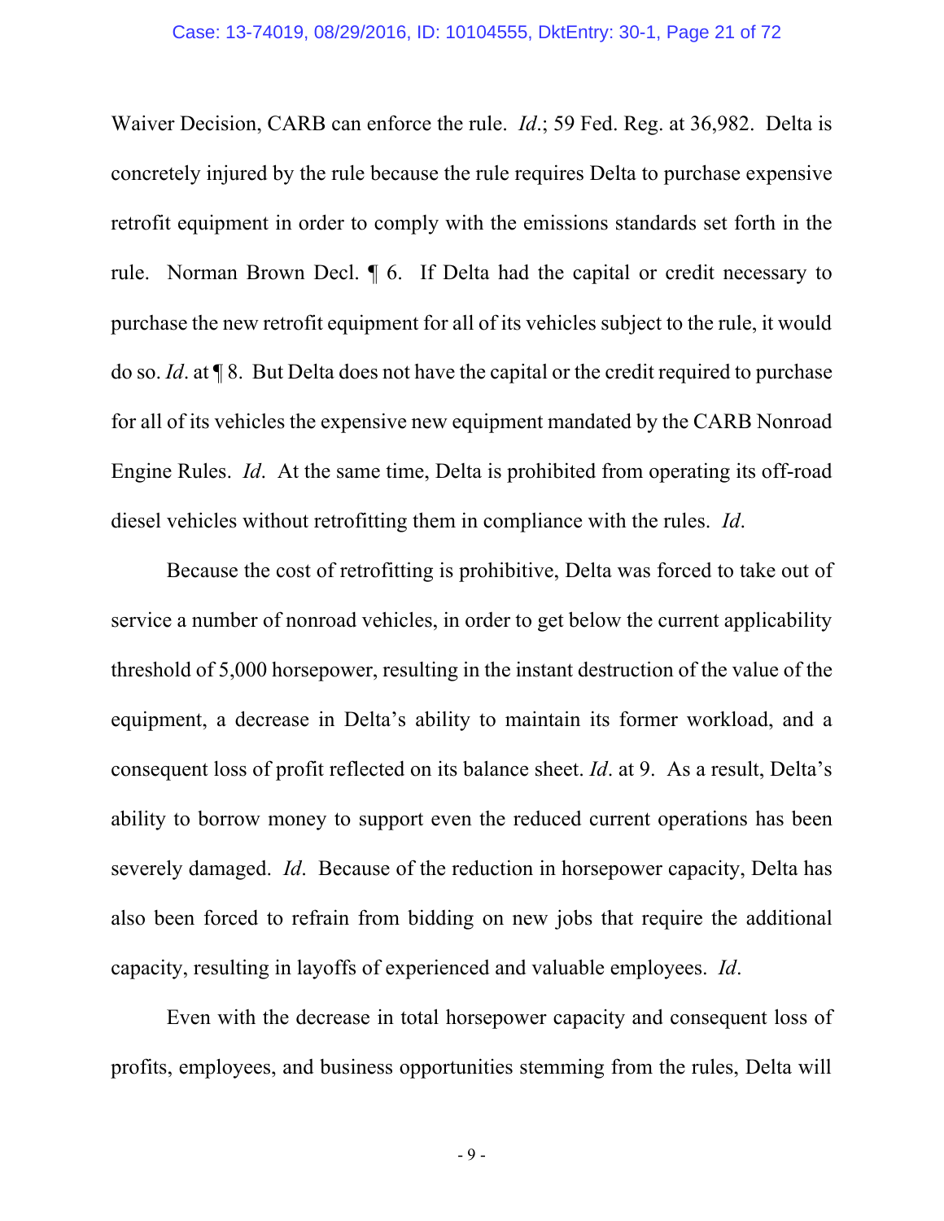Waiver Decision, CARB can enforce the rule. *Id*.; 59 Fed. Reg. at 36,982. Delta is concretely injured by the rule because the rule requires Delta to purchase expensive retrofit equipment in order to comply with the emissions standards set forth in the rule. Norman Brown Decl. ¶ 6. If Delta had the capital or credit necessary to purchase the new retrofit equipment for all of its vehicles subject to the rule, it would do so. *Id*. at ¶ 8. But Delta does not have the capital or the credit required to purchase for all of its vehicles the expensive new equipment mandated by the CARB Nonroad Engine Rules. *Id*. At the same time, Delta is prohibited from operating its off-road diesel vehicles without retrofitting them in compliance with the rules. *Id*.

Because the cost of retrofitting is prohibitive, Delta was forced to take out of service a number of nonroad vehicles, in order to get below the current applicability threshold of 5,000 horsepower, resulting in the instant destruction of the value of the equipment, a decrease in Delta's ability to maintain its former workload, and a consequent loss of profit reflected on its balance sheet. *Id*. at 9. As a result, Delta's ability to borrow money to support even the reduced current operations has been severely damaged. *Id*. Because of the reduction in horsepower capacity, Delta has also been forced to refrain from bidding on new jobs that require the additional capacity, resulting in layoffs of experienced and valuable employees. *Id*.

Even with the decrease in total horsepower capacity and consequent loss of profits, employees, and business opportunities stemming from the rules, Delta will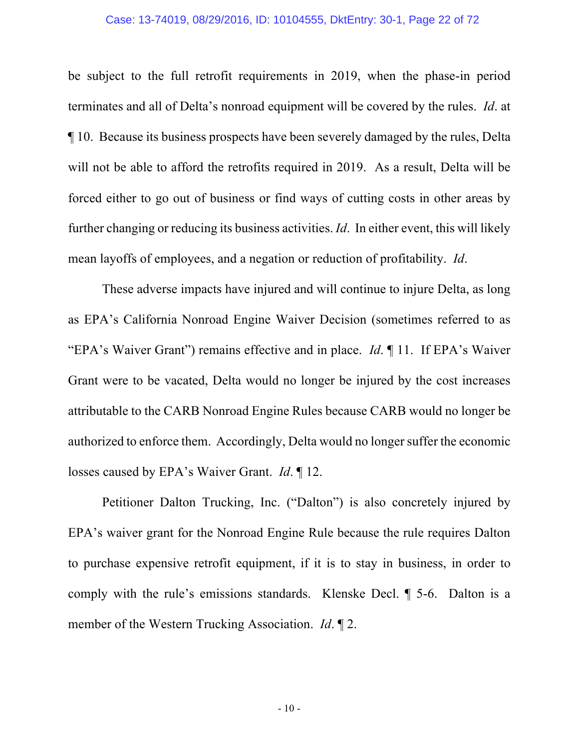be subject to the full retrofit requirements in 2019, when the phase-in period terminates and all of Delta's nonroad equipment will be covered by the rules. *Id*. at ¶ 10. Because its business prospects have been severely damaged by the rules, Delta will not be able to afford the retrofits required in 2019. As a result, Delta will be forced either to go out of business or find ways of cutting costs in other areas by further changing or reducing its business activities. *Id*. In either event, this will likely mean layoffs of employees, and a negation or reduction of profitability. *Id*.

These adverse impacts have injured and will continue to injure Delta, as long as EPA's California Nonroad Engine Waiver Decision (sometimes referred to as "EPA's Waiver Grant") remains effective and in place. *Id*. ¶ 11. If EPA's Waiver Grant were to be vacated, Delta would no longer be injured by the cost increases attributable to the CARB Nonroad Engine Rules because CARB would no longer be authorized to enforce them. Accordingly, Delta would no longer suffer the economic losses caused by EPA's Waiver Grant. *Id*. ¶ 12.

Petitioner Dalton Trucking, Inc. ("Dalton") is also concretely injured by EPA's waiver grant for the Nonroad Engine Rule because the rule requires Dalton to purchase expensive retrofit equipment, if it is to stay in business, in order to comply with the rule's emissions standards. Klenske Decl. ¶ 5-6. Dalton is a member of the Western Trucking Association. *Id*. ¶ 2.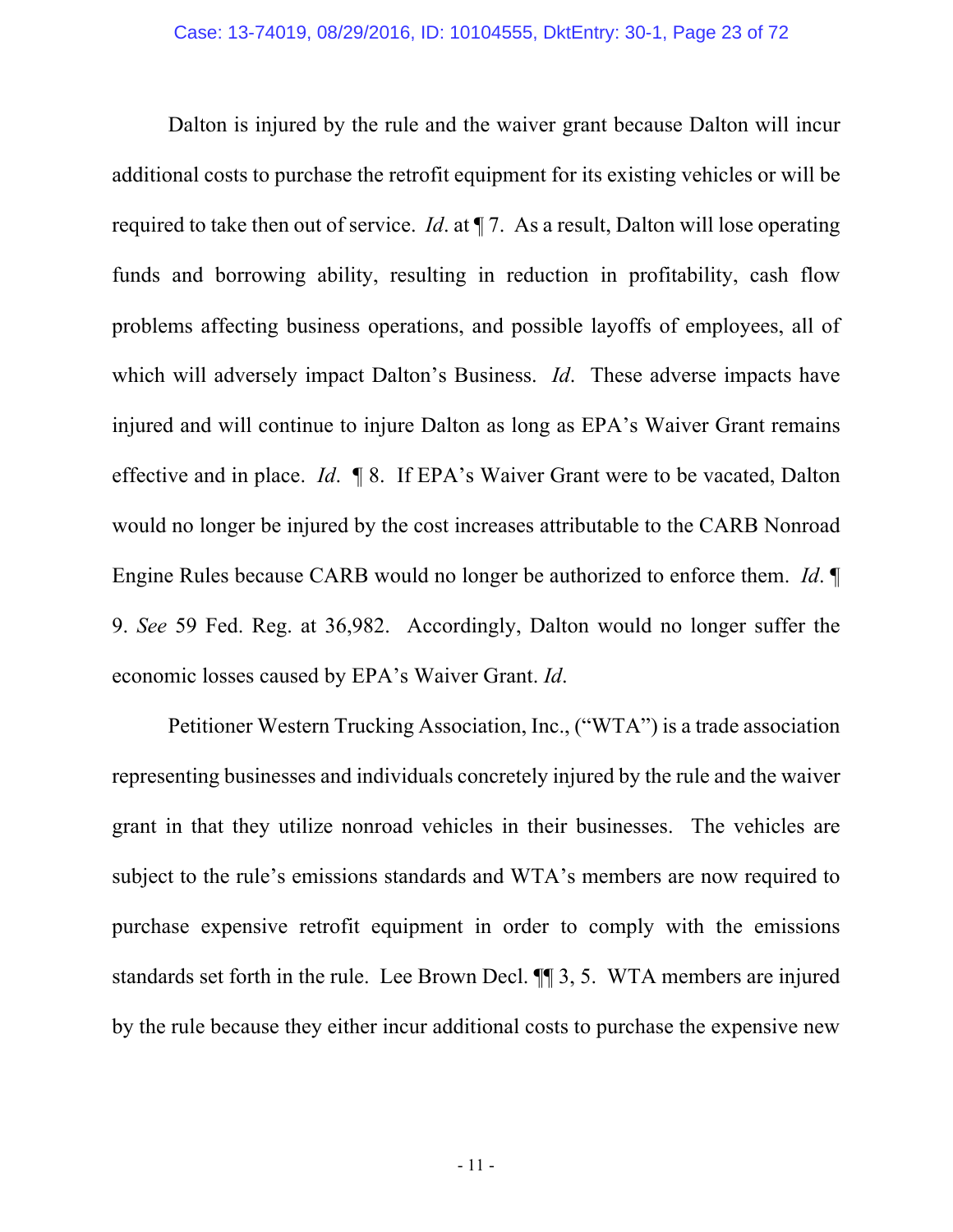Dalton is injured by the rule and the waiver grant because Dalton will incur additional costs to purchase the retrofit equipment for its existing vehicles or will be required to take then out of service. *Id*. at ¶ 7. As a result, Dalton will lose operating funds and borrowing ability, resulting in reduction in profitability, cash flow problems affecting business operations, and possible layoffs of employees, all of which will adversely impact Dalton's Business. *Id*. These adverse impacts have injured and will continue to injure Dalton as long as EPA's Waiver Grant remains effective and in place. *Id*. ¶ 8. If EPA's Waiver Grant were to be vacated, Dalton would no longer be injured by the cost increases attributable to the CARB Nonroad Engine Rules because CARB would no longer be authorized to enforce them. *Id*. ¶ 9. *See* 59 Fed. Reg. at 36,982. Accordingly, Dalton would no longer suffer the economic losses caused by EPA's Waiver Grant. *Id*.

Petitioner Western Trucking Association, Inc., ("WTA") is a trade association representing businesses and individuals concretely injured by the rule and the waiver grant in that they utilize nonroad vehicles in their businesses. The vehicles are subject to the rule's emissions standards and WTA's members are now required to purchase expensive retrofit equipment in order to comply with the emissions standards set forth in the rule. Lee Brown Decl. ¶¶ 3, 5. WTA members are injured by the rule because they either incur additional costs to purchase the expensive new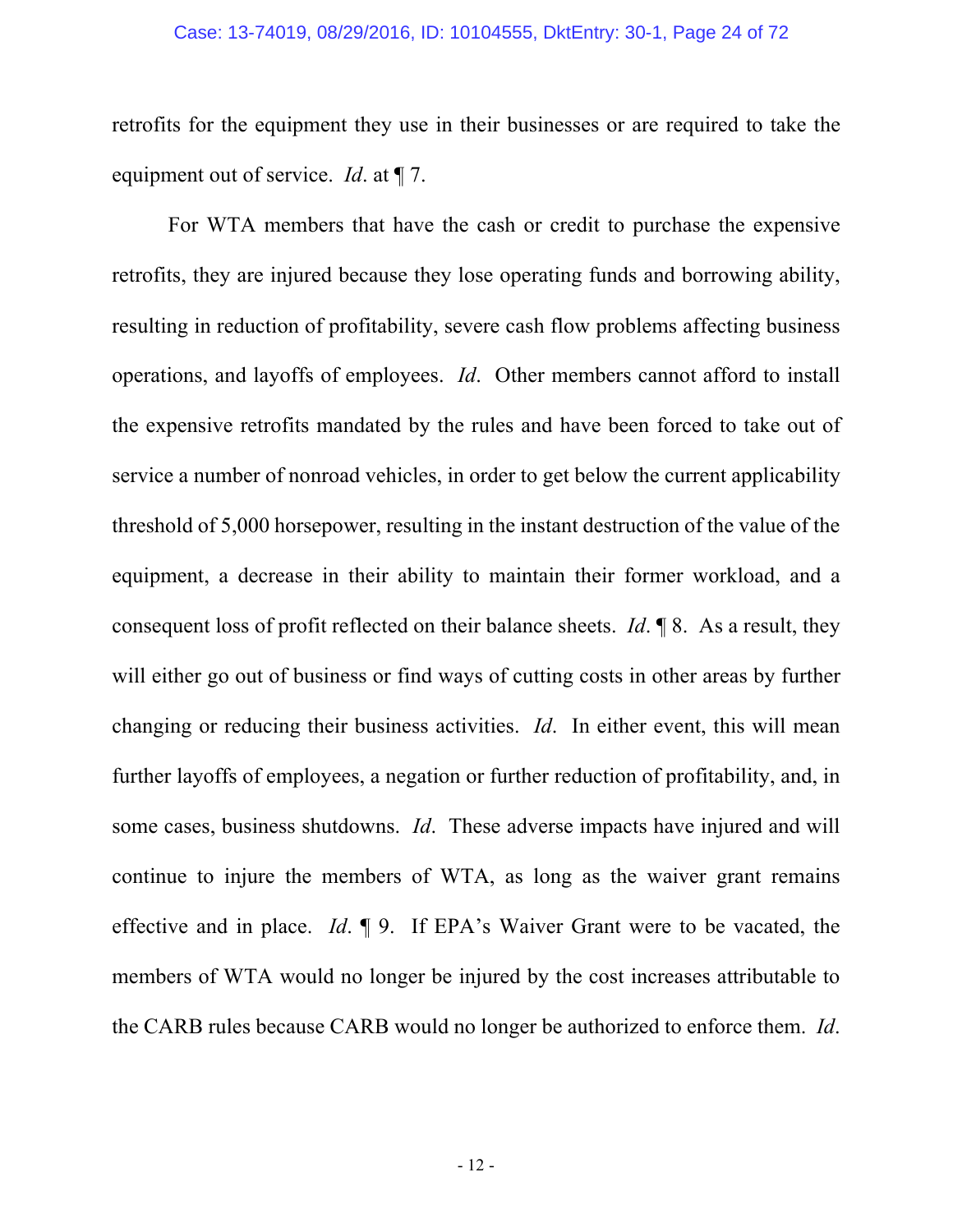retrofits for the equipment they use in their businesses or are required to take the equipment out of service. *Id*. at ¶ 7.

For WTA members that have the cash or credit to purchase the expensive retrofits, they are injured because they lose operating funds and borrowing ability, resulting in reduction of profitability, severe cash flow problems affecting business operations, and layoffs of employees. *Id*. Other members cannot afford to install the expensive retrofits mandated by the rules and have been forced to take out of service a number of nonroad vehicles, in order to get below the current applicability threshold of 5,000 horsepower, resulting in the instant destruction of the value of the equipment, a decrease in their ability to maintain their former workload, and a consequent loss of profit reflected on their balance sheets. *Id*. ¶ 8. As a result, they will either go out of business or find ways of cutting costs in other areas by further changing or reducing their business activities. *Id*. In either event, this will mean further layoffs of employees, a negation or further reduction of profitability, and, in some cases, business shutdowns. *Id*. These adverse impacts have injured and will continue to injure the members of WTA, as long as the waiver grant remains effective and in place. *Id*. ¶ 9. If EPA's Waiver Grant were to be vacated, the members of WTA would no longer be injured by the cost increases attributable to the CARB rules because CARB would no longer be authorized to enforce them. *Id*.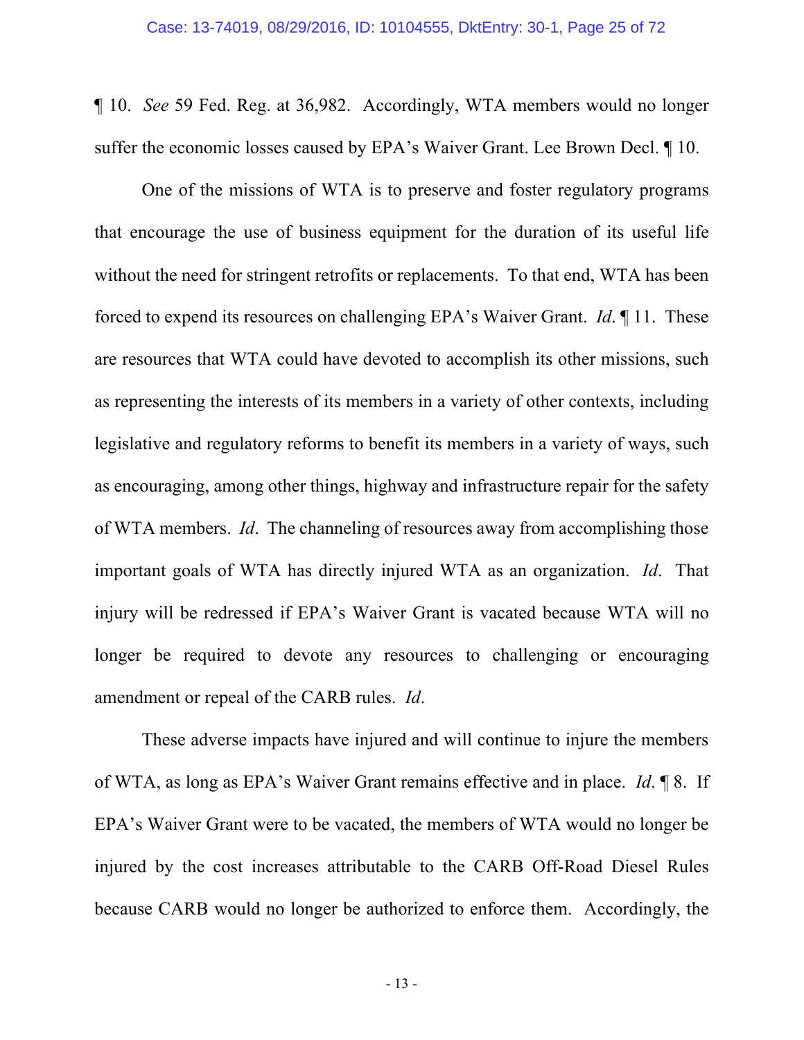¶ 10. *See* 59 Fed. Reg. at 36,982. Accordingly, WTA members would no longer suffer the economic losses caused by EPA's Waiver Grant. Lee Brown Decl. ¶ 10.

One of the missions of WTA is to preserve and foster regulatory programs that encourage the use of business equipment for the duration of its useful life without the need for stringent retrofits or replacements. To that end, WTA has been forced to expend its resources on challenging EPA's Waiver Grant. *Id*. ¶ 11. These are resources that WTA could have devoted to accomplish its other missions, such as representing the interests of its members in a variety of other contexts, including legislative and regulatory reforms to benefit its members in a variety of ways, such as encouraging, among other things, highway and infrastructure repair for the safety of WTA members. *Id*. The channeling of resources away from accomplishing those important goals of WTA has directly injured WTA as an organization. *Id*. That injury will be redressed if EPA's Waiver Grant is vacated because WTA will no longer be required to devote any resources to challenging or encouraging amendment or repeal of the CARB rules. *Id*.

These adverse impacts have injured and will continue to injure the members of WTA, as long as EPA's Waiver Grant remains effective and in place. *Id*. ¶ 8. If EPA's Waiver Grant were to be vacated, the members of WTA would no longer be injured by the cost increases attributable to the CARB Off-Road Diesel Rules because CARB would no longer be authorized to enforce them. Accordingly, the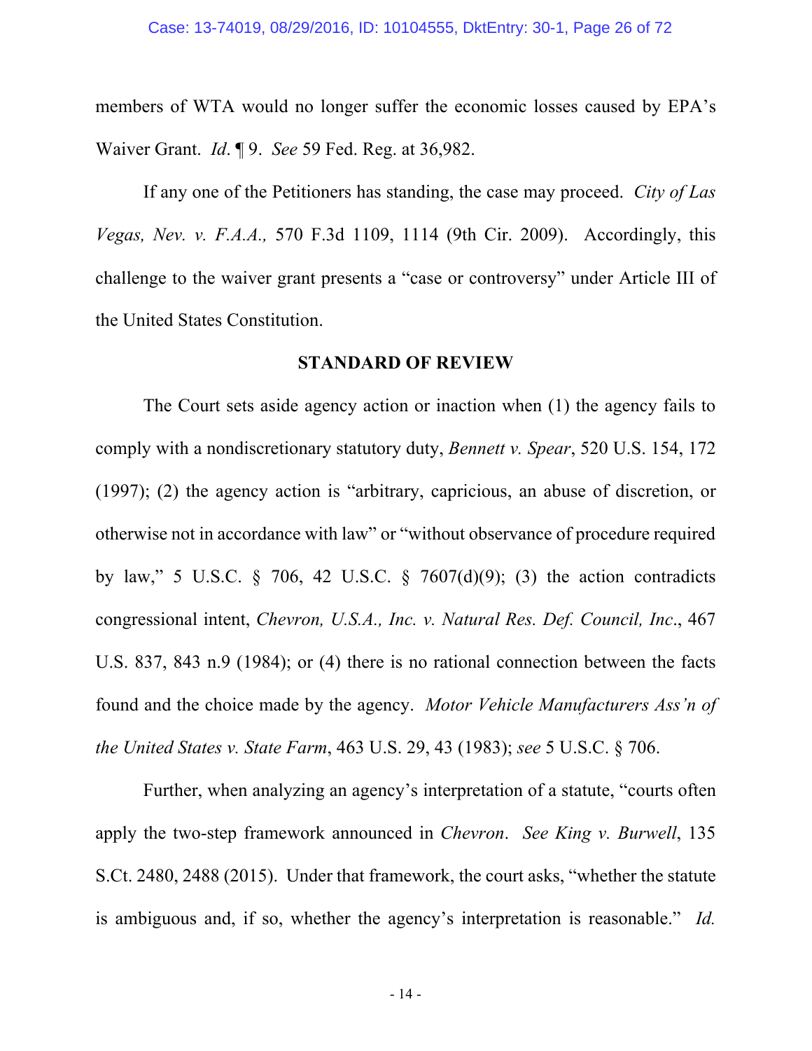members of WTA would no longer suffer the economic losses caused by EPA's Waiver Grant. *Id*. ¶ 9. *See* 59 Fed. Reg. at 36,982.

If any one of the Petitioners has standing, the case may proceed. *City of Las Vegas, Nev. v. F.A.A.,* 570 F.3d 1109, 1114 (9th Cir. 2009). Accordingly, this challenge to the waiver grant presents a "case or controversy" under Article III of the United States Constitution.

## STANDARD OF REVIEW

The Court sets aside agency action or inaction when (1) the agency fails to comply with a nondiscretionary statutory duty, *Bennett v. Spear*, 520 U.S. 154, 172 (1997); (2) the agency action is "arbitrary, capricious, an abuse of discretion, or otherwise not in accordance with law" or "without observance of procedure required by law," 5 U.S.C. § 706, 42 U.S.C. § 7607(d)(9); (3) the action contradicts congressional intent, *Chevron, U.S.A., Inc. v. Natural Res. Def. Council, Inc*., 467 U.S. 837, 843 n.9 (1984); or (4) there is no rational connection between the facts found and the choice made by the agency. *Motor Vehicle Manufacturers Ass'n of the United States v. State Farm*, 463 U.S. 29, 43 (1983); *see* 5 U.S.C. § 706.

Further, when analyzing an agency's interpretation of a statute, "courts often apply the two-step framework announced in *Chevron*. *See King v. Burwell*, 135 S.Ct. 2480, 2488 (2015). Under that framework, the court asks, "whether the statute is ambiguous and, if so, whether the agency's interpretation is reasonable." *Id.*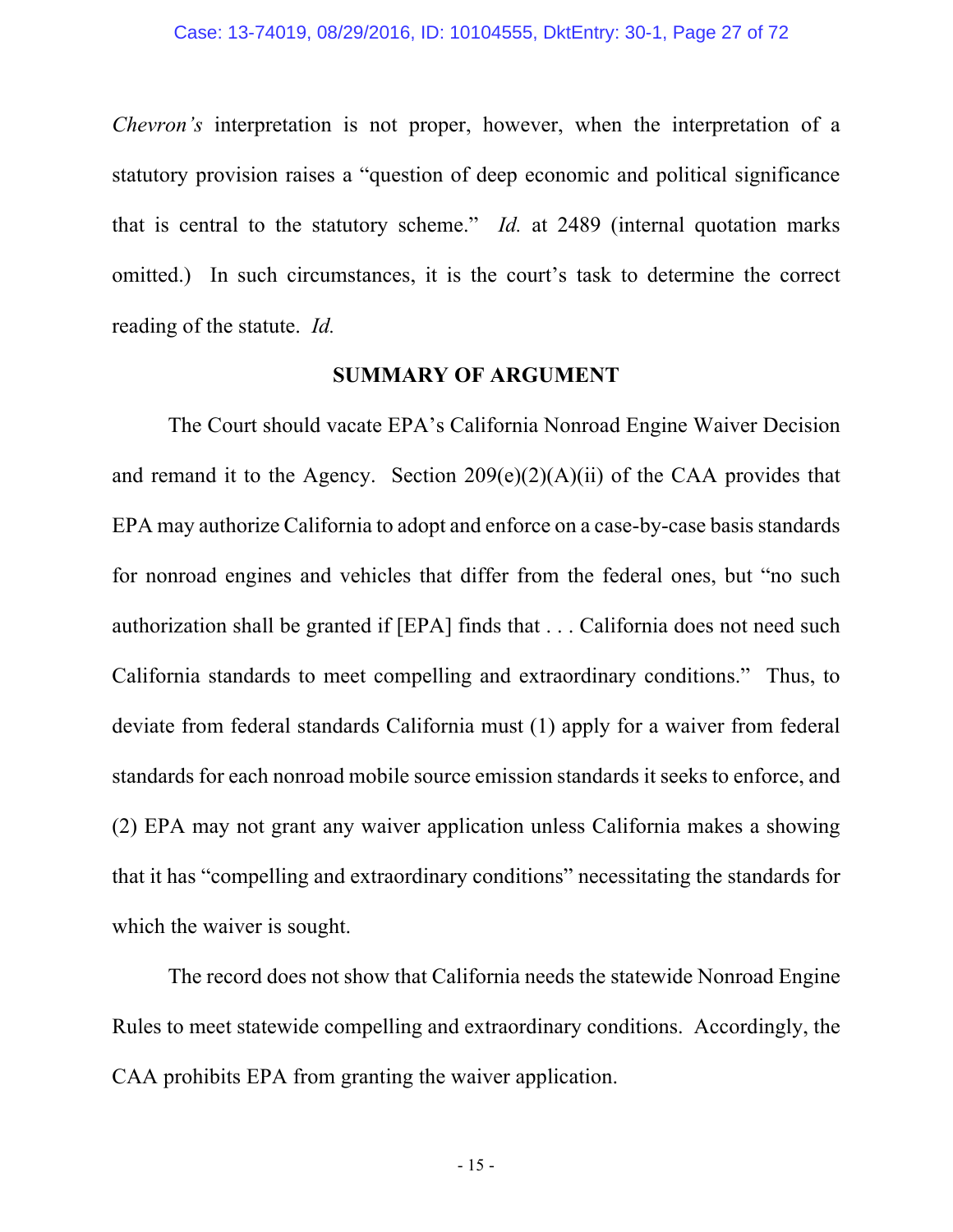*Chevron's* interpretation is not proper, however, when the interpretation of a statutory provision raises a "question of deep economic and political significance that is central to the statutory scheme." *Id.* at 2489 (internal quotation marks omitted.) In such circumstances, it is the court's task to determine the correct reading of the statute. *Id.*

## SUMMARY OF ARGUMENT

The Court should vacate EPA's California Nonroad Engine Waiver Decision and remand it to the Agency. Section 209(e)(2)(A)(ii) of the CAA provides that EPA may authorize California to adopt and enforce on a case-by-case basis standards for nonroad engines and vehicles that differ from the federal ones, but "no such authorization shall be granted if [EPA] finds that . . . California does not need such California standards to meet compelling and extraordinary conditions." Thus, to deviate from federal standards California must (1) apply for a waiver from federal standards for each nonroad mobile source emission standards it seeks to enforce, and (2) EPA may not grant any waiver application unless California makes a showing that it has "compelling and extraordinary conditions" necessitating the standards for which the waiver is sought.

The record does not show that California needs the statewide Nonroad Engine Rules to meet statewide compelling and extraordinary conditions. Accordingly, the CAA prohibits EPA from granting the waiver application.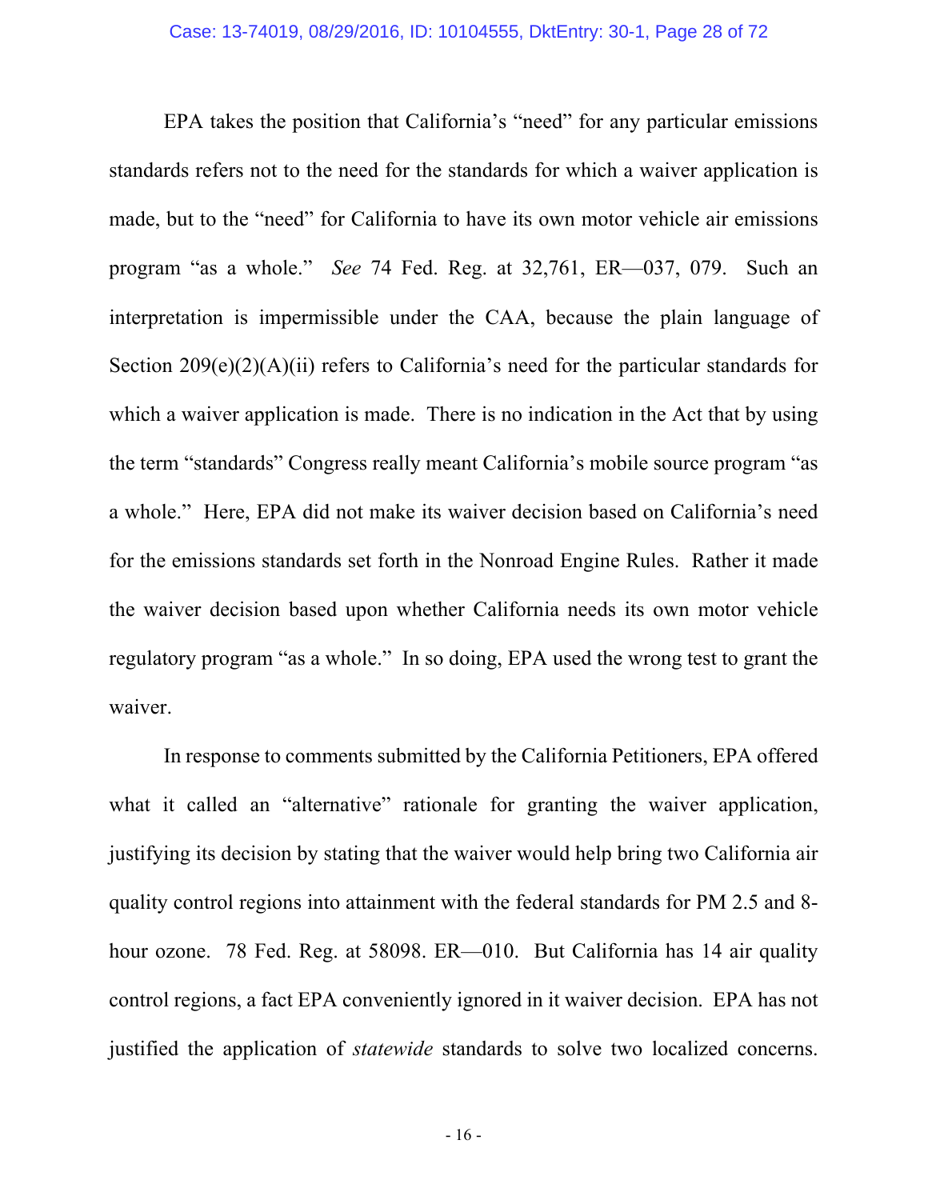EPA takes the position that California's "need" for any particular emissions standards refers not to the need for the standards for which a waiver application is made, but to the "need" for California to have its own motor vehicle air emissions program "as a whole." *See* 74 Fed. Reg. at 32,761, ER—037, 079. Such an interpretation is impermissible under the CAA, because the plain language of Section 209(e)(2)(A)(ii) refers to California's need for the particular standards for which a waiver application is made. There is no indication in the Act that by using the term "standards" Congress really meant California's mobile source program "as a whole." Here, EPA did not make its waiver decision based on California's need for the emissions standards set forth in the Nonroad Engine Rules. Rather it made the waiver decision based upon whether California needs its own motor vehicle regulatory program "as a whole." In so doing, EPA used the wrong test to grant the waiver.

In response to comments submitted by the California Petitioners, EPA offered what it called an "alternative" rationale for granting the waiver application, justifying its decision by stating that the waiver would help bring two California air quality control regions into attainment with the federal standards for PM 2.5 and 8-hour ozone. 78 Fed. Reg. at 58098. ER—010. But California has 14 air quality control regions, a fact EPA conveniently ignored in it waiver decision. EPA has not justified the application of *statewide* standards to solve two localized concerns.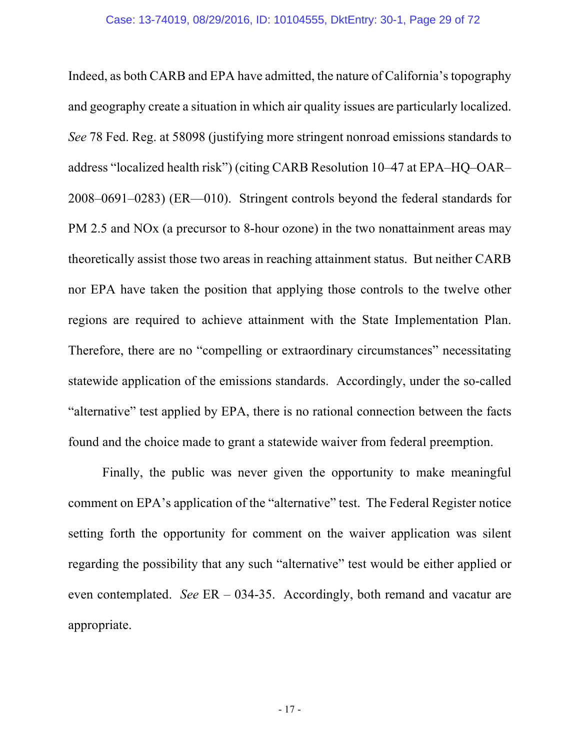Indeed, as both CARB and EPA have admitted, the nature of California's topography and geography create a situation in which air quality issues are particularly localized. *See* 78 Fed. Reg. at 58098 (justifying more stringent nonroad emissions standards to address "localized health risk") (citing CARB Resolution 10–47 at EPA–HQ–OAR–2008–0691–0283) (ER—010). Stringent controls beyond the federal standards for PM 2.5 and NOx (a precursor to 8-hour ozone) in the two nonattainment areas may theoretically assist those two areas in reaching attainment status. But neither CARB nor EPA have taken the position that applying those controls to the twelve other regions are required to achieve attainment with the State Implementation Plan. Therefore, there are no "compelling or extraordinary circumstances" necessitating statewide application of the emissions standards. Accordingly, under the so-called "alternative" test applied by EPA, there is no rational connection between the facts found and the choice made to grant a statewide waiver from federal preemption.

Finally, the public was never given the opportunity to make meaningful comment on EPA's application of the "alternative" test. The Federal Register notice setting forth the opportunity for comment on the waiver application was silent regarding the possibility that any such "alternative" test would be either applied or even contemplated. *See* ER – 034-35. Accordingly, both remand and vacatur are appropriate.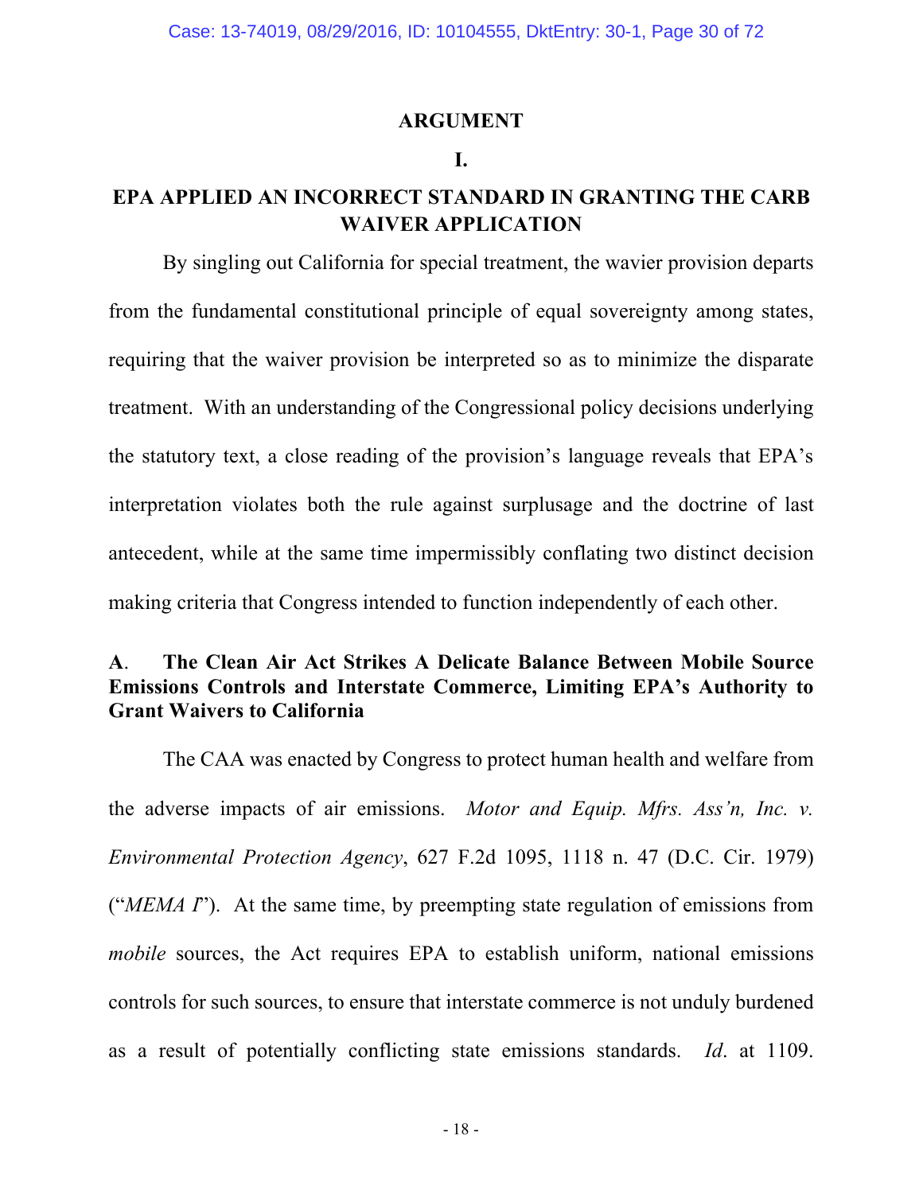## ARGUMENT

### I.

### EPA APPLIED AN INCORRECT STANDARD IN GRANTING THE CARB WAIVER APPLICATION

By singling out California for special treatment, the wavier provision departs from the fundamental constitutional principle of equal sovereignty among states, requiring that the waiver provision be interpreted so as to minimize the disparate treatment. With an understanding of the Congressional policy decisions underlying the statutory text, a close reading of the provision's language reveals that EPA's interpretation violates both the rule against surplusage and the doctrine of last antecedent, while at the same time impermissibly conflating two distinct decision making criteria that Congress intended to function independently of each other.

**A. The Clean Air Act Strikes A Delicate Balance Between Mobile Source Emissions Controls and Interstate Commerce, Limiting EPA's Authority to Grant Waivers to California**

The CAA was enacted by Congress to protect human health and welfare from the adverse impacts of air emissions. *Motor and Equip. Mfrs. Ass'n, Inc. v. Environmental Protection Agency*, 627 F.2d 1095, 1118 n. 47 (D.C. Cir. 1979) ("*MEMA I*"). At the same time, by preempting state regulation of emissions from *mobile* sources, the Act requires EPA to establish uniform, national emissions controls for such sources, to ensure that interstate commerce is not unduly burdened as a result of potentially conflicting state emissions standards. *Id*. at 1109.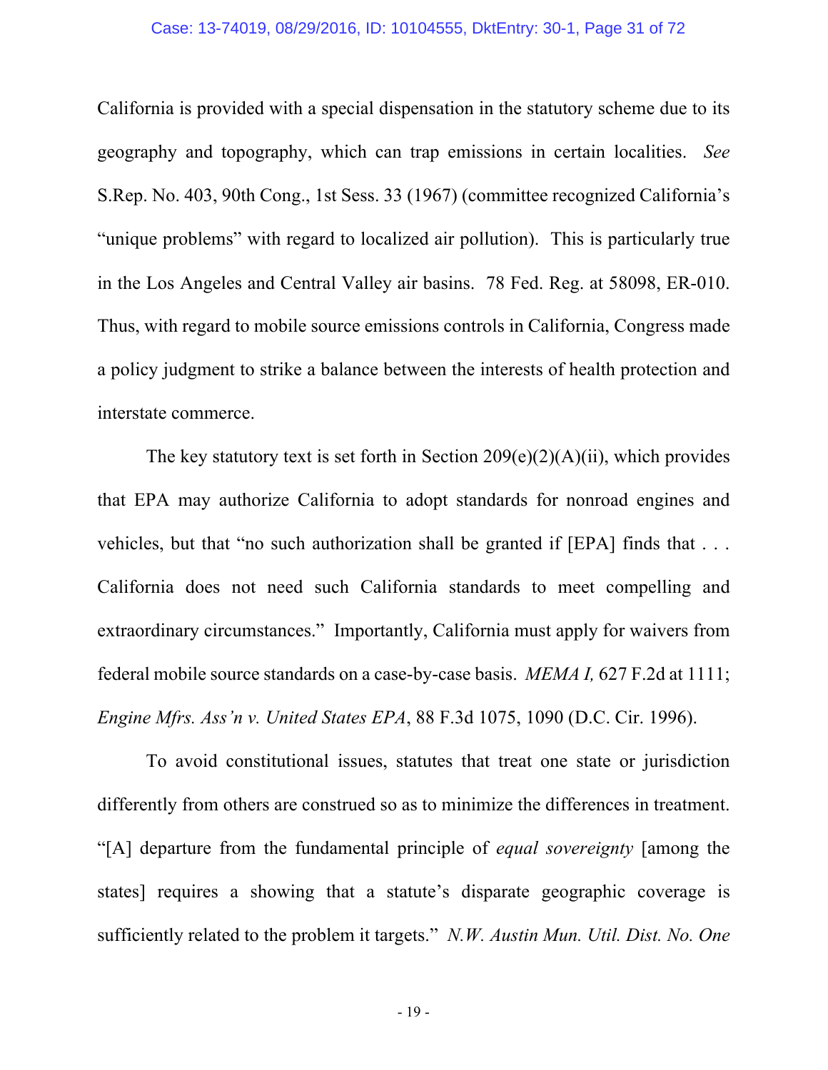California is provided with a special dispensation in the statutory scheme due to its geography and topography, which can trap emissions in certain localities. *See* S.Rep. No. 403, 90th Cong., 1st Sess. 33 (1967) (committee recognized California's "unique problems" with regard to localized air pollution). This is particularly true in the Los Angeles and Central Valley air basins. 78 Fed. Reg. at 58098, ER-010. Thus, with regard to mobile source emissions controls in California, Congress made a policy judgment to strike a balance between the interests of health protection and interstate commerce.

The key statutory text is set forth in Section 209(e)(2)(A)(ii), which provides that EPA may authorize California to adopt standards for nonroad engines and vehicles, but that "no such authorization shall be granted if [EPA] finds that . . . California does not need such California standards to meet compelling and extraordinary circumstances." Importantly, California must apply for waivers from federal mobile source standards on a case-by-case basis. *MEMA I,* 627 F.2d at 1111; *Engine Mfrs. Ass'n v. United States EPA*, 88 F.3d 1075, 1090 (D.C. Cir. 1996).

To avoid constitutional issues, statutes that treat one state or jurisdiction differently from others are construed so as to minimize the differences in treatment. "[A] departure from the fundamental principle of *equal sovereignty* [among the states] requires a showing that a statute's disparate geographic coverage is sufficiently related to the problem it targets." *N.W. Austin Mun. Util. Dist. No. One*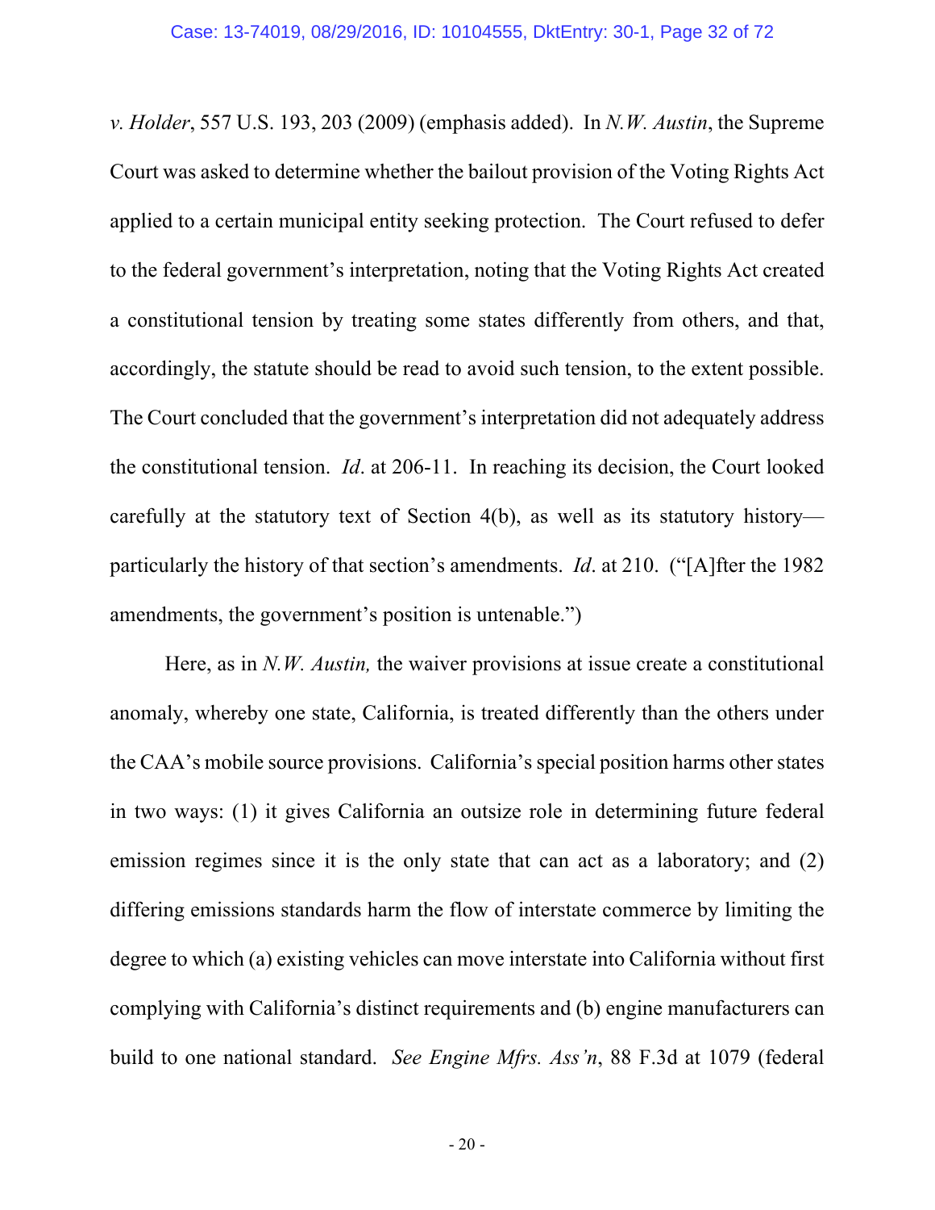*v. Holder*, 557 U.S. 193, 203 (2009) (emphasis added). In *N.W. Austin*, the Supreme Court was asked to determine whether the bailout provision of the Voting Rights Act applied to a certain municipal entity seeking protection. The Court refused to defer to the federal government's interpretation, noting that the Voting Rights Act created a constitutional tension by treating some states differently from others, and that, accordingly, the statute should be read to avoid such tension, to the extent possible. The Court concluded that the government's interpretation did not adequately address the constitutional tension. *Id*. at 206-11. In reaching its decision, the Court looked carefully at the statutory text of Section 4(b), as well as its statutory history—particularly the history of that section's amendments. *Id*. at 210. ("[A]fter the 1982 amendments, the government's position is untenable.")

Here, as in *N.W. Austin,* the waiver provisions at issue create a constitutional anomaly, whereby one state, California, is treated differently than the others under the CAA's mobile source provisions. California's special position harms other states in two ways: (1) it gives California an outsize role in determining future federal emission regimes since it is the only state that can act as a laboratory; and (2) differing emissions standards harm the flow of interstate commerce by limiting the degree to which (a) existing vehicles can move interstate into California without first complying with California's distinct requirements and (b) engine manufacturers can build to one national standard. *See Engine Mfrs. Ass'n*, 88 F.3d at 1079 (federal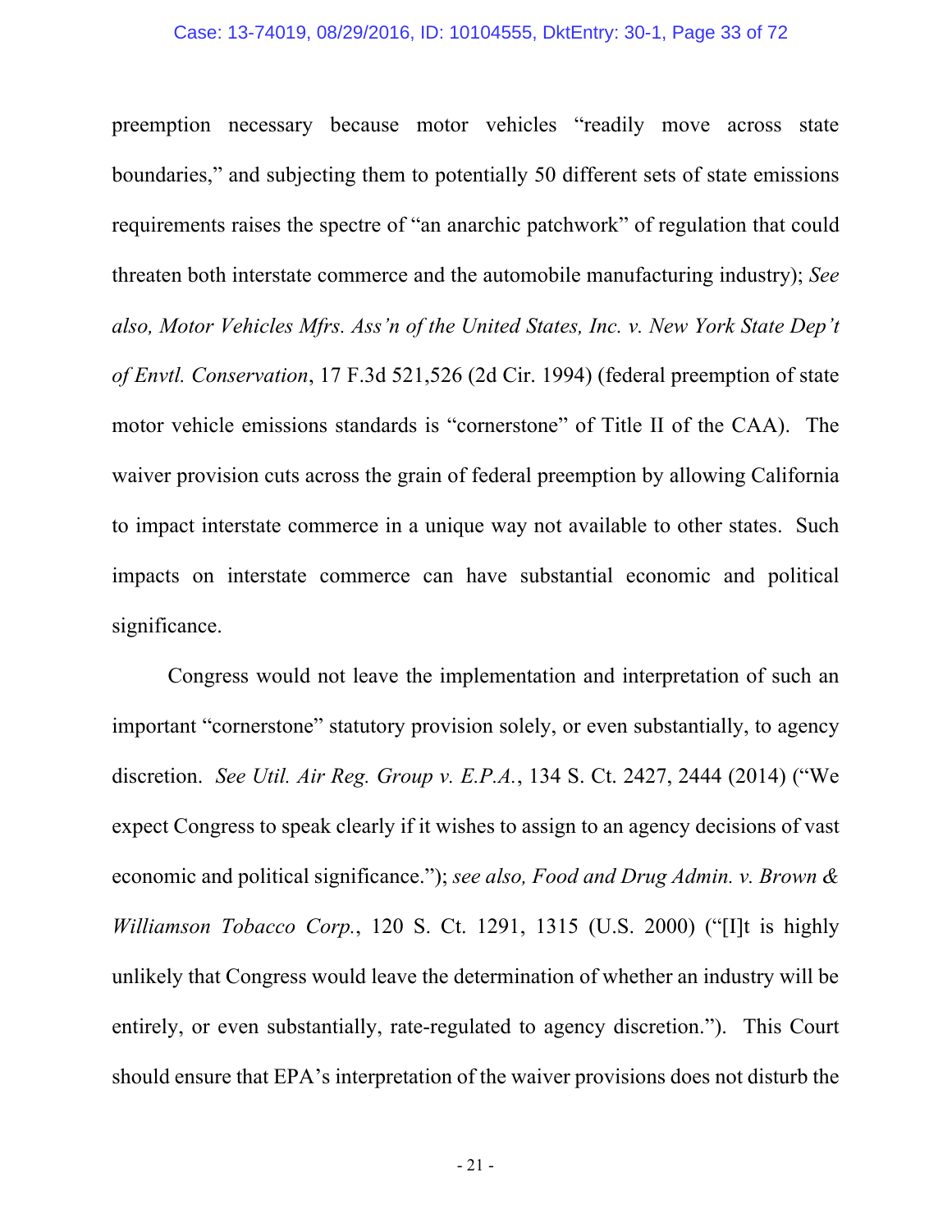preemption necessary because motor vehicles "readily move across state boundaries," and subjecting them to potentially 50 different sets of state emissions requirements raises the spectre of "an anarchic patchwork" of regulation that could threaten both interstate commerce and the automobile manufacturing industry); *See also, Motor Vehicles Mfrs. Ass'n of the United States, Inc. v. New York State Dep't of Envtl. Conservation*, 17 F.3d 521,526 (2d Cir. 1994) (federal preemption of state motor vehicle emissions standards is "cornerstone" of Title II of the CAA). The waiver provision cuts across the grain of federal preemption by allowing California to impact interstate commerce in a unique way not available to other states. Such impacts on interstate commerce can have substantial economic and political significance.

Congress would not leave the implementation and interpretation of such an important "cornerstone" statutory provision solely, or even substantially, to agency discretion. *See Util. Air Reg. Group v. E.P.A.*, 134 S. Ct. 2427, 2444 (2014) ("We expect Congress to speak clearly if it wishes to assign to an agency decisions of vast economic and political significance."); *see also, Food and Drug Admin. v. Brown & Williamson Tobacco Corp.*, 120 S. Ct. 1291, 1315 (U.S. 2000) ("[I]t is highly unlikely that Congress would leave the determination of whether an industry will be entirely, or even substantially, rate-regulated to agency discretion."). This Court should ensure that EPA's interpretation of the waiver provisions does not disturb the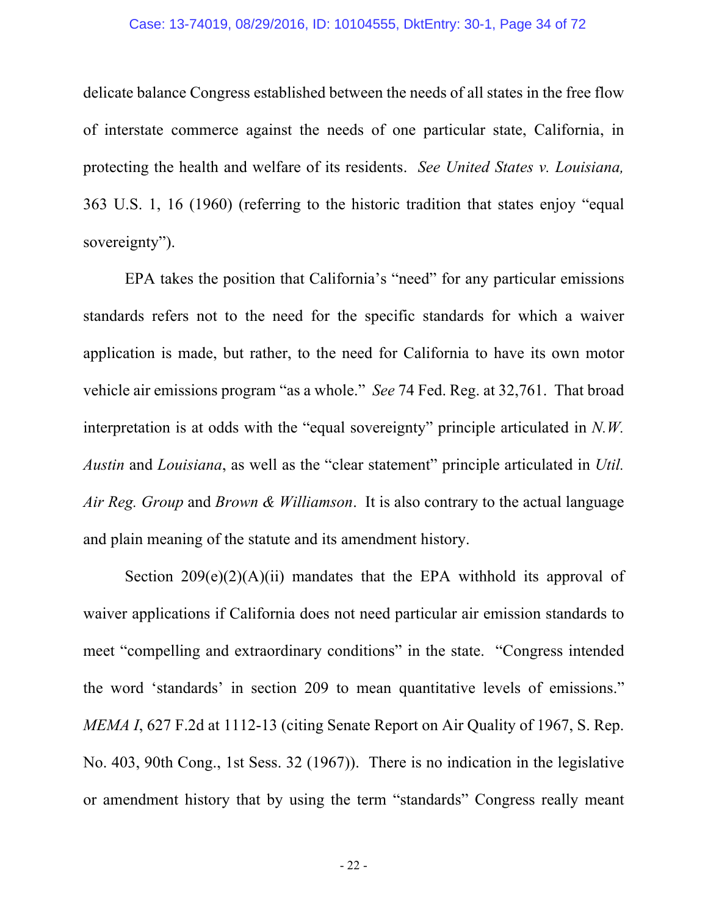delicate balance Congress established between the needs of all states in the free flow of interstate commerce against the needs of one particular state, California, in protecting the health and welfare of its residents. *See United States v. Louisiana,* 363 U.S. 1, 16 (1960) (referring to the historic tradition that states enjoy "equal sovereignty").

EPA takes the position that California's "need" for any particular emissions standards refers not to the need for the specific standards for which a waiver application is made, but rather, to the need for California to have its own motor vehicle air emissions program "as a whole." *See* 74 Fed. Reg. at 32,761. That broad interpretation is at odds with the "equal sovereignty" principle articulated in *N.W. Austin* and *Louisiana*, as well as the "clear statement" principle articulated in *Util. Air Reg. Group* and *Brown & Williamson*. It is also contrary to the actual language and plain meaning of the statute and its amendment history.

Section 209(e)(2)(A)(ii) mandates that the EPA withhold its approval of waiver applications if California does not need particular air emission standards to meet "compelling and extraordinary conditions" in the state. "Congress intended the word 'standards' in section 209 to mean quantitative levels of emissions." *MEMA I*, 627 F.2d at 1112-13 (citing Senate Report on Air Quality of 1967, S. Rep. No. 403, 90th Cong., 1st Sess. 32 (1967)). There is no indication in the legislative or amendment history that by using the term "standards" Congress really meant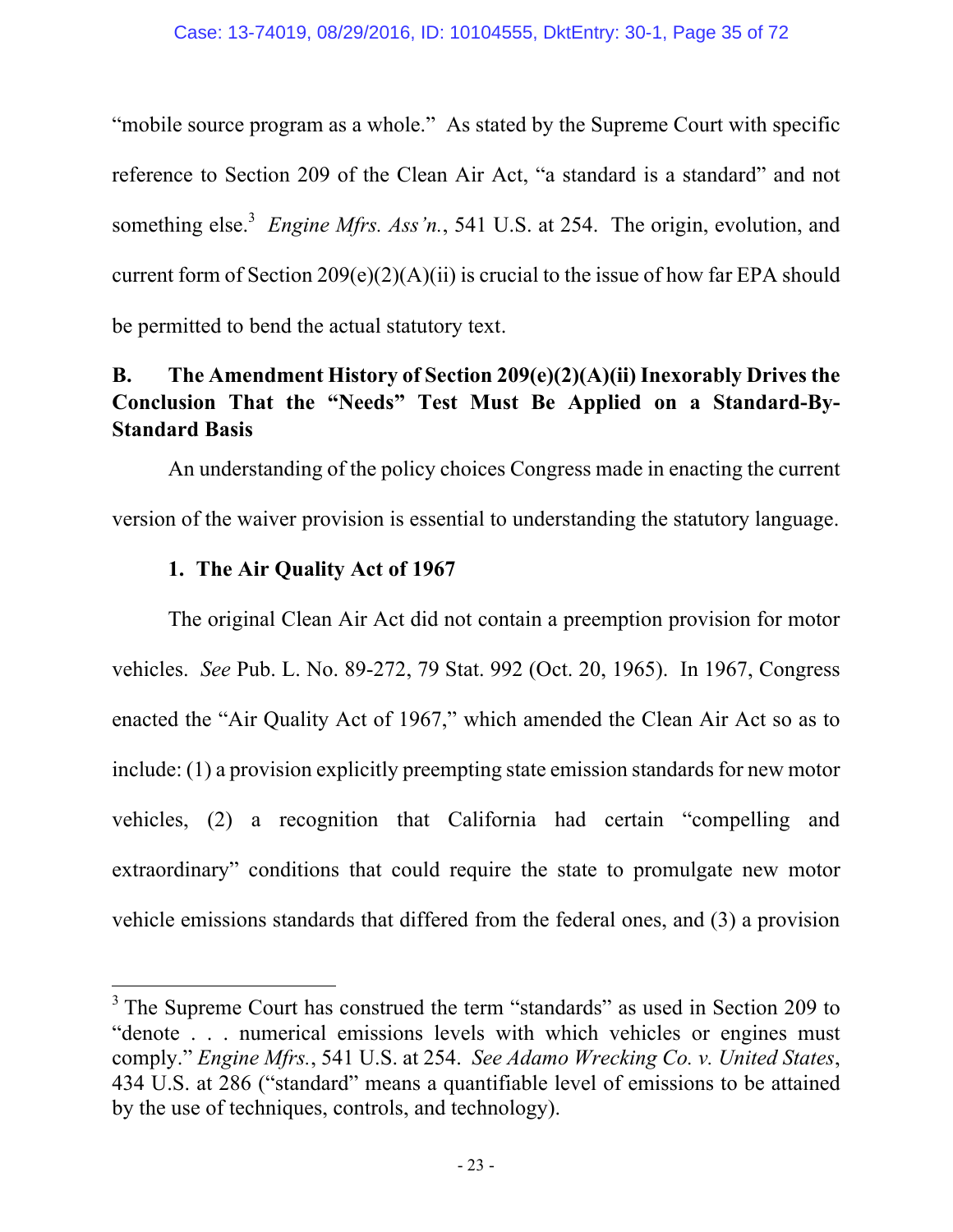"mobile source program as a whole." As stated by the Supreme Court with specific reference to Section 209 of the Clean Air Act, "a standard is a standard" and not something else.[3] *Engine Mfrs. Ass'n.*, 541 U.S. at 254. The origin, evolution, and current form of Section 209(e)(2)(A)(ii) is crucial to the issue of how far EPA should be permitted to bend the actual statutory text.

### B. The Amendment History of Section 209(e)(2)(A)(ii) Inexorably Drives the Conclusion That the "Needs" Test Must Be Applied on a Standard-By-Standard Basis

An understanding of the policy choices Congress made in enacting the current version of the waiver provision is essential to understanding the statutory language.

#### 1. The Air Quality Act of 1967

The original Clean Air Act did not contain a preemption provision for motor vehicles. *See* Pub. L. No. 89-272, 79 Stat. 992 (Oct. 20, 1965). In 1967, Congress enacted the "Air Quality Act of 1967," which amended the Clean Air Act so as to include: (1) a provision explicitly preempting state emission standards for new motor vehicles, (2) a recognition that California had certain "compelling and extraordinary" conditions that could require the state to promulgate new motor vehicle emissions standards that differed from the federal ones, and (3) a provision

---

[3] The Supreme Court has construed the term "standards" as used in Section 209 to "denote . . . numerical emissions levels with which vehicles or engines must comply." *Engine Mfrs.*, 541 U.S. at 254. *See Adamo Wrecking Co. v. United States*, 434 U.S. at 286 ("standard" means a quantifiable level of emissions to be attained by the use of techniques, controls, and technology).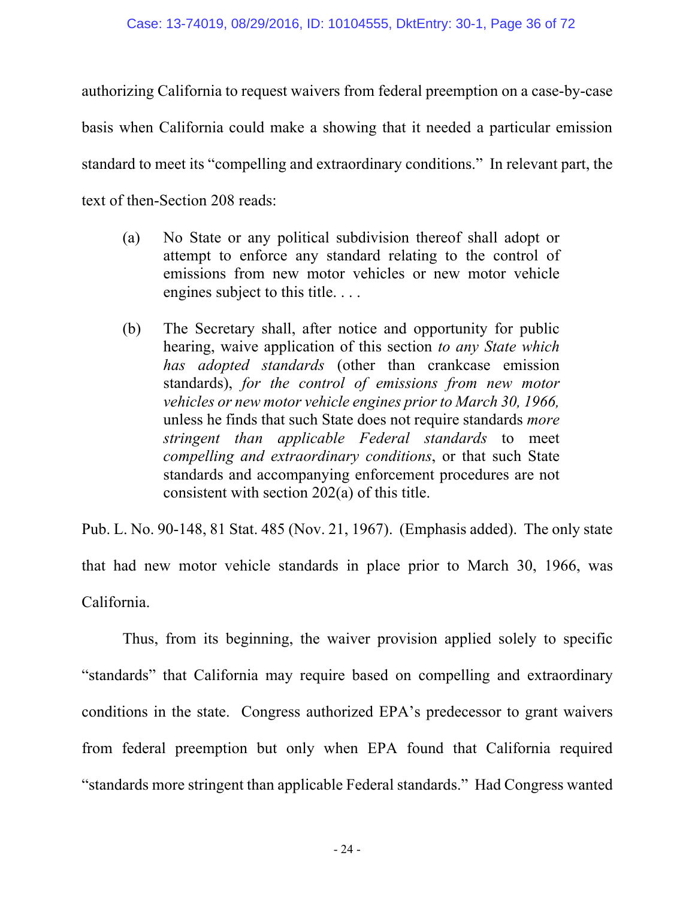authorizing California to request waivers from federal preemption on a case-by-case basis when California could make a showing that it needed a particular emission standard to meet its "compelling and extraordinary conditions." In relevant part, the text of then-Section 208 reads:

> (a) No State or any political subdivision thereof shall adopt or attempt to enforce any standard relating to the control of emissions from new motor vehicles or new motor vehicle engines subject to this title. . . .
>
> (b) The Secretary shall, after notice and opportunity for public hearing, waive application of this section *to any State which has adopted standards* (other than crankcase emission standards), *for the control of emissions from new motor vehicles or new motor vehicle engines prior to March 30, 1966,* unless he finds that such State does not require standards *more stringent than applicable Federal standards* to meet *compelling and extraordinary conditions*, or that such State standards and accompanying enforcement procedures are not consistent with section 202(a) of this title.

Pub. L. No. 90-148, 81 Stat. 485 (Nov. 21, 1967). (Emphasis added). The only state that had new motor vehicle standards in place prior to March 30, 1966, was California.

Thus, from its beginning, the waiver provision applied solely to specific "standards" that California may require based on compelling and extraordinary conditions in the state. Congress authorized EPA's predecessor to grant waivers from federal preemption but only when EPA found that California required "standards more stringent than applicable Federal standards." Had Congress wanted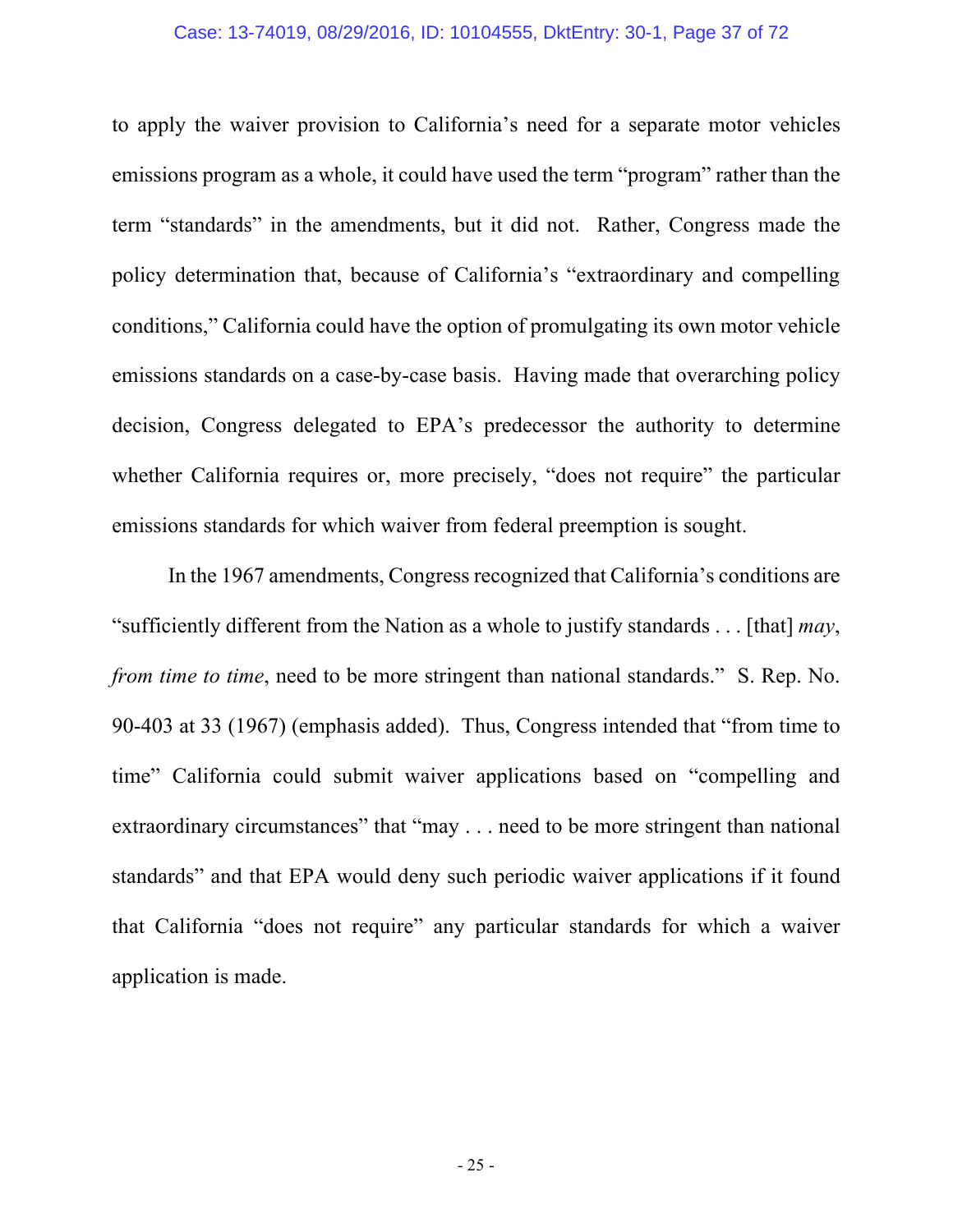to apply the waiver provision to California's need for a separate motor vehicles emissions program as a whole, it could have used the term "program" rather than the term "standards" in the amendments, but it did not. Rather, Congress made the policy determination that, because of California's "extraordinary and compelling conditions," California could have the option of promulgating its own motor vehicle emissions standards on a case-by-case basis. Having made that overarching policy decision, Congress delegated to EPA's predecessor the authority to determine whether California requires or, more precisely, "does not require" the particular emissions standards for which waiver from federal preemption is sought.

In the 1967 amendments, Congress recognized that California's conditions are "sufficiently different from the Nation as a whole to justify standards . . . [that] *may*, *from time to time*, need to be more stringent than national standards." S. Rep. No. 90-403 at 33 (1967) (emphasis added). Thus, Congress intended that "from time to time" California could submit waiver applications based on "compelling and extraordinary circumstances" that "may . . . need to be more stringent than national standards" and that EPA would deny such periodic waiver applications if it found that California "does not require" any particular standards for which a waiver application is made.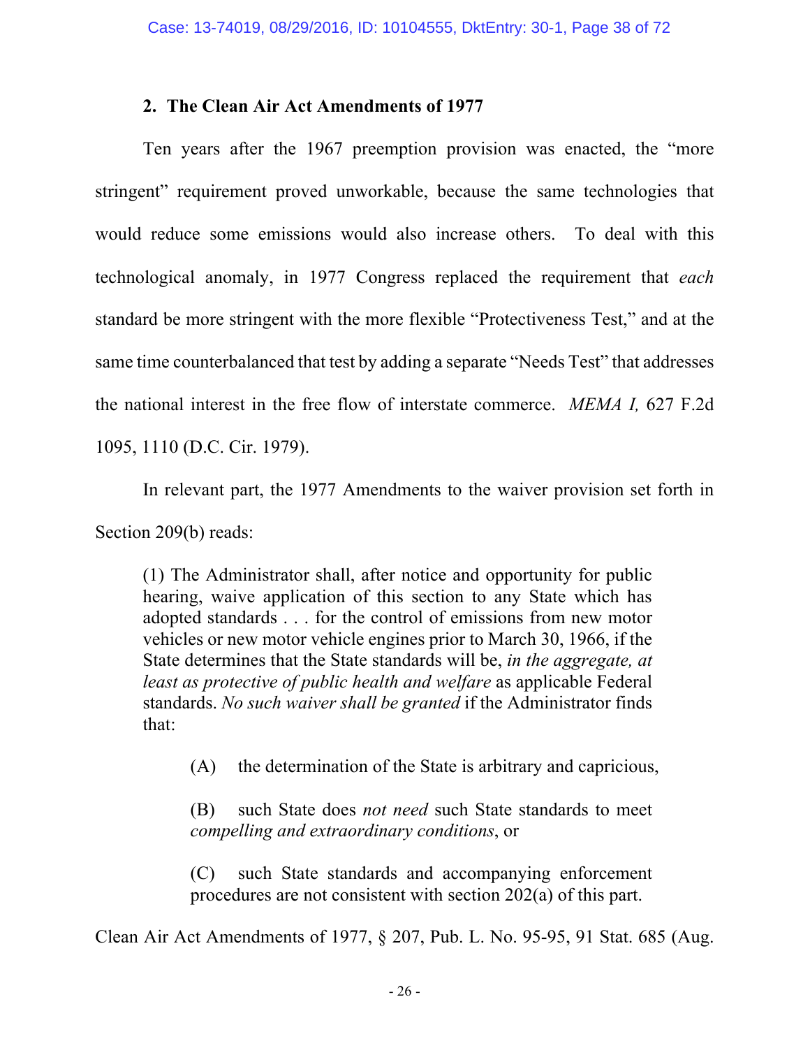### 2. The Clean Air Act Amendments of 1977

Ten years after the 1967 preemption provision was enacted, the "more stringent" requirement proved unworkable, because the same technologies that would reduce some emissions would also increase others. To deal with this technological anomaly, in 1977 Congress replaced the requirement that *each* standard be more stringent with the more flexible "Protectiveness Test," and at the same time counterbalanced that test by adding a separate "Needs Test" that addresses the national interest in the free flow of interstate commerce. *MEMA I,* 627 F.2d 1095, 1110 (D.C. Cir. 1979).

In relevant part, the 1977 Amendments to the waiver provision set forth in Section 209(b) reads:

> (1) The Administrator shall, after notice and opportunity for public hearing, waive application of this section to any State which has adopted standards . . . for the control of emissions from new motor vehicles or new motor vehicle engines prior to March 30, 1966, if the State determines that the State standards will be, *in the aggregate, at least as protective of public health and welfare* as applicable Federal standards. *No such waiver shall be granted* if the Administrator finds that:
>
> (A) the determination of the State is arbitrary and capricious,
>
> (B) such State does *not need* such State standards to meet *compelling and extraordinary conditions*, or
>
> (C) such State standards and accompanying enforcement procedures are not consistent with section 202(a) of this part.

Clean Air Act Amendments of 1977, § 207, Pub. L. No. 95-95, 91 Stat. 685 (Aug.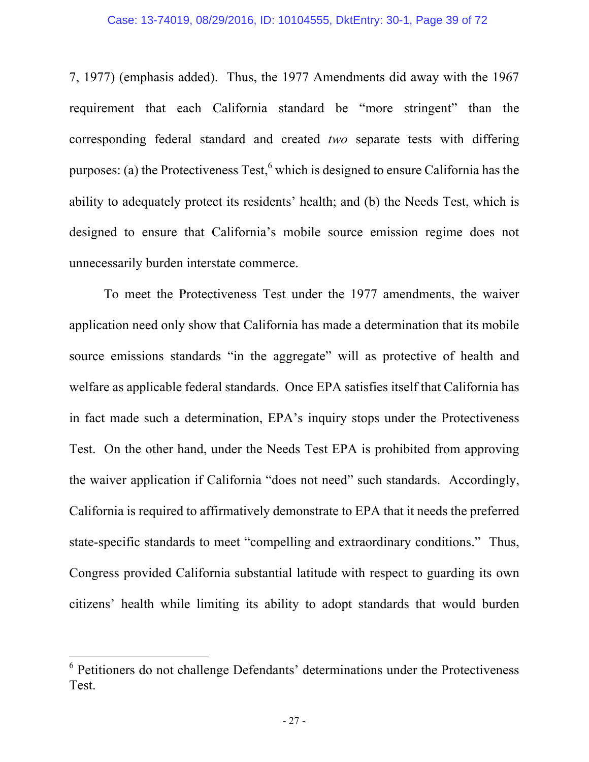7, 1977) (emphasis added). Thus, the 1977 Amendments did away with the 1967 requirement that each California standard be "more stringent" than the corresponding federal standard and created *two* separate tests with differing purposes: (a) the Protectiveness Test,[6] which is designed to ensure California has the ability to adequately protect its residents' health; and (b) the Needs Test, which is designed to ensure that California's mobile source emission regime does not unnecessarily burden interstate commerce.

To meet the Protectiveness Test under the 1977 amendments, the waiver application need only show that California has made a determination that its mobile source emissions standards "in the aggregate" will as protective of health and welfare as applicable federal standards. Once EPA satisfies itself that California has in fact made such a determination, EPA's inquiry stops under the Protectiveness Test. On the other hand, under the Needs Test EPA is prohibited from approving the waiver application if California "does not need" such standards. Accordingly, California is required to affirmatively demonstrate to EPA that it needs the preferred state-specific standards to meet "compelling and extraordinary conditions." Thus, Congress provided California substantial latitude with respect to guarding its own citizens' health while limiting its ability to adopt standards that would burden

[6] Petitioners do not challenge Defendants' determinations under the Protectiveness Test.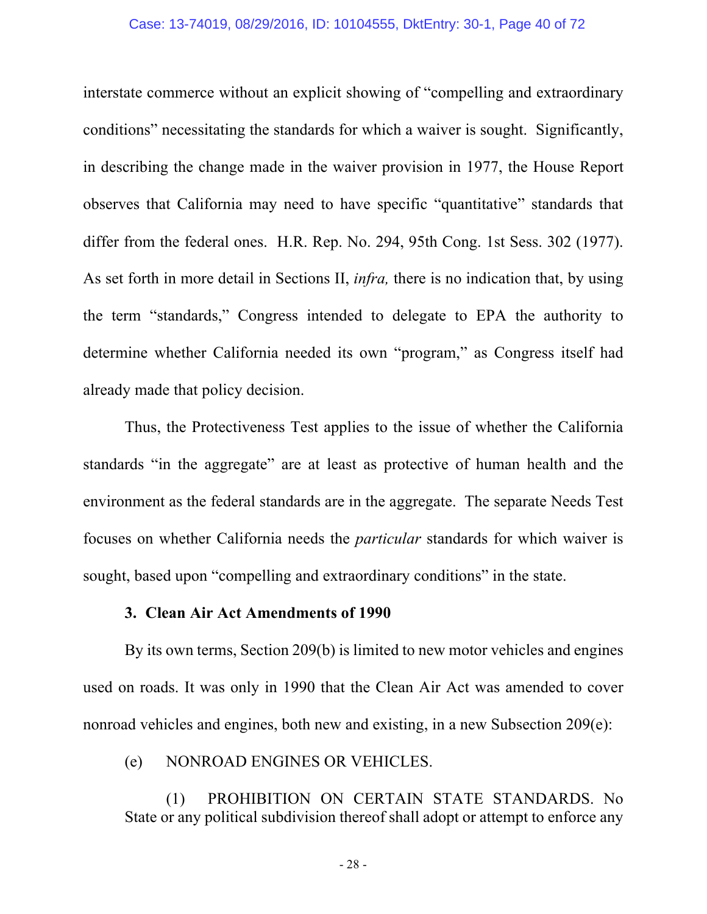interstate commerce without an explicit showing of "compelling and extraordinary conditions" necessitating the standards for which a waiver is sought. Significantly, in describing the change made in the waiver provision in 1977, the House Report observes that California may need to have specific "quantitative" standards that differ from the federal ones. H.R. Rep. No. 294, 95th Cong. 1st Sess. 302 (1977). As set forth in more detail in Sections II, *infra,* there is no indication that, by using the term "standards," Congress intended to delegate to EPA the authority to determine whether California needed its own "program," as Congress itself had already made that policy decision.

Thus, the Protectiveness Test applies to the issue of whether the California standards "in the aggregate" are at least as protective of human health and the environment as the federal standards are in the aggregate. The separate Needs Test focuses on whether California needs the *particular* standards for which waiver is sought, based upon "compelling and extraordinary conditions" in the state.

### 3. Clean Air Act Amendments of 1990

By its own terms, Section 209(b) is limited to new motor vehicles and engines used on roads. It was only in 1990 that the Clean Air Act was amended to cover nonroad vehicles and engines, both new and existing, in a new Subsection 209(e):

> (e) NONROAD ENGINES OR VEHICLES.
>
> (1) PROHIBITION ON CERTAIN STATE STANDARDS. No State or any political subdivision thereof shall adopt or attempt to enforce any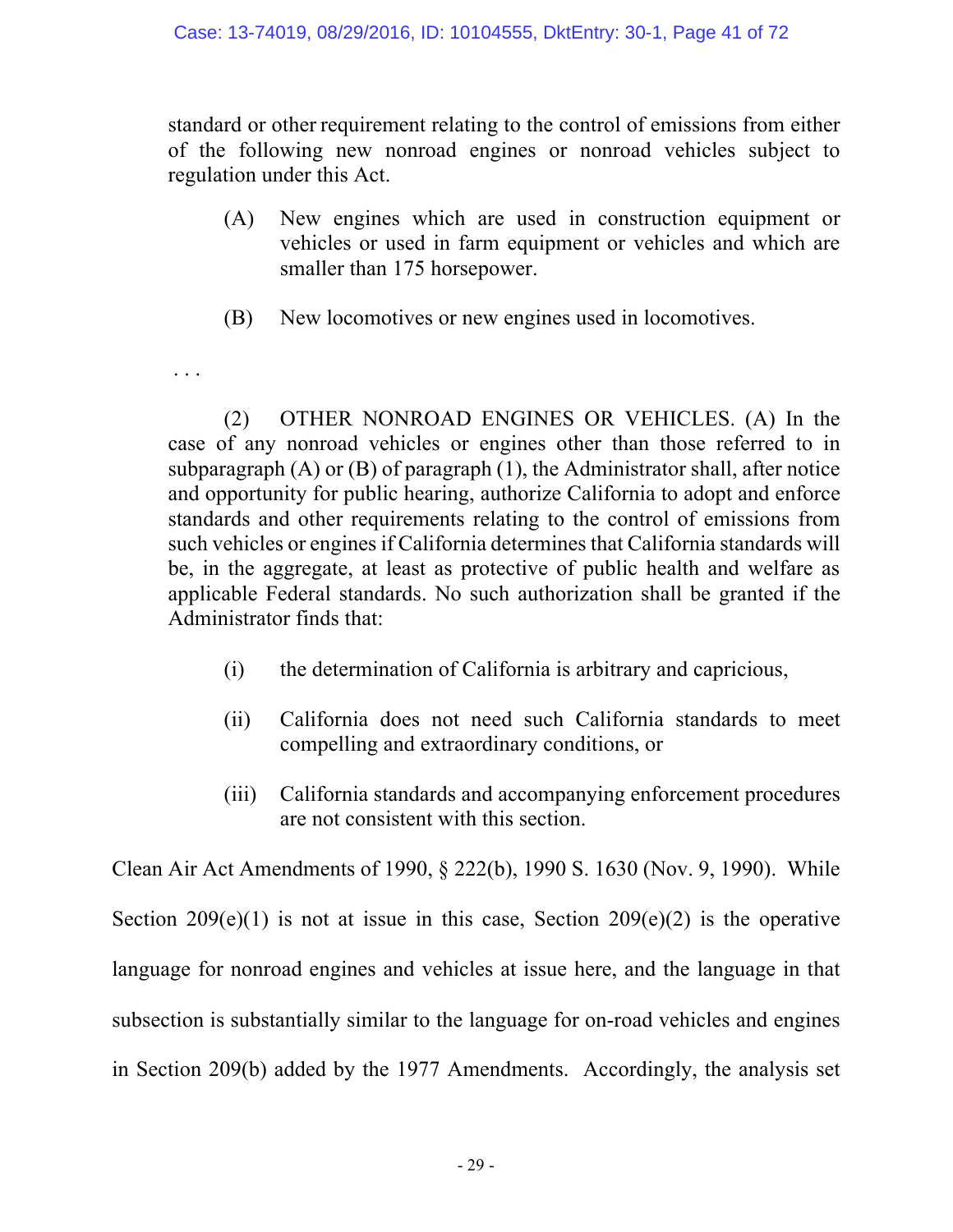> standard or other requirement relating to the control of emissions from either of the following new nonroad engines or nonroad vehicles subject to regulation under this Act.
>
> (A) New engines which are used in construction equipment or vehicles or used in farm equipment or vehicles and which are smaller than 175 horsepower.
>
> (B) New locomotives or new engines used in locomotives.
>
> . . .
>
> (2) OTHER NONROAD ENGINES OR VEHICLES. (A) In the case of any nonroad vehicles or engines other than those referred to in subparagraph (A) or (B) of paragraph (1), the Administrator shall, after notice and opportunity for public hearing, authorize California to adopt and enforce standards and other requirements relating to the control of emissions from such vehicles or engines if California determines that California standards will be, in the aggregate, at least as protective of public health and welfare as applicable Federal standards. No such authorization shall be granted if the Administrator finds that:
>
> (i) the determination of California is arbitrary and capricious,
>
> (ii) California does not need such California standards to meet compelling and extraordinary conditions, or
>
> (iii) California standards and accompanying enforcement procedures are not consistent with this section.

Clean Air Act Amendments of 1990, § 222(b), 1990 S. 1630 (Nov. 9, 1990). While Section 209(e)(1) is not at issue in this case, Section 209(e)(2) is the operative language for nonroad engines and vehicles at issue here, and the language in that subsection is substantially similar to the language for on-road vehicles and engines in Section 209(b) added by the 1977 Amendments. Accordingly, the analysis set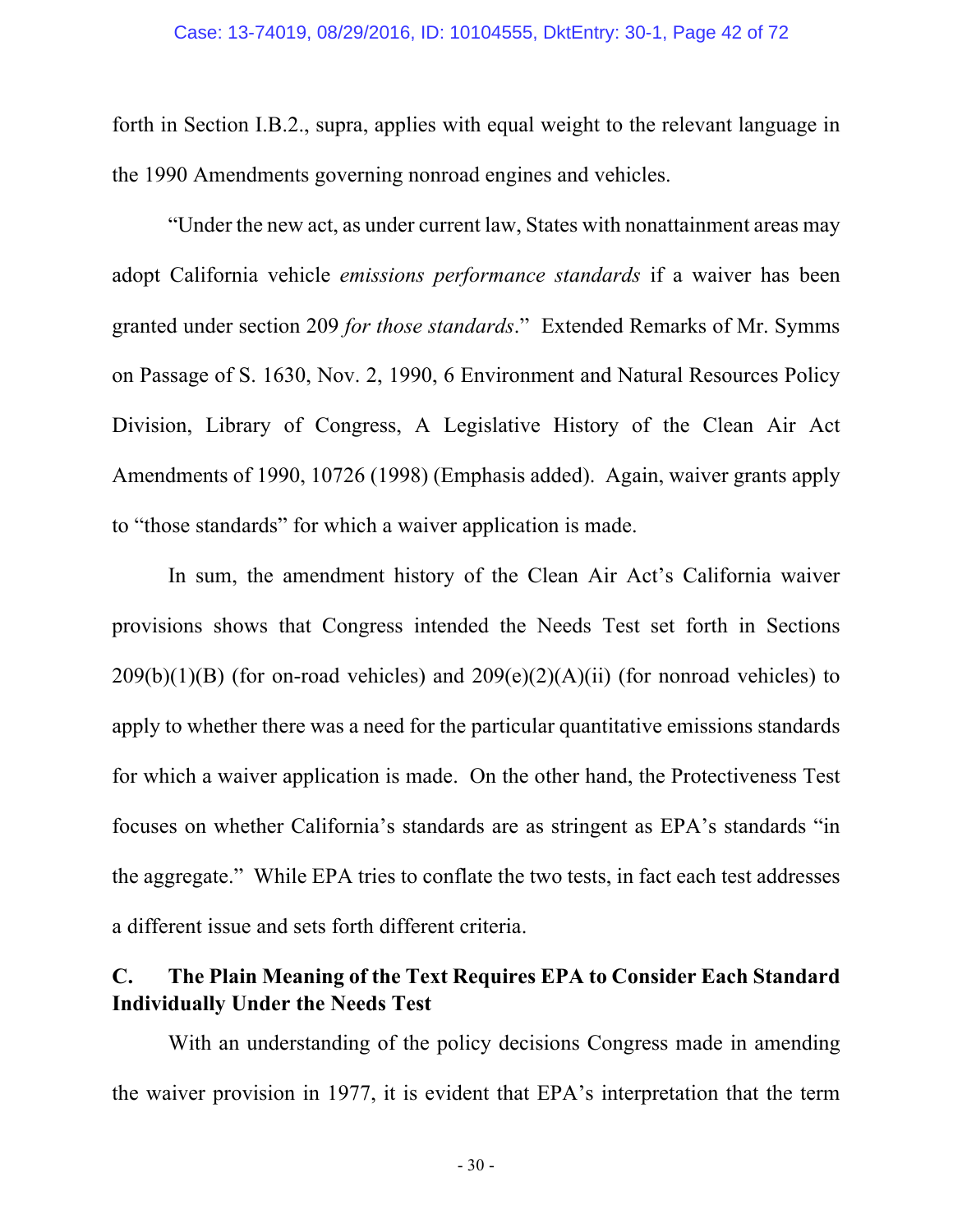forth in Section I.B.2., supra, applies with equal weight to the relevant language in the 1990 Amendments governing nonroad engines and vehicles.

"Under the new act, as under current law, States with nonattainment areas may adopt California vehicle *emissions performance standards* if a waiver has been granted under section 209 *for those standards*." Extended Remarks of Mr. Symms on Passage of S. 1630, Nov. 2, 1990, 6 Environment and Natural Resources Policy Division, Library of Congress, A Legislative History of the Clean Air Act Amendments of 1990, 10726 (1998) (Emphasis added). Again, waiver grants apply to "those standards" for which a waiver application is made.

In sum, the amendment history of the Clean Air Act's California waiver provisions shows that Congress intended the Needs Test set forth in Sections 209(b)(1)(B) (for on-road vehicles) and 209(e)(2)(A)(ii) (for nonroad vehicles) to apply to whether there was a need for the particular quantitative emissions standards for which a waiver application is made. On the other hand, the Protectiveness Test focuses on whether California's standards are as stringent as EPA's standards "in the aggregate." While EPA tries to conflate the two tests, in fact each test addresses a different issue and sets forth different criteria.

### C. The Plain Meaning of the Text Requires EPA to Consider Each Standard Individually Under the Needs Test

With an understanding of the policy decisions Congress made in amending the waiver provision in 1977, it is evident that EPA's interpretation that the term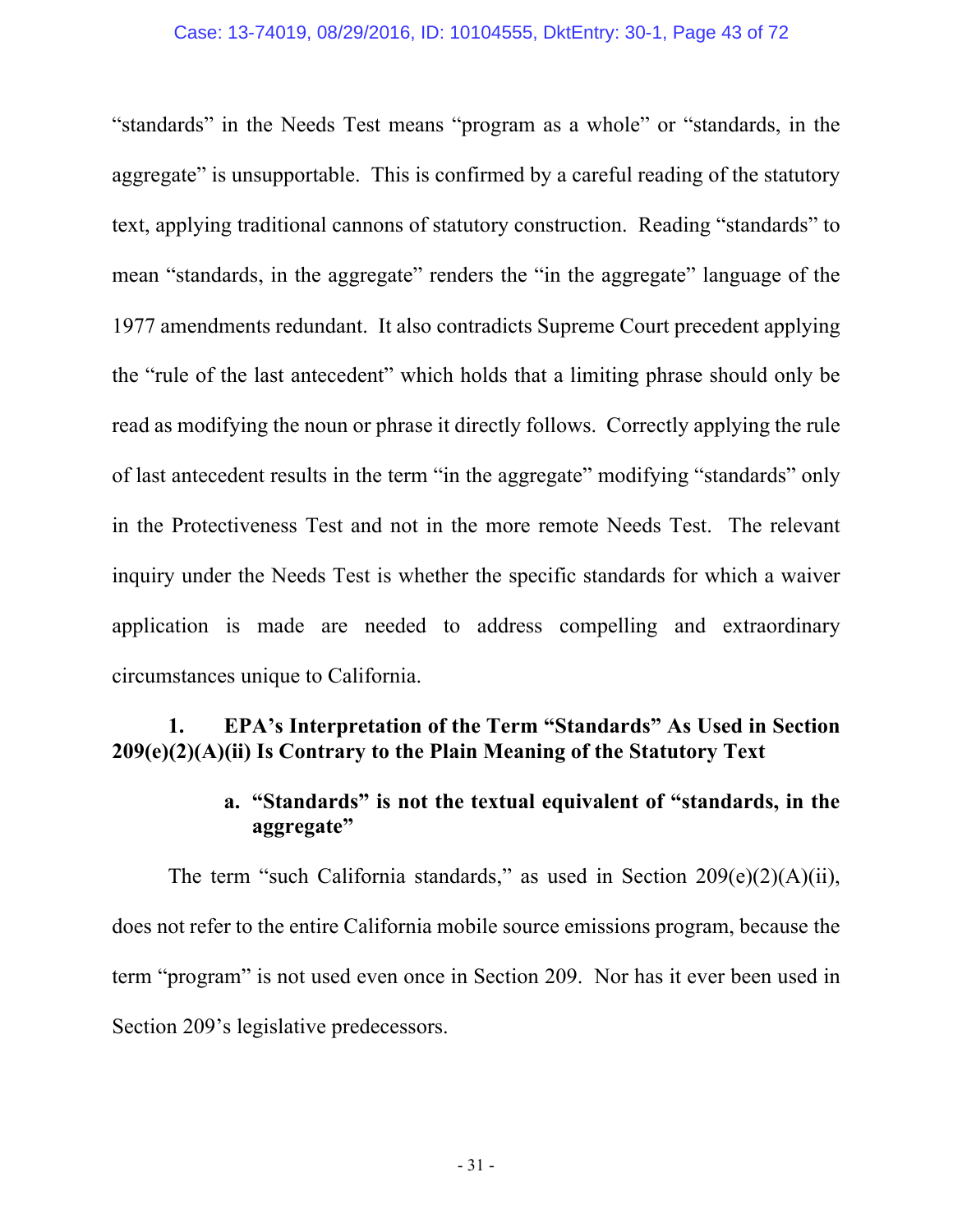"standards" in the Needs Test means "program as a whole" or "standards, in the aggregate" is unsupportable. This is confirmed by a careful reading of the statutory text, applying traditional cannons of statutory construction. Reading "standards" to mean "standards, in the aggregate" renders the "in the aggregate" language of the 1977 amendments redundant. It also contradicts Supreme Court precedent applying the "rule of the last antecedent" which holds that a limiting phrase should only be read as modifying the noun or phrase it directly follows. Correctly applying the rule of last antecedent results in the term "in the aggregate" modifying "standards" only in the Protectiveness Test and not in the more remote Needs Test. The relevant inquiry under the Needs Test is whether the specific standards for which a waiver application is made are needed to address compelling and extraordinary circumstances unique to California.

### 1. EPA's Interpretation of the Term "Standards" As Used in Section 209(e)(2)(A)(ii) Is Contrary to the Plain Meaning of the Statutory Text

#### a. "Standards" is not the textual equivalent of "standards, in the aggregate"

The term "such California standards," as used in Section 209(e)(2)(A)(ii), does not refer to the entire California mobile source emissions program, because the term "program" is not used even once in Section 209. Nor has it ever been used in Section 209's legislative predecessors.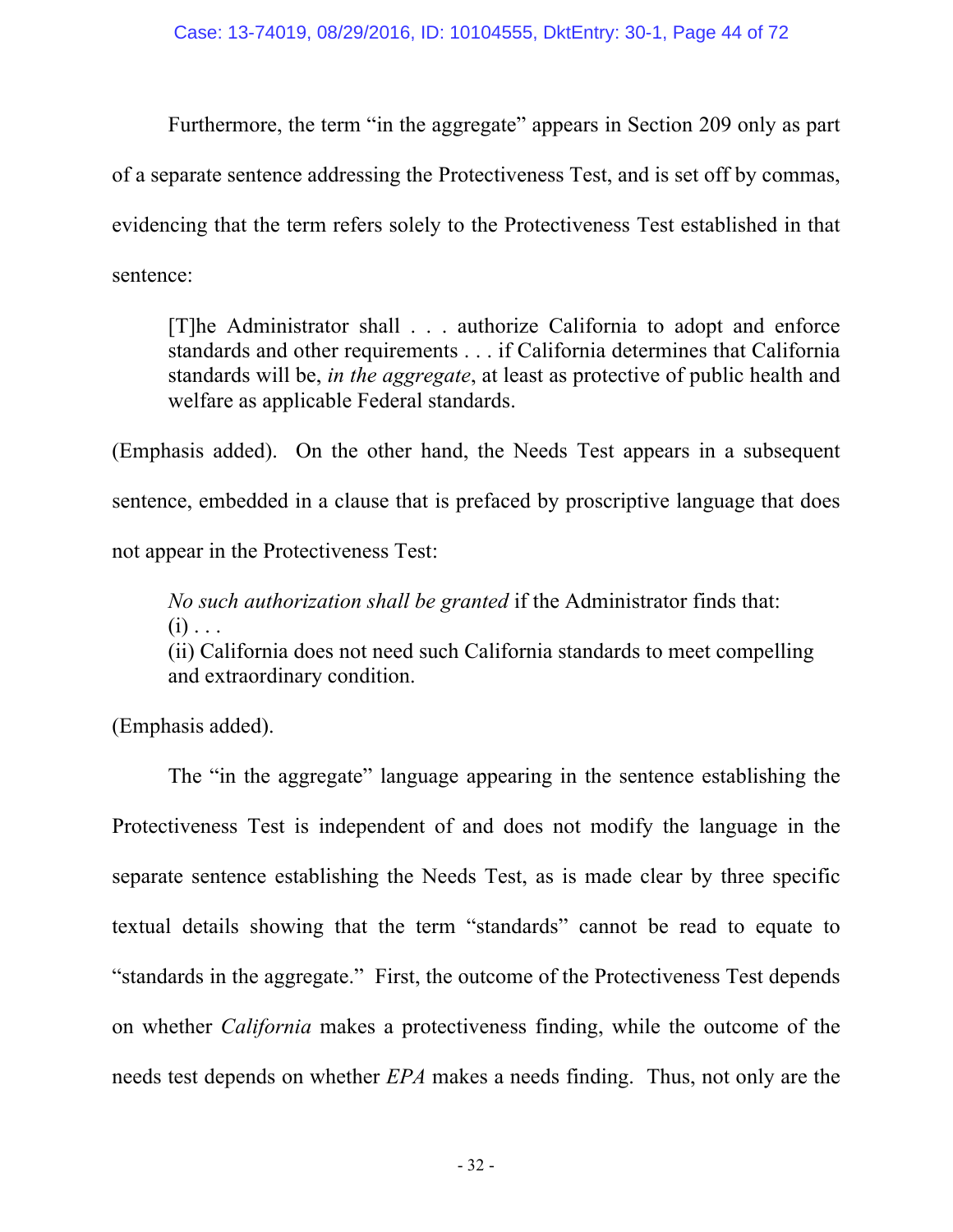Furthermore, the term "in the aggregate" appears in Section 209 only as part of a separate sentence addressing the Protectiveness Test, and is set off by commas, evidencing that the term refers solely to the Protectiveness Test established in that sentence:

> [T]he Administrator shall . . . authorize California to adopt and enforce standards and other requirements . . . if California determines that California standards will be, *in the aggregate*, at least as protective of public health and welfare as applicable Federal standards.

(Emphasis added). On the other hand, the Needs Test appears in a subsequent sentence, embedded in a clause that is prefaced by proscriptive language that does not appear in the Protectiveness Test:

> *No such authorization shall be granted* if the Administrator finds that:
> (i) . . .
> (ii) California does not need such California standards to meet compelling and extraordinary condition.

(Emphasis added).

The "in the aggregate" language appearing in the sentence establishing the Protectiveness Test is independent of and does not modify the language in the separate sentence establishing the Needs Test, as is made clear by three specific textual details showing that the term "standards" cannot be read to equate to "standards in the aggregate." First, the outcome of the Protectiveness Test depends on whether *California* makes a protectiveness finding, while the outcome of the needs test depends on whether *EPA* makes a needs finding. Thus, not only are the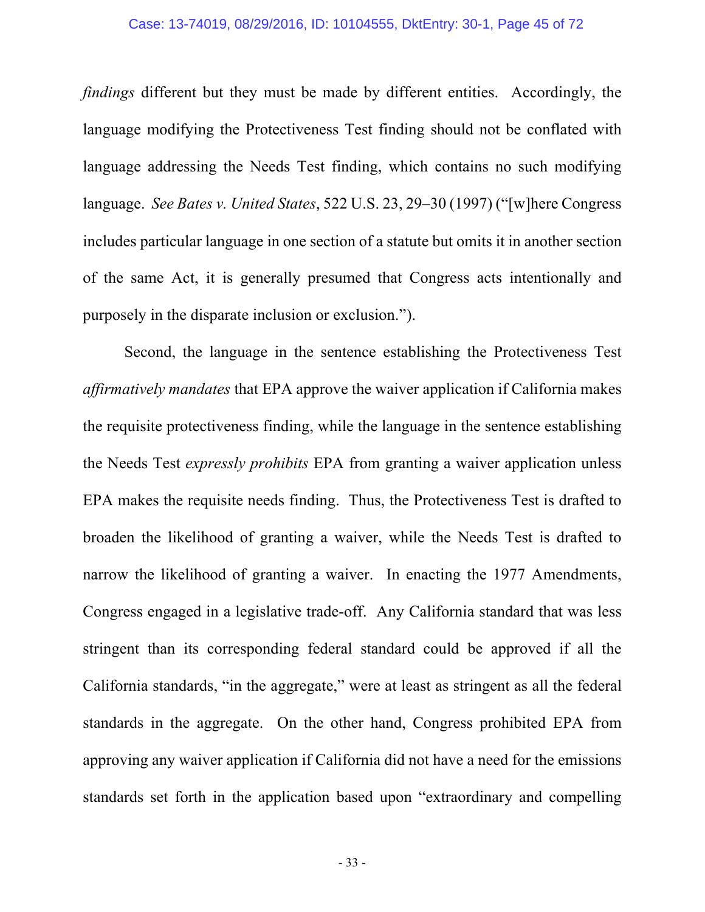*findings* different but they must be made by different entities. Accordingly, the language modifying the Protectiveness Test finding should not be conflated with language addressing the Needs Test finding, which contains no such modifying language. *See Bates v. United States*, 522 U.S. 23, 29–30 (1997) ("[w]here Congress includes particular language in one section of a statute but omits it in another section of the same Act, it is generally presumed that Congress acts intentionally and purposely in the disparate inclusion or exclusion.").

Second, the language in the sentence establishing the Protectiveness Test *affirmatively mandates* that EPA approve the waiver application if California makes the requisite protectiveness finding, while the language in the sentence establishing the Needs Test *expressly prohibits* EPA from granting a waiver application unless EPA makes the requisite needs finding. Thus, the Protectiveness Test is drafted to broaden the likelihood of granting a waiver, while the Needs Test is drafted to narrow the likelihood of granting a waiver. In enacting the 1977 Amendments, Congress engaged in a legislative trade-off. Any California standard that was less stringent than its corresponding federal standard could be approved if all the California standards, "in the aggregate," were at least as stringent as all the federal standards in the aggregate. On the other hand, Congress prohibited EPA from approving any waiver application if California did not have a need for the emissions standards set forth in the application based upon "extraordinary and compelling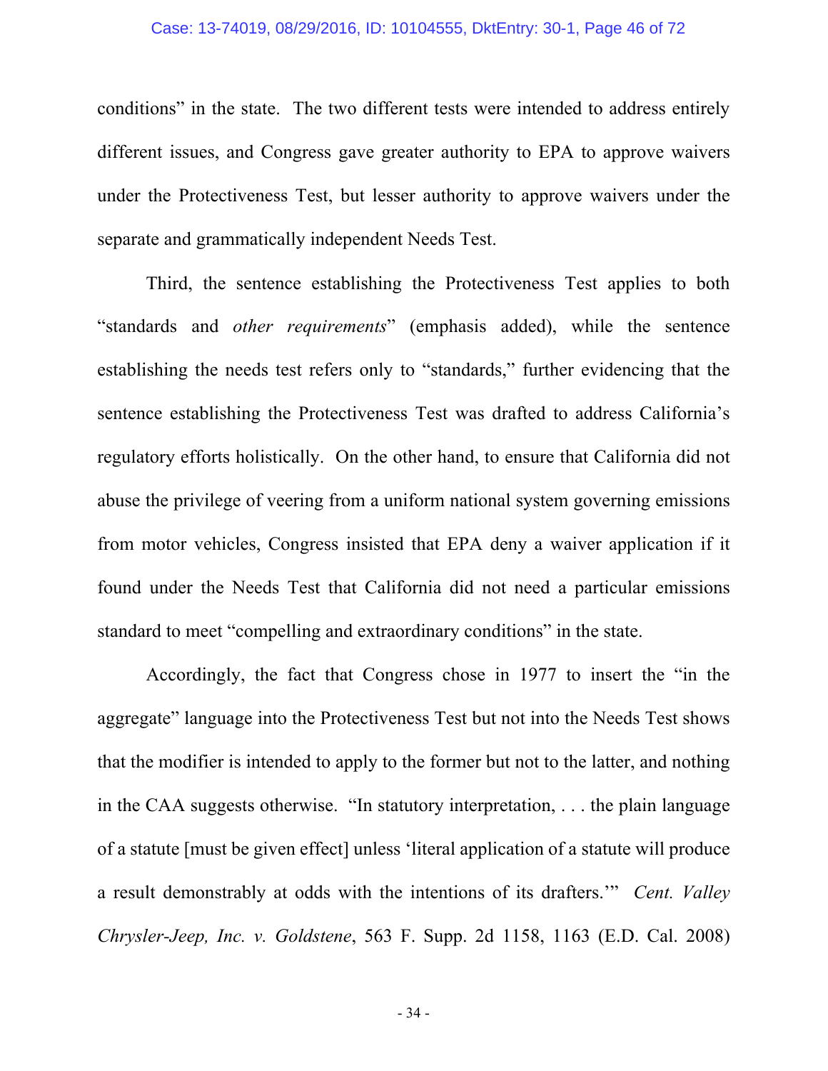conditions" in the state. The two different tests were intended to address entirely different issues, and Congress gave greater authority to EPA to approve waivers under the Protectiveness Test, but lesser authority to approve waivers under the separate and grammatically independent Needs Test.

Third, the sentence establishing the Protectiveness Test applies to both "standards and *other requirements*" (emphasis added), while the sentence establishing the needs test refers only to "standards," further evidencing that the sentence establishing the Protectiveness Test was drafted to address California's regulatory efforts holistically. On the other hand, to ensure that California did not abuse the privilege of veering from a uniform national system governing emissions from motor vehicles, Congress insisted that EPA deny a waiver application if it found under the Needs Test that California did not need a particular emissions standard to meet "compelling and extraordinary conditions" in the state.

Accordingly, the fact that Congress chose in 1977 to insert the "in the aggregate" language into the Protectiveness Test but not into the Needs Test shows that the modifier is intended to apply to the former but not to the latter, and nothing in the CAA suggests otherwise. "In statutory interpretation, . . . the plain language of a statute [must be given effect] unless 'literal application of a statute will produce a result demonstrably at odds with the intentions of its drafters.'" *Cent. Valley Chrysler-Jeep, Inc. v. Goldstene*, 563 F. Supp. 2d 1158, 1163 (E.D. Cal. 2008)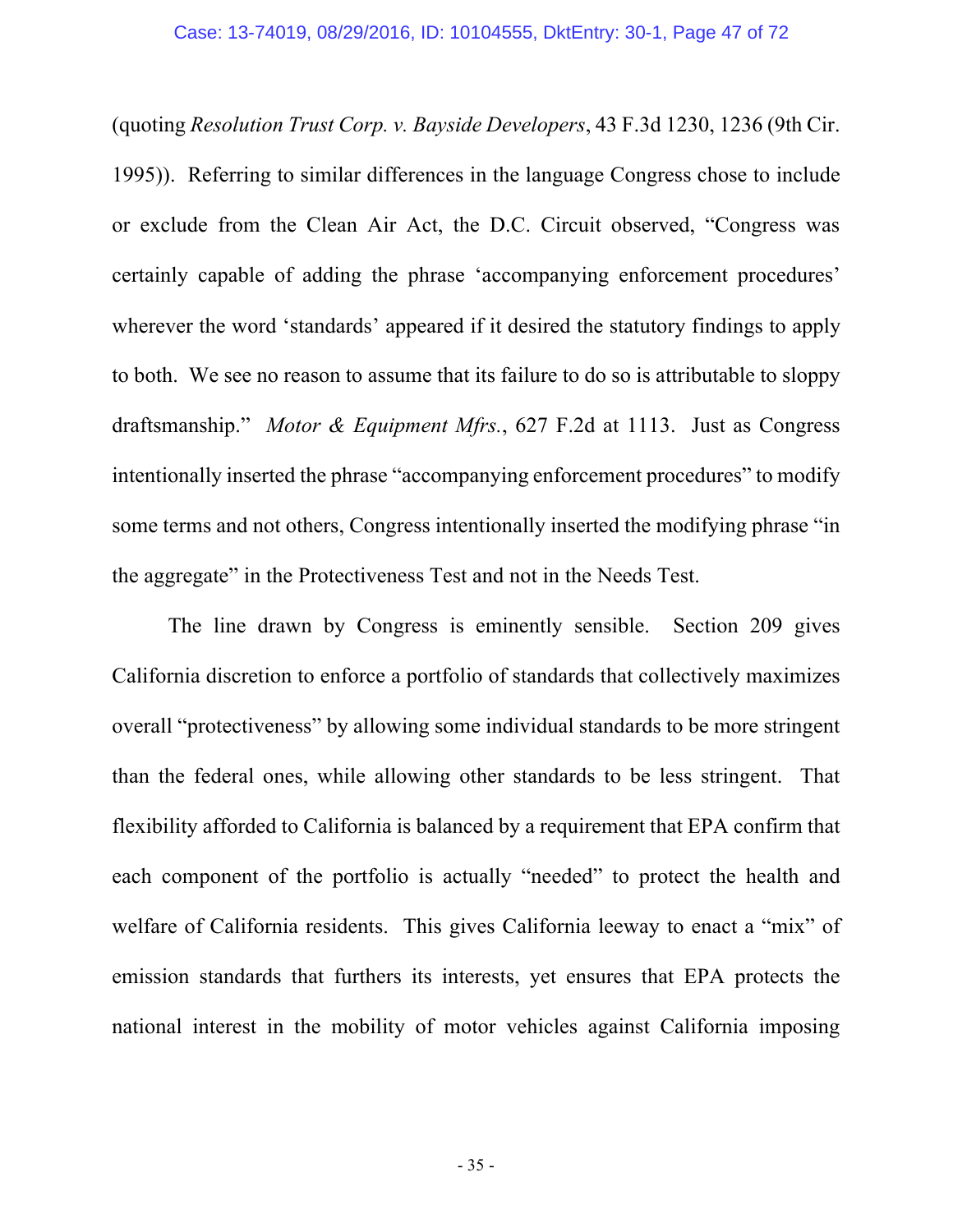(quoting *Resolution Trust Corp. v. Bayside Developers*, 43 F.3d 1230, 1236 (9th Cir. 1995)). Referring to similar differences in the language Congress chose to include or exclude from the Clean Air Act, the D.C. Circuit observed, "Congress was certainly capable of adding the phrase 'accompanying enforcement procedures' wherever the word 'standards' appeared if it desired the statutory findings to apply to both. We see no reason to assume that its failure to do so is attributable to sloppy draftsmanship." *Motor & Equipment Mfrs.*, 627 F.2d at 1113. Just as Congress intentionally inserted the phrase "accompanying enforcement procedures" to modify some terms and not others, Congress intentionally inserted the modifying phrase "in the aggregate" in the Protectiveness Test and not in the Needs Test.

The line drawn by Congress is eminently sensible. Section 209 gives California discretion to enforce a portfolio of standards that collectively maximizes overall "protectiveness" by allowing some individual standards to be more stringent than the federal ones, while allowing other standards to be less stringent. That flexibility afforded to California is balanced by a requirement that EPA confirm that each component of the portfolio is actually "needed" to protect the health and welfare of California residents. This gives California leeway to enact a "mix" of emission standards that furthers its interests, yet ensures that EPA protects the national interest in the mobility of motor vehicles against California imposing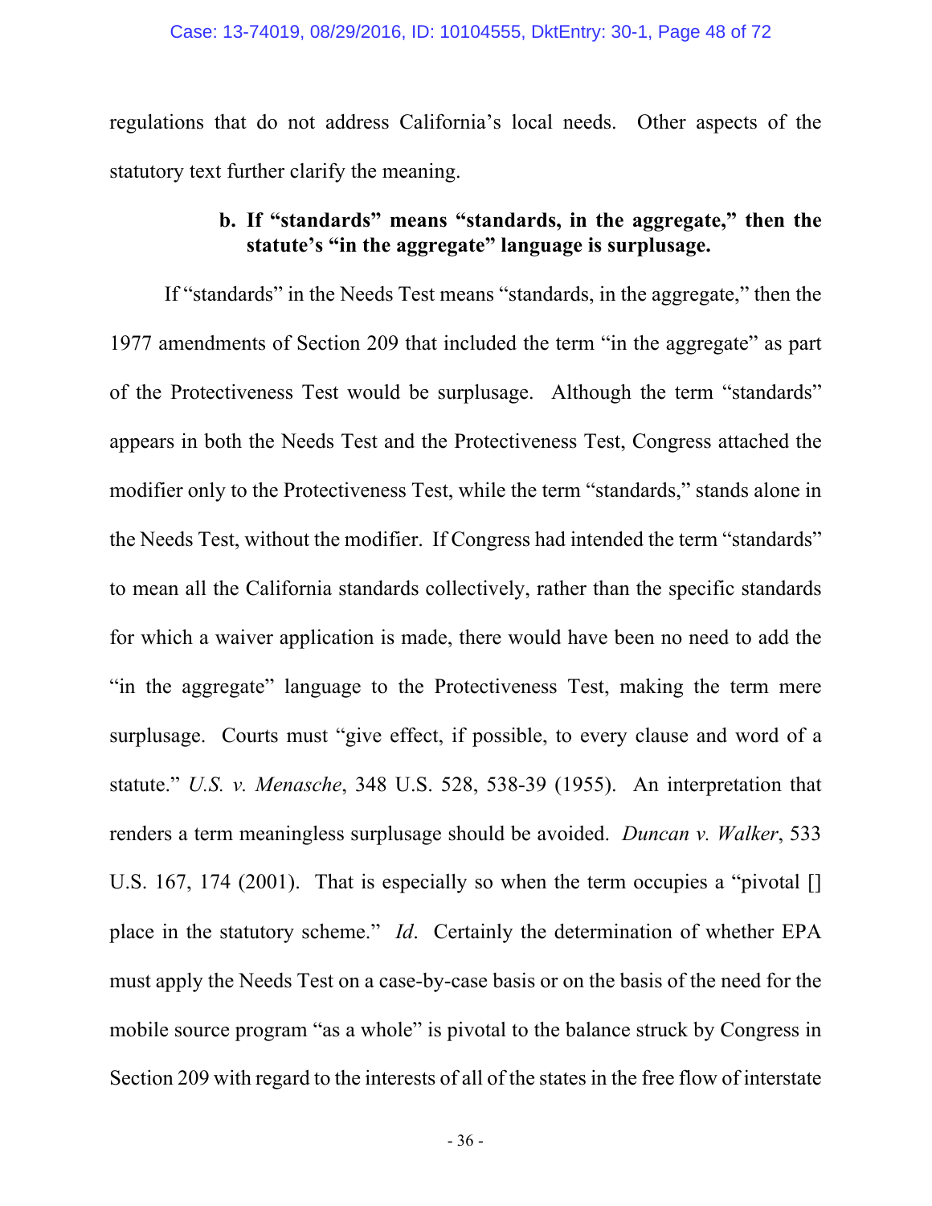regulations that do not address California's local needs. Other aspects of the statutory text further clarify the meaning.

### b. If "standards" means "standards, in the aggregate," then the statute's "in the aggregate" language is surplusage.

If "standards" in the Needs Test means "standards, in the aggregate," then the 1977 amendments of Section 209 that included the term "in the aggregate" as part of the Protectiveness Test would be surplusage. Although the term "standards" appears in both the Needs Test and the Protectiveness Test, Congress attached the modifier only to the Protectiveness Test, while the term "standards," stands alone in the Needs Test, without the modifier. If Congress had intended the term "standards" to mean all the California standards collectively, rather than the specific standards for which a waiver application is made, there would have been no need to add the "in the aggregate" language to the Protectiveness Test, making the term mere surplusage. Courts must "give effect, if possible, to every clause and word of a statute." *U.S. v. Menasche*, 348 U.S. 528, 538-39 (1955). An interpretation that renders a term meaningless surplusage should be avoided. *Duncan v. Walker*, 533 U.S. 167, 174 (2001). That is especially so when the term occupies a "pivotal [] place in the statutory scheme." *Id*. Certainly the determination of whether EPA must apply the Needs Test on a case-by-case basis or on the basis of the need for the mobile source program "as a whole" is pivotal to the balance struck by Congress in Section 209 with regard to the interests of all of the states in the free flow of interstate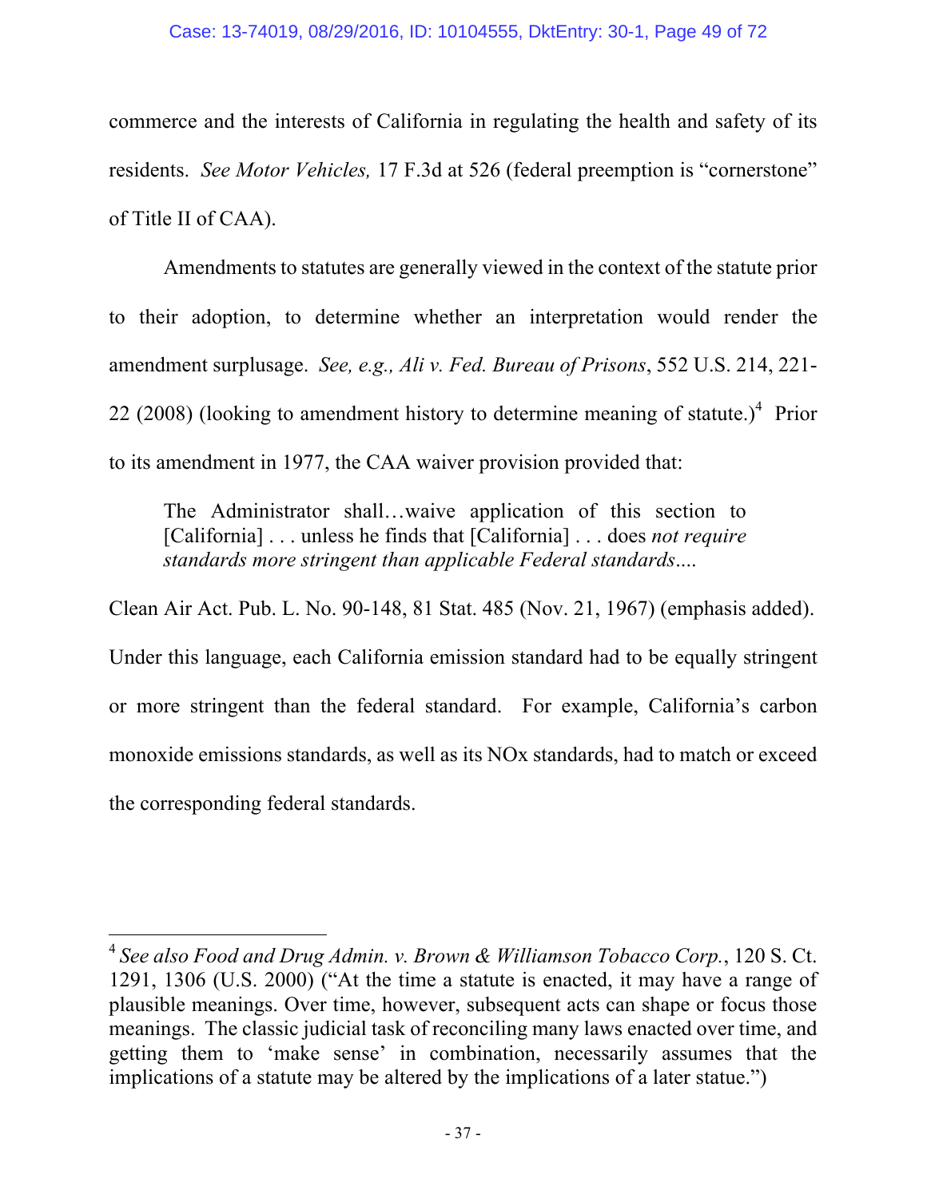commerce and the interests of California in regulating the health and safety of its residents. *See Motor Vehicles,* 17 F.3d at 526 (federal preemption is "cornerstone" of Title II of CAA).

Amendments to statutes are generally viewed in the context of the statute prior to their adoption, to determine whether an interpretation would render the amendment surplusage. *See, e.g., Ali v. Fed. Bureau of Prisons*, 552 U.S. 214, 221-22 (2008) (looking to amendment history to determine meaning of statute.)[4] Prior to its amendment in 1977, the CAA waiver provision provided that:

> The Administrator shall…waive application of this section to [California] . . . unless he finds that [California] . . . does *not require standards more stringent than applicable Federal standards*….

Clean Air Act. Pub. L. No. 90-148, 81 Stat. 485 (Nov. 21, 1967) (emphasis added). Under this language, each California emission standard had to be equally stringent or more stringent than the federal standard. For example, California's carbon monoxide emissions standards, as well as its NOx standards, had to match or exceed the corresponding federal standards.

---

[4] *See also Food and Drug Admin. v. Brown & Williamson Tobacco Corp.*, 120 S. Ct. 1291, 1306 (U.S. 2000) ("At the time a statute is enacted, it may have a range of plausible meanings. Over time, however, subsequent acts can shape or focus those meanings. The classic judicial task of reconciling many laws enacted over time, and getting them to 'make sense' in combination, necessarily assumes that the implications of a statute may be altered by the implications of a later statue.")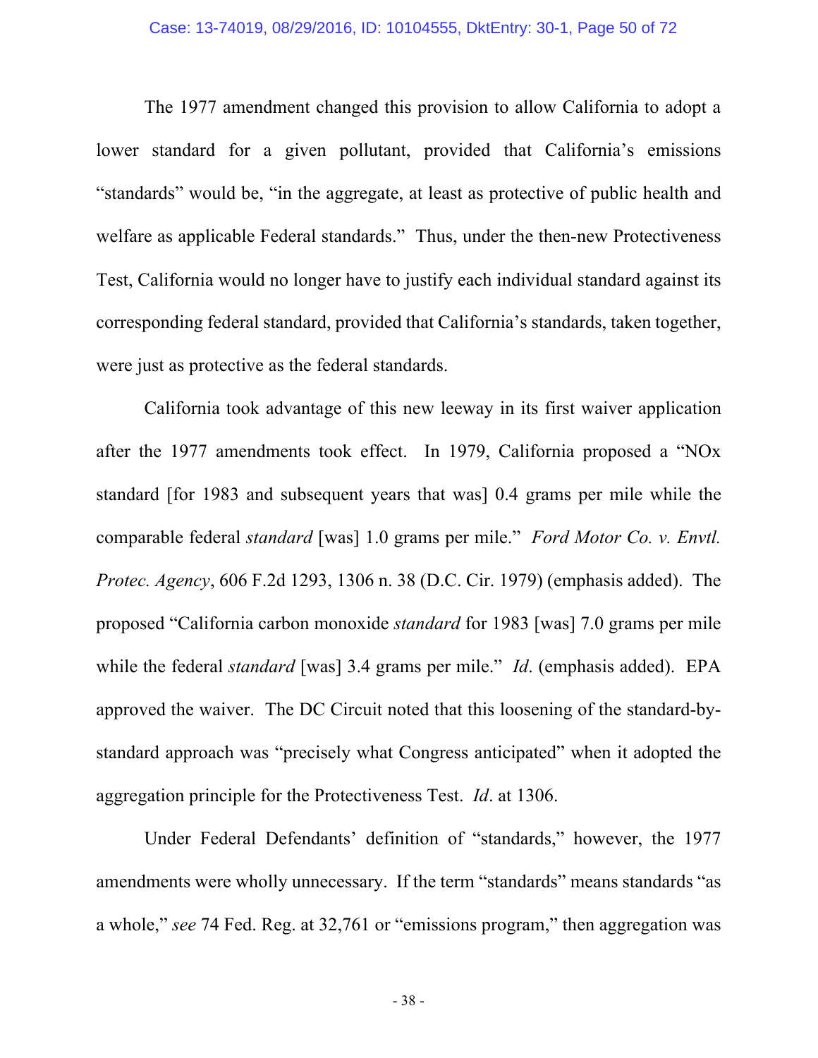The 1977 amendment changed this provision to allow California to adopt a lower standard for a given pollutant, provided that California's emissions "standards" would be, "in the aggregate, at least as protective of public health and welfare as applicable Federal standards." Thus, under the then-new Protectiveness Test, California would no longer have to justify each individual standard against its corresponding federal standard, provided that California's standards, taken together, were just as protective as the federal standards.

California took advantage of this new leeway in its first waiver application after the 1977 amendments took effect. In 1979, California proposed a "NOx standard [for 1983 and subsequent years that was] 0.4 grams per mile while the comparable federal *standard* [was] 1.0 grams per mile." *Ford Motor Co. v. Envtl. Protec. Agency*, 606 F.2d 1293, 1306 n. 38 (D.C. Cir. 1979) (emphasis added). The proposed "California carbon monoxide *standard* for 1983 [was] 7.0 grams per mile while the federal *standard* [was] 3.4 grams per mile." *Id*. (emphasis added). EPA approved the waiver. The DC Circuit noted that this loosening of the standard-by-standard approach was "precisely what Congress anticipated" when it adopted the aggregation principle for the Protectiveness Test. *Id*. at 1306.

Under Federal Defendants' definition of "standards," however, the 1977 amendments were wholly unnecessary. If the term "standards" means standards "as a whole," *see* 74 Fed. Reg. at 32,761 or "emissions program," then aggregation was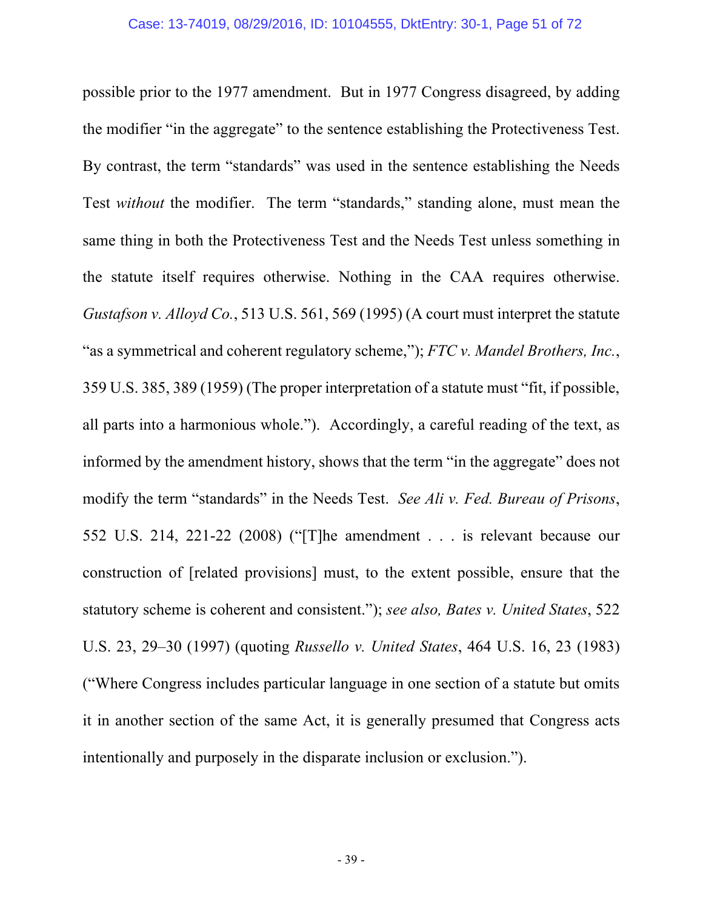possible prior to the 1977 amendment. But in 1977 Congress disagreed, by adding the modifier "in the aggregate" to the sentence establishing the Protectiveness Test. By contrast, the term "standards" was used in the sentence establishing the Needs Test *without* the modifier. The term "standards," standing alone, must mean the same thing in both the Protectiveness Test and the Needs Test unless something in the statute itself requires otherwise. Nothing in the CAA requires otherwise. *Gustafson v. Alloyd Co.*, 513 U.S. 561, 569 (1995) (A court must interpret the statute "as a symmetrical and coherent regulatory scheme,"); *FTC v. Mandel Brothers, Inc.*, 359 U.S. 385, 389 (1959) (The proper interpretation of a statute must "fit, if possible, all parts into a harmonious whole."). Accordingly, a careful reading of the text, as informed by the amendment history, shows that the term "in the aggregate" does not modify the term "standards" in the Needs Test. *See Ali v. Fed. Bureau of Prisons*, 552 U.S. 214, 221-22 (2008) ("[T]he amendment . . . is relevant because our construction of [related provisions] must, to the extent possible, ensure that the statutory scheme is coherent and consistent."); *see also, Bates v. United States*, 522 U.S. 23, 29–30 (1997) (quoting *Russello v. United States*, 464 U.S. 16, 23 (1983) ("Where Congress includes particular language in one section of a statute but omits it in another section of the same Act, it is generally presumed that Congress acts intentionally and purposely in the disparate inclusion or exclusion.").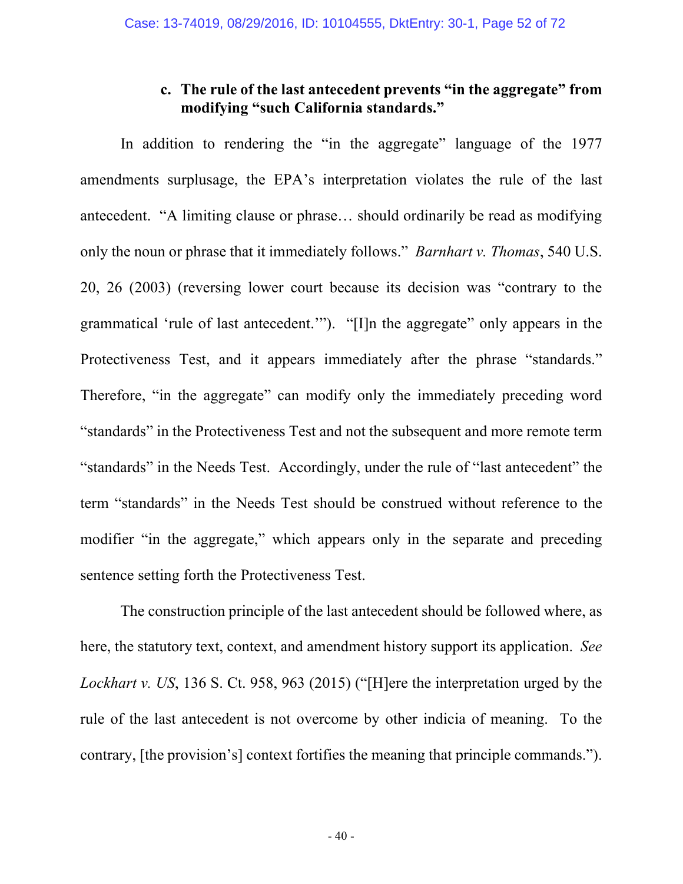#### c. The rule of the last antecedent prevents "in the aggregate" from modifying "such California standards."

In addition to rendering the "in the aggregate" language of the 1977 amendments surplusage, the EPA's interpretation violates the rule of the last antecedent. "A limiting clause or phrase… should ordinarily be read as modifying only the noun or phrase that it immediately follows." *Barnhart v. Thomas*, 540 U.S. 20, 26 (2003) (reversing lower court because its decision was "contrary to the grammatical 'rule of last antecedent.'"). "[I]n the aggregate" only appears in the Protectiveness Test, and it appears immediately after the phrase "standards." Therefore, "in the aggregate" can modify only the immediately preceding word "standards" in the Protectiveness Test and not the subsequent and more remote term "standards" in the Needs Test. Accordingly, under the rule of "last antecedent" the term "standards" in the Needs Test should be construed without reference to the modifier "in the aggregate," which appears only in the separate and preceding sentence setting forth the Protectiveness Test.

The construction principle of the last antecedent should be followed where, as here, the statutory text, context, and amendment history support its application. *See Lockhart v. US*, 136 S. Ct. 958, 963 (2015) ("[H]ere the interpretation urged by the rule of the last antecedent is not overcome by other indicia of meaning. To the contrary, [the provision's] context fortifies the meaning that principle commands.").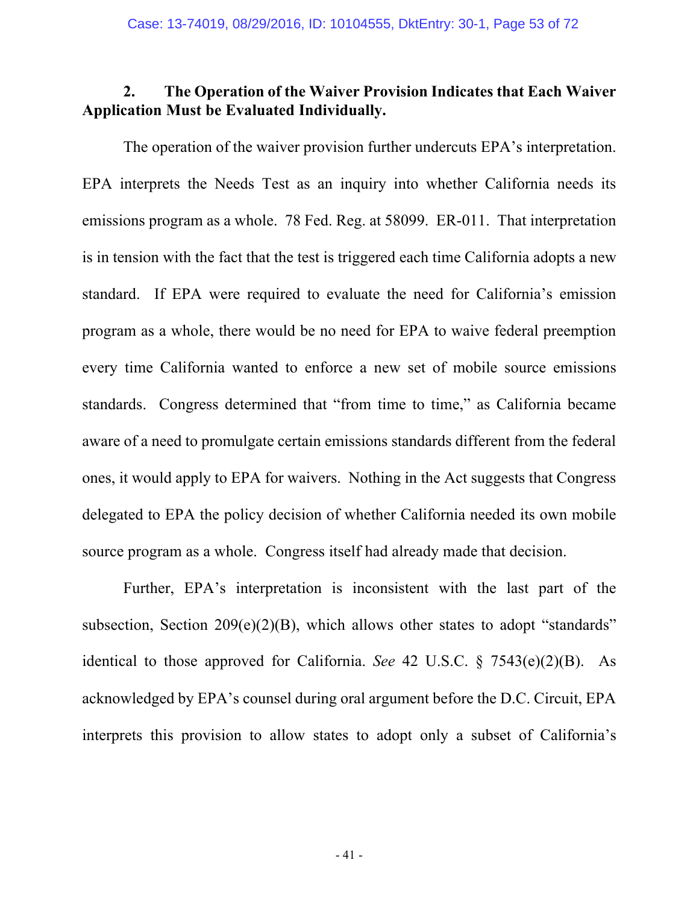### 2. The Operation of the Waiver Provision Indicates that Each Waiver Application Must be Evaluated Individually.

The operation of the waiver provision further undercuts EPA's interpretation. EPA interprets the Needs Test as an inquiry into whether California needs its emissions program as a whole. 78 Fed. Reg. at 58099. ER-011. That interpretation is in tension with the fact that the test is triggered each time California adopts a new standard. If EPA were required to evaluate the need for California's emission program as a whole, there would be no need for EPA to waive federal preemption every time California wanted to enforce a new set of mobile source emissions standards. Congress determined that "from time to time," as California became aware of a need to promulgate certain emissions standards different from the federal ones, it would apply to EPA for waivers. Nothing in the Act suggests that Congress delegated to EPA the policy decision of whether California needed its own mobile source program as a whole. Congress itself had already made that decision.

Further, EPA's interpretation is inconsistent with the last part of the subsection, Section 209(e)(2)(B), which allows other states to adopt "standards" identical to those approved for California. *See* 42 U.S.C. § 7543(e)(2)(B). As acknowledged by EPA's counsel during oral argument before the D.C. Circuit, EPA interprets this provision to allow states to adopt only a subset of California's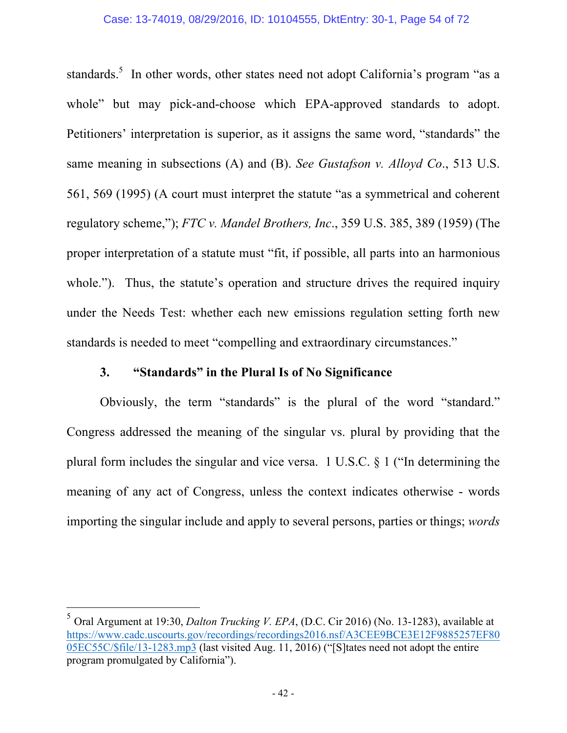standards.[5] In other words, other states need not adopt California's program "as a whole" but may pick-and-choose which EPA-approved standards to adopt. Petitioners' interpretation is superior, as it assigns the same word, "standards" the same meaning in subsections (A) and (B). *See Gustafson v. Alloyd Co*., 513 U.S. 561, 569 (1995) (A court must interpret the statute "as a symmetrical and coherent regulatory scheme,"); *FTC v. Mandel Brothers, Inc*., 359 U.S. 385, 389 (1959) (The proper interpretation of a statute must "fit, if possible, all parts into an harmonious whole."). Thus, the statute's operation and structure drives the required inquiry under the Needs Test: whether each new emissions regulation setting forth new standards is needed to meet "compelling and extraordinary circumstances."

### 3. "Standards" in the Plural Is of No Significance

Obviously, the term "standards" is the plural of the word "standard." Congress addressed the meaning of the singular vs. plural by providing that the plural form includes the singular and vice versa. 1 U.S.C. § 1 ("In determining the meaning of any act of Congress, unless the context indicates otherwise - words importing the singular include and apply to several persons, parties or things; *words*

---

[5] Oral Argument at 19:30, *Dalton Trucking V. EPA*, (D.C. Cir 2016) (No. 13-1283), available at https://www.cadc.uscourts.gov/recordings/recordings2016.nsf/A3CEE9BCE3E12F9885257EF8005EC55C/$file/13-1283.mp3 (last visited Aug. 11, 2016) ("[S]tates need not adopt the entire program promulgated by California").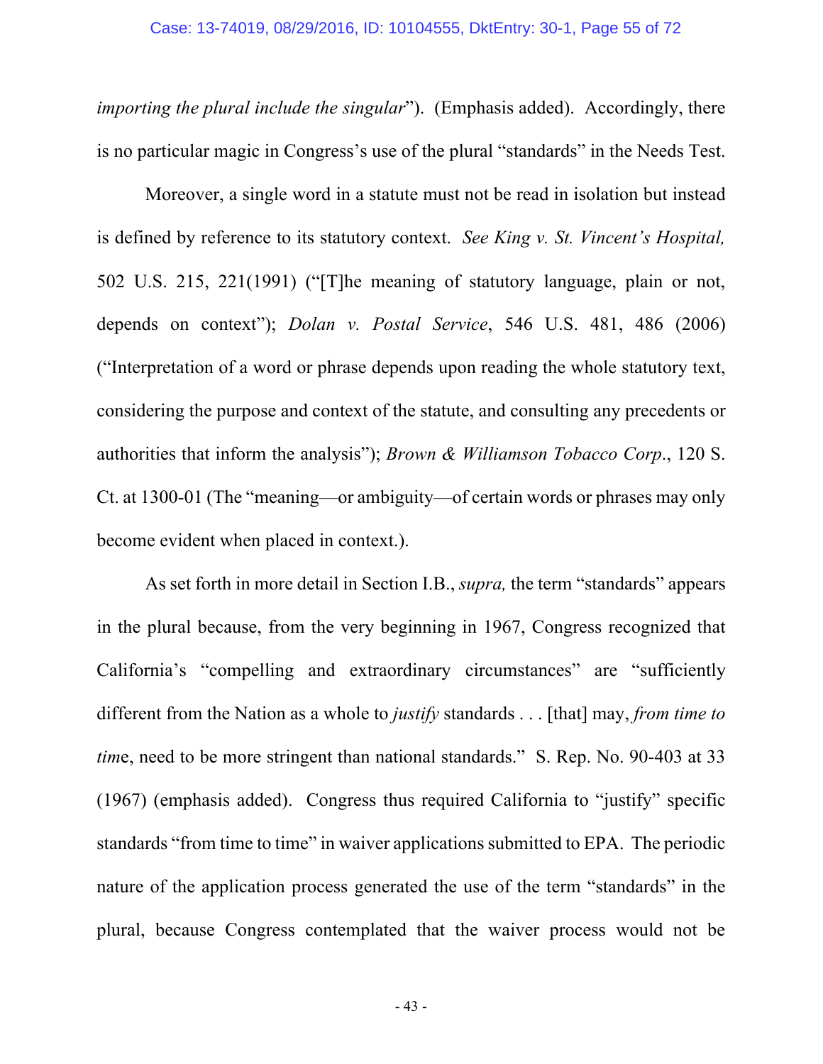*importing the plural include the singular*"). (Emphasis added). Accordingly, there is no particular magic in Congress's use of the plural "standards" in the Needs Test.

Moreover, a single word in a statute must not be read in isolation but instead is defined by reference to its statutory context. *See King v. St. Vincent's Hospital,* 502 U.S. 215, 221(1991) ("[T]he meaning of statutory language, plain or not, depends on context"); *Dolan v. Postal Service*, 546 U.S. 481, 486 (2006) ("Interpretation of a word or phrase depends upon reading the whole statutory text, considering the purpose and context of the statute, and consulting any precedents or authorities that inform the analysis"); *Brown & Williamson Tobacco Corp*., 120 S. Ct. at 1300-01 (The "meaning—or ambiguity—of certain words or phrases may only become evident when placed in context.).

As set forth in more detail in Section I.B., *supra,* the term "standards" appears in the plural because, from the very beginning in 1967, Congress recognized that California's "compelling and extraordinary circumstances" are "sufficiently different from the Nation as a whole to *justify* standards . . . [that] may, *from time to time*, need to be more stringent than national standards." S. Rep. No. 90-403 at 33 (1967) (emphasis added). Congress thus required California to "justify" specific standards "from time to time" in waiver applications submitted to EPA. The periodic nature of the application process generated the use of the term "standards" in the plural, because Congress contemplated that the waiver process would not be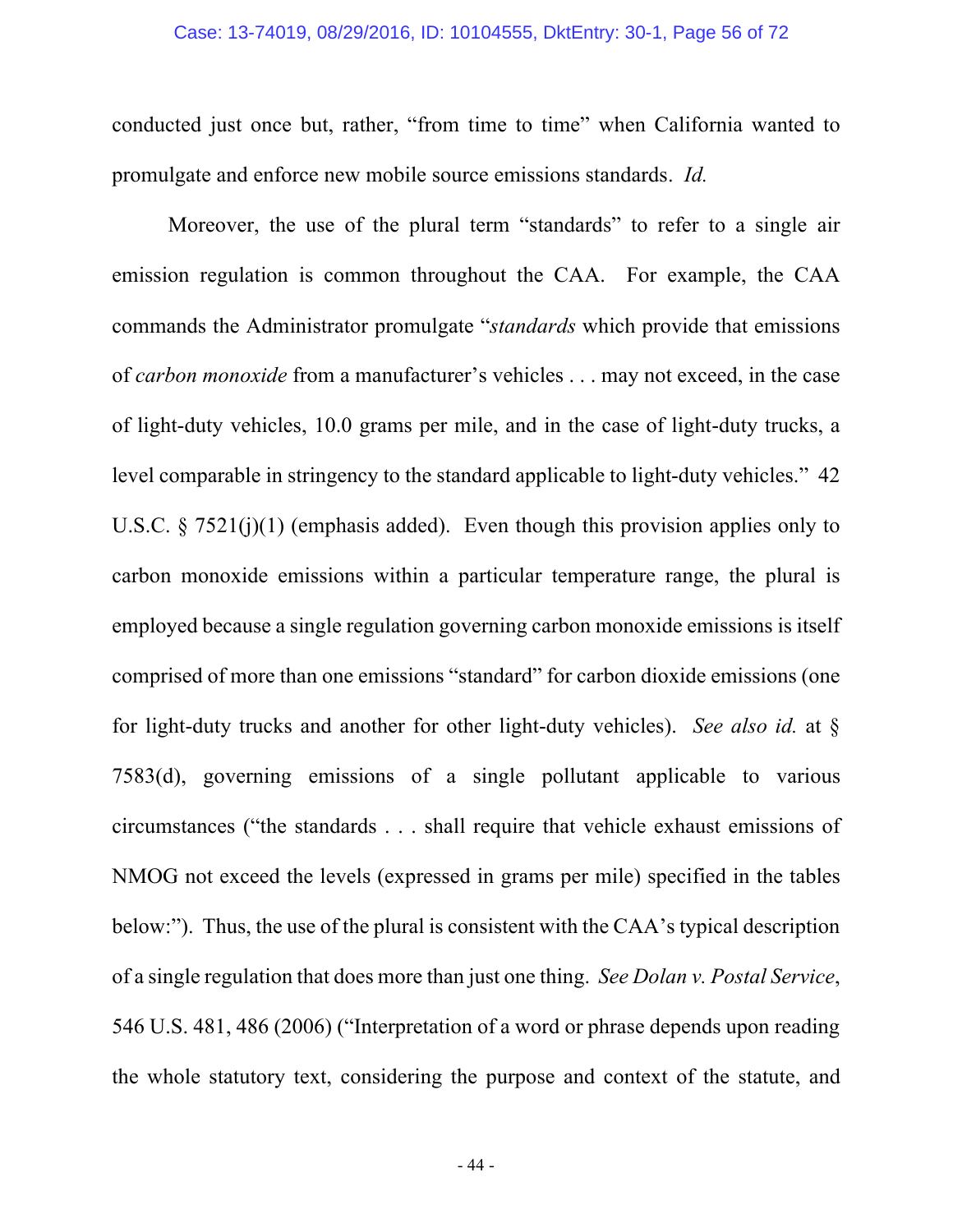conducted just once but, rather, "from time to time" when California wanted to promulgate and enforce new mobile source emissions standards. *Id.*

Moreover, the use of the plural term "standards" to refer to a single air emission regulation is common throughout the CAA. For example, the CAA commands the Administrator promulgate "*standards* which provide that emissions of *carbon monoxide* from a manufacturer's vehicles . . . may not exceed, in the case of light-duty vehicles, 10.0 grams per mile, and in the case of light-duty trucks, a level comparable in stringency to the standard applicable to light-duty vehicles." 42 U.S.C. § 7521(j)(1) (emphasis added). Even though this provision applies only to carbon monoxide emissions within a particular temperature range, the plural is employed because a single regulation governing carbon monoxide emissions is itself comprised of more than one emissions "standard" for carbon dioxide emissions (one for light-duty trucks and another for other light-duty vehicles). *See also id.* at § 7583(d), governing emissions of a single pollutant applicable to various circumstances ("the standards . . . shall require that vehicle exhaust emissions of NMOG not exceed the levels (expressed in grams per mile) specified in the tables below:"). Thus, the use of the plural is consistent with the CAA's typical description of a single regulation that does more than just one thing. *See Dolan v. Postal Service*, 546 U.S. 481, 486 (2006) ("Interpretation of a word or phrase depends upon reading the whole statutory text, considering the purpose and context of the statute, and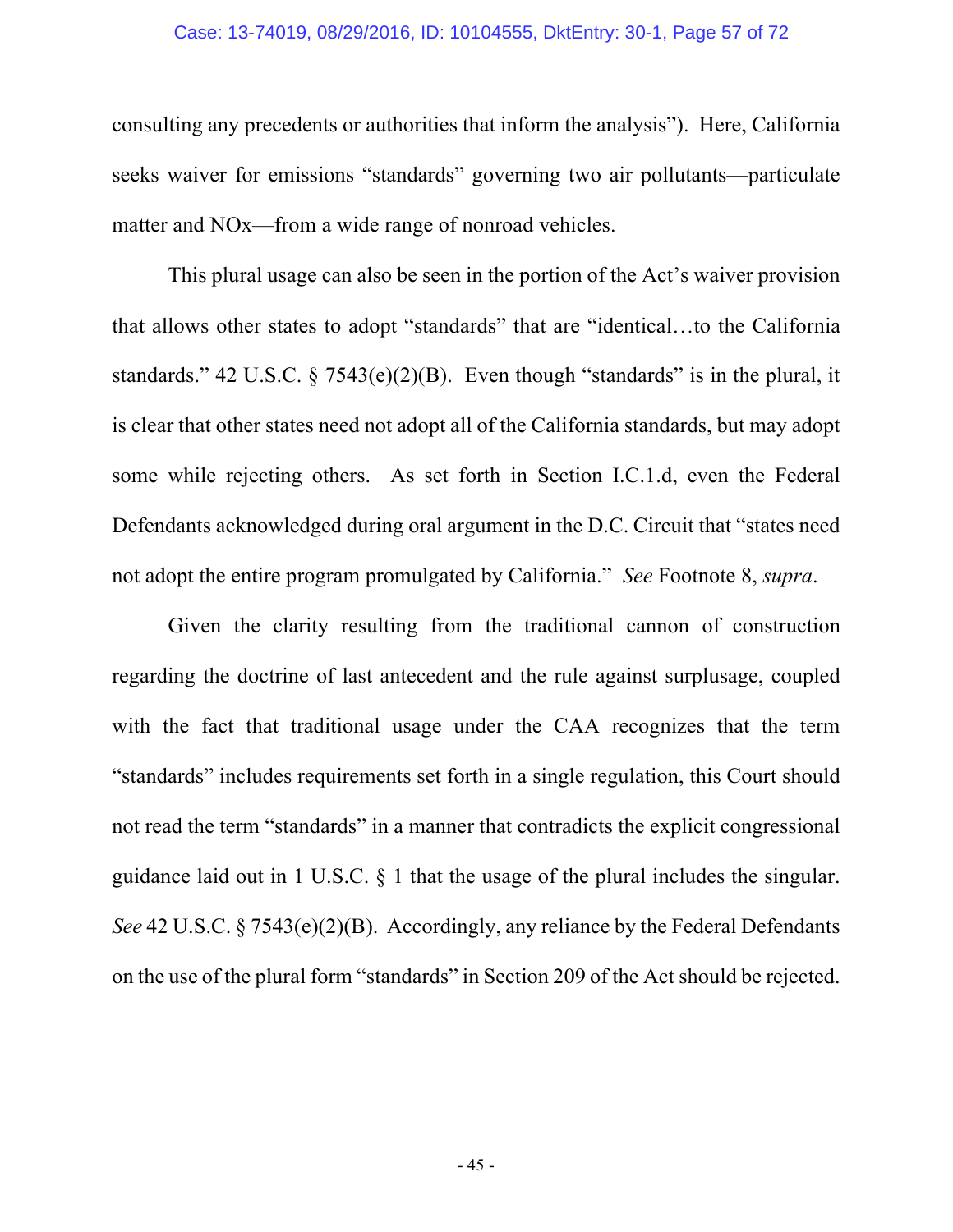consulting any precedents or authorities that inform the analysis"). Here, California seeks waiver for emissions "standards" governing two air pollutants—particulate matter and NOx—from a wide range of nonroad vehicles.

This plural usage can also be seen in the portion of the Act's waiver provision that allows other states to adopt "standards" that are "identical…to the California standards." 42 U.S.C. § 7543(e)(2)(B). Even though "standards" is in the plural, it is clear that other states need not adopt all of the California standards, but may adopt some while rejecting others. As set forth in Section I.C.1.d, even the Federal Defendants acknowledged during oral argument in the D.C. Circuit that "states need not adopt the entire program promulgated by California." *See* Footnote 8, *supra*.

Given the clarity resulting from the traditional cannon of construction regarding the doctrine of last antecedent and the rule against surplusage, coupled with the fact that traditional usage under the CAA recognizes that the term "standards" includes requirements set forth in a single regulation, this Court should not read the term "standards" in a manner that contradicts the explicit congressional guidance laid out in 1 U.S.C. § 1 that the usage of the plural includes the singular. *See* 42 U.S.C. § 7543(e)(2)(B). Accordingly, any reliance by the Federal Defendants on the use of the plural form "standards" in Section 209 of the Act should be rejected.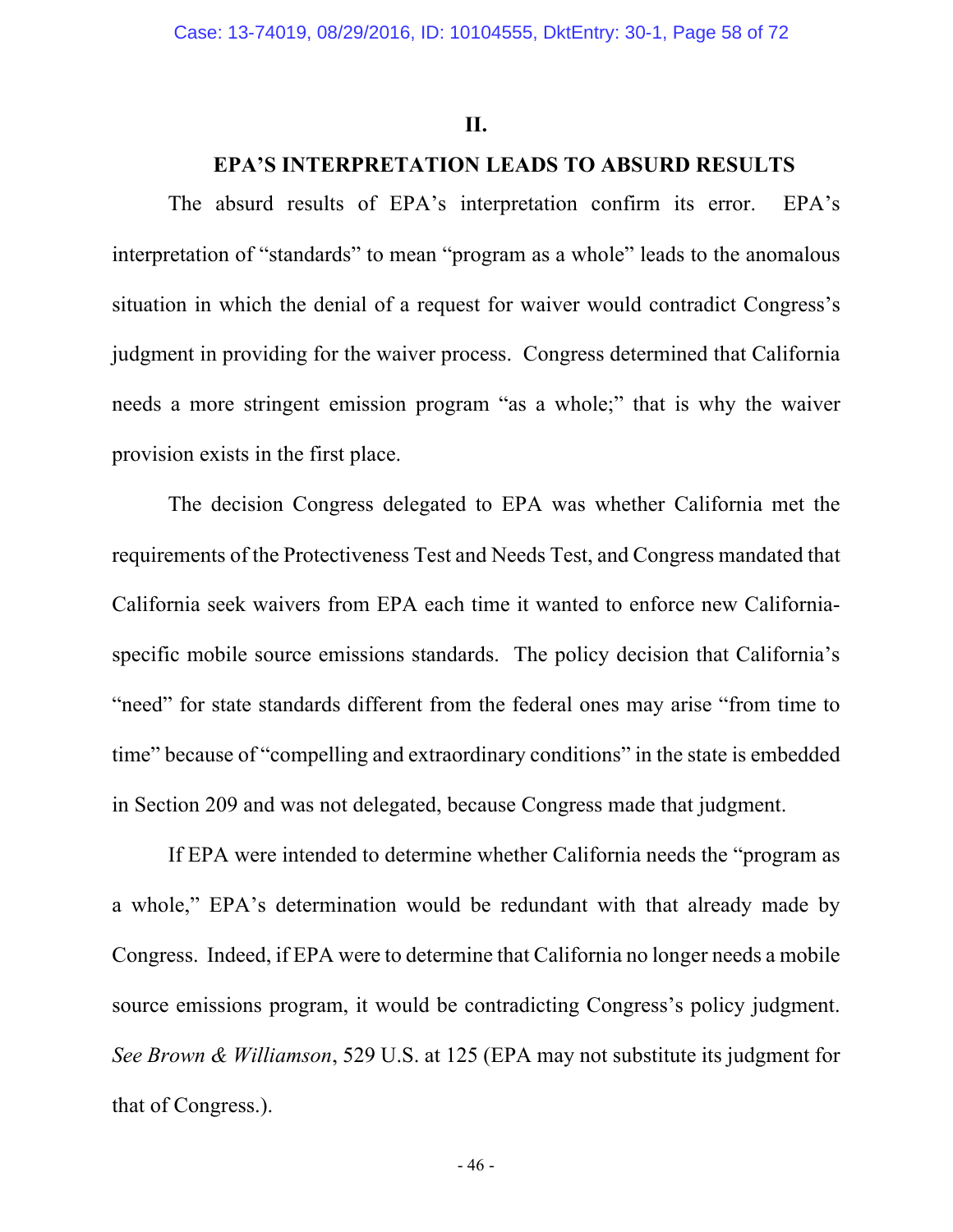## II.

## EPA'S INTERPRETATION LEADS TO ABSURD RESULTS

The absurd results of EPA's interpretation confirm its error. EPA's interpretation of "standards" to mean "program as a whole" leads to the anomalous situation in which the denial of a request for waiver would contradict Congress's judgment in providing for the waiver process. Congress determined that California needs a more stringent emission program "as a whole;" that is why the waiver provision exists in the first place.

The decision Congress delegated to EPA was whether California met the requirements of the Protectiveness Test and Needs Test, and Congress mandated that California seek waivers from EPA each time it wanted to enforce new California-specific mobile source emissions standards. The policy decision that California's "need" for state standards different from the federal ones may arise "from time to time" because of "compelling and extraordinary conditions" in the state is embedded in Section 209 and was not delegated, because Congress made that judgment.

If EPA were intended to determine whether California needs the "program as a whole," EPA's determination would be redundant with that already made by Congress. Indeed, if EPA were to determine that California no longer needs a mobile source emissions program, it would be contradicting Congress's policy judgment. *See Brown & Williamson*, 529 U.S. at 125 (EPA may not substitute its judgment for that of Congress.).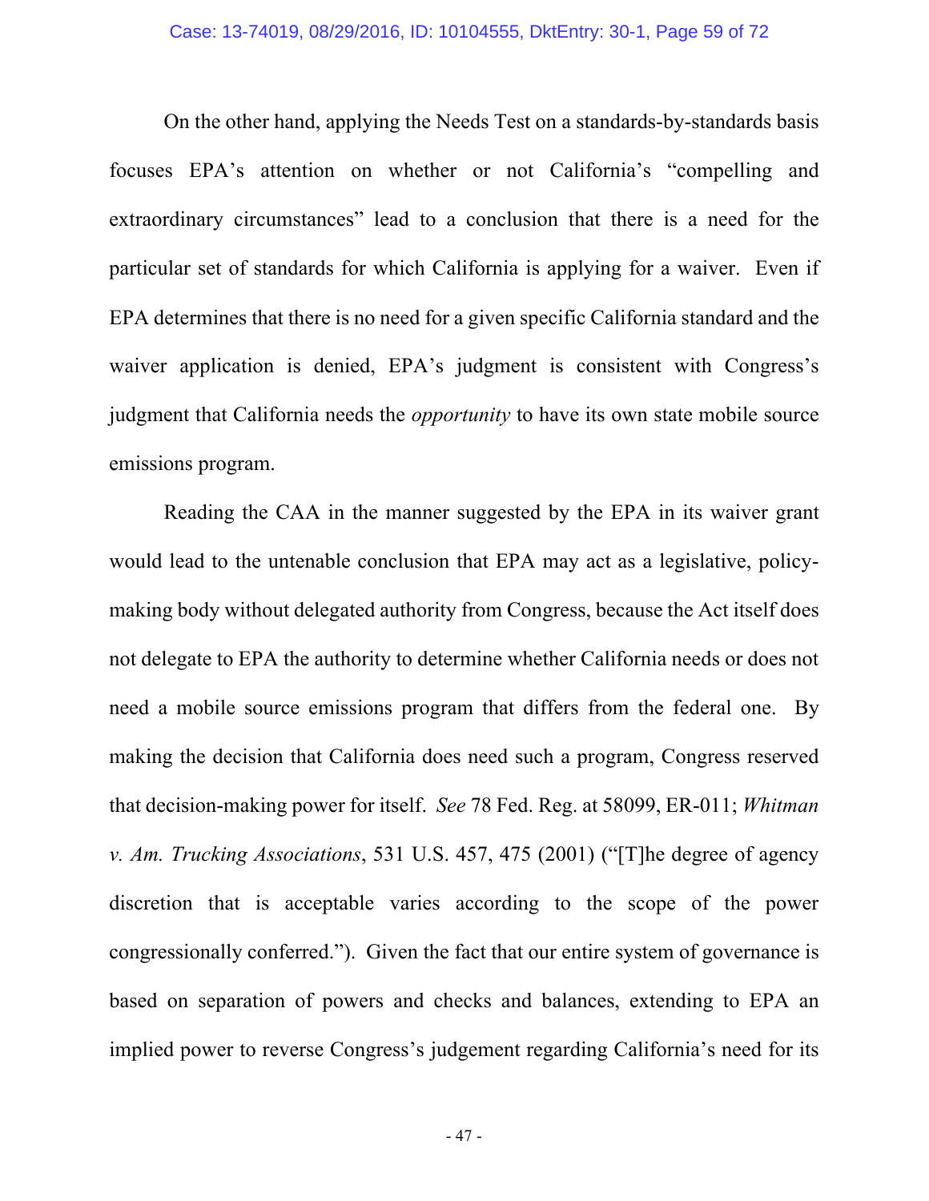On the other hand, applying the Needs Test on a standards-by-standards basis focuses EPA's attention on whether or not California's "compelling and extraordinary circumstances" lead to a conclusion that there is a need for the particular set of standards for which California is applying for a waiver. Even if EPA determines that there is no need for a given specific California standard and the waiver application is denied, EPA's judgment is consistent with Congress's judgment that California needs the *opportunity* to have its own state mobile source emissions program.

Reading the CAA in the manner suggested by the EPA in its waiver grant would lead to the untenable conclusion that EPA may act as a legislative, policy-making body without delegated authority from Congress, because the Act itself does not delegate to EPA the authority to determine whether California needs or does not need a mobile source emissions program that differs from the federal one. By making the decision that California does need such a program, Congress reserved that decision-making power for itself. *See* 78 Fed. Reg. at 58099, ER-011; *Whitman v. Am. Trucking Associations*, 531 U.S. 457, 475 (2001) ("[T]he degree of agency discretion that is acceptable varies according to the scope of the power congressionally conferred."). Given the fact that our entire system of governance is based on separation of powers and checks and balances, extending to EPA an implied power to reverse Congress's judgement regarding California's need for its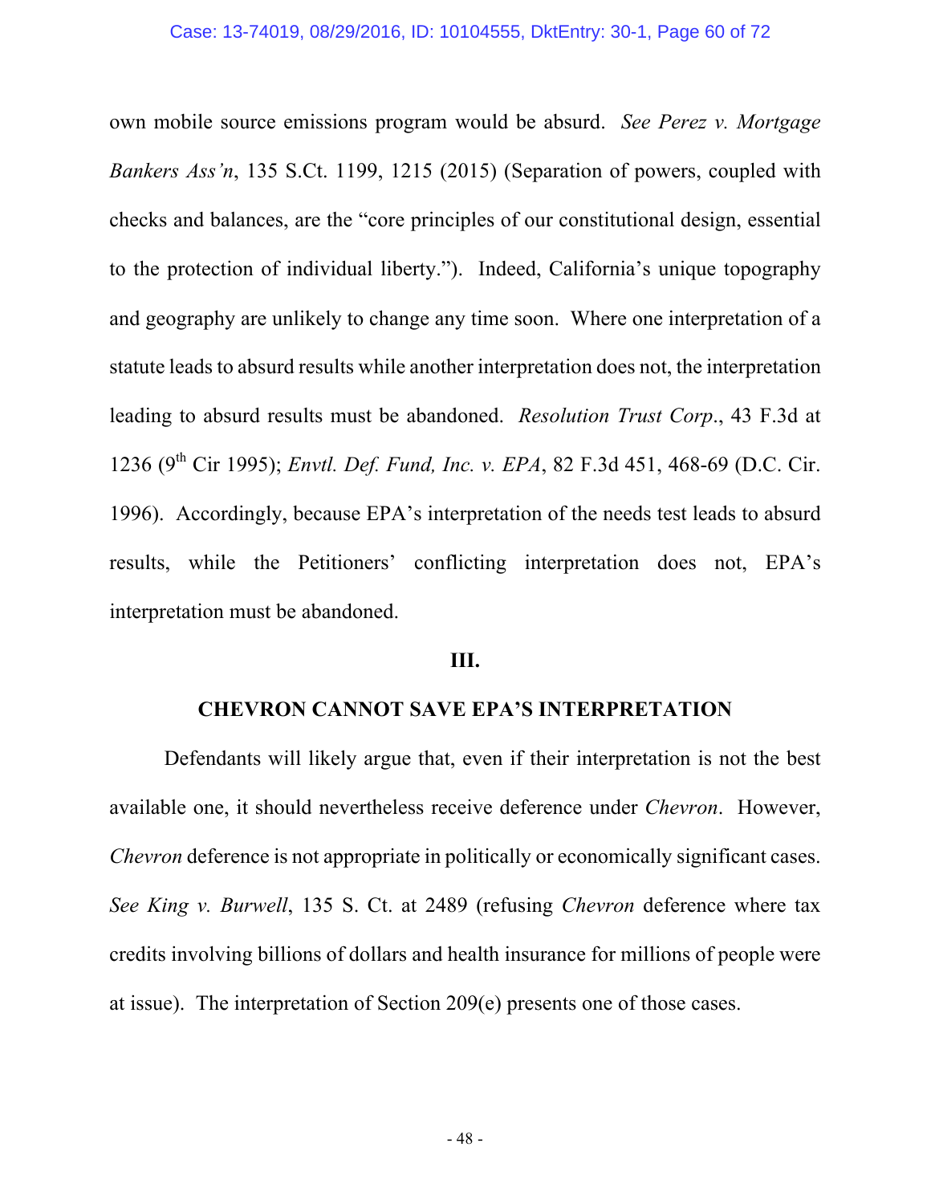own mobile source emissions program would be absurd. *See Perez v. Mortgage Bankers Ass'n*, 135 S.Ct. 1199, 1215 (2015) (Separation of powers, coupled with checks and balances, are the "core principles of our constitutional design, essential to the protection of individual liberty."). Indeed, California's unique topography and geography are unlikely to change any time soon. Where one interpretation of a statute leads to absurd results while another interpretation does not, the interpretation leading to absurd results must be abandoned. *Resolution Trust Corp*., 43 F.3d at 1236 (9th Cir 1995); *Envtl. Def. Fund, Inc. v. EPA*, 82 F.3d 451, 468-69 (D.C. Cir. 1996). Accordingly, because EPA's interpretation of the needs test leads to absurd results, while the Petitioners' conflicting interpretation does not, EPA's interpretation must be abandoned.

## III.

## CHEVRON CANNOT SAVE EPA'S INTERPRETATION

Defendants will likely argue that, even if their interpretation is not the best available one, it should nevertheless receive deference under *Chevron*. However, *Chevron* deference is not appropriate in politically or economically significant cases. *See King v. Burwell*, 135 S. Ct. at 2489 (refusing *Chevron* deference where tax credits involving billions of dollars and health insurance for millions of people were at issue). The interpretation of Section 209(e) presents one of those cases.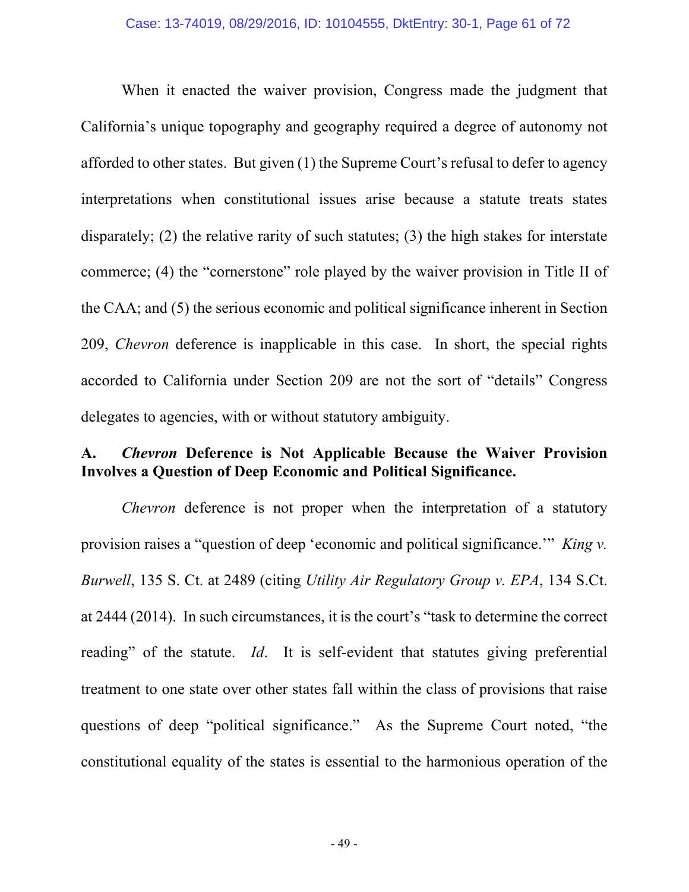When it enacted the waiver provision, Congress made the judgment that California's unique topography and geography required a degree of autonomy not afforded to other states. But given (1) the Supreme Court's refusal to defer to agency interpretations when constitutional issues arise because a statute treats states disparately; (2) the relative rarity of such statutes; (3) the high stakes for interstate commerce; (4) the "cornerstone" role played by the waiver provision in Title II of the CAA; and (5) the serious economic and political significance inherent in Section 209, *Chevron* deference is inapplicable in this case. In short, the special rights accorded to California under Section 209 are not the sort of "details" Congress delegates to agencies, with or without statutory ambiguity.

### A. *Chevron* Deference is Not Applicable Because the Waiver Provision Involves a Question of Deep Economic and Political Significance.

*Chevron* deference is not proper when the interpretation of a statutory provision raises a "question of deep 'economic and political significance.'" *King v. Burwell*, 135 S. Ct. at 2489 (citing *Utility Air Regulatory Group v. EPA*, 134 S.Ct. at 2444 (2014). In such circumstances, it is the court's "task to determine the correct reading" of the statute. *Id*. It is self-evident that statutes giving preferential treatment to one state over other states fall within the class of provisions that raise questions of deep "political significance." As the Supreme Court noted, "the constitutional equality of the states is essential to the harmonious operation of the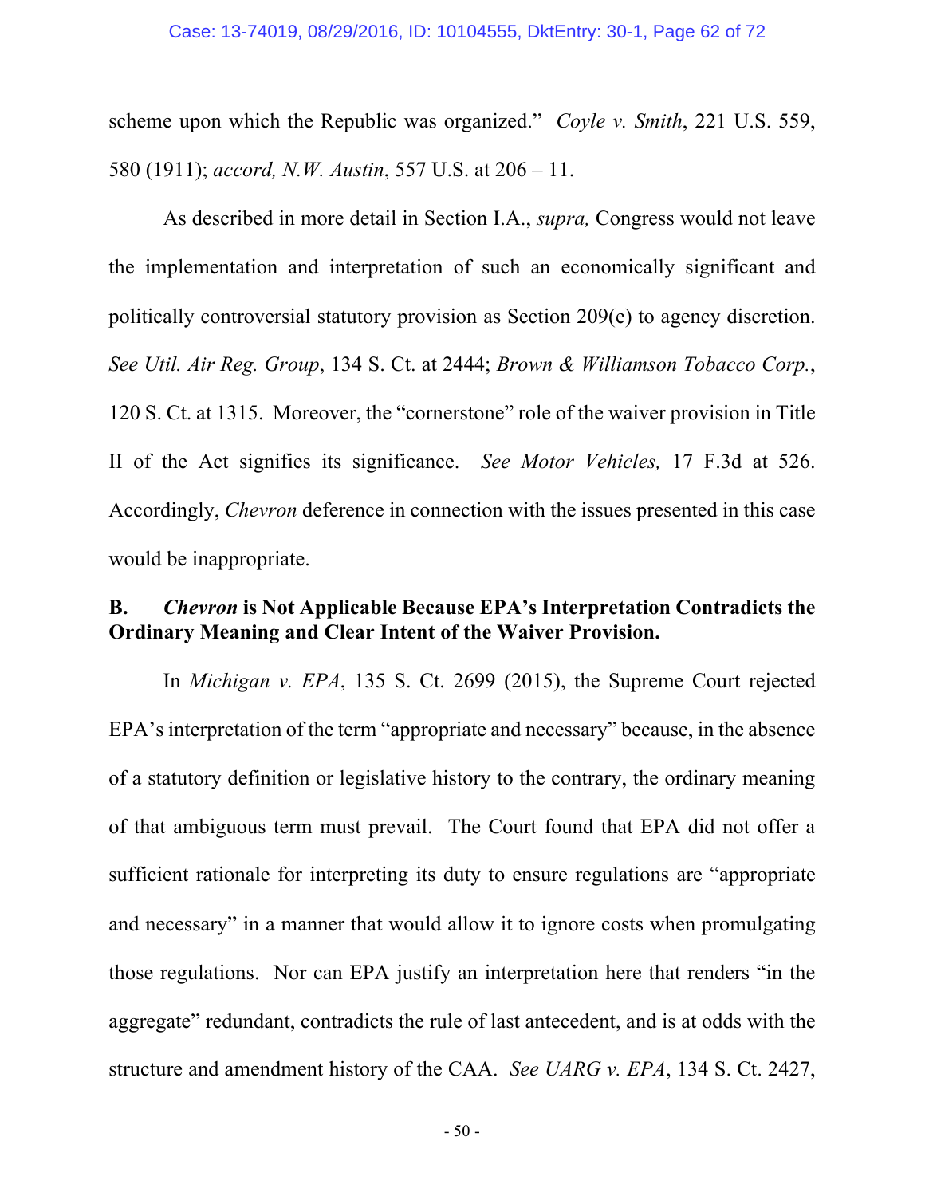scheme upon which the Republic was organized." *Coyle v. Smith*, 221 U.S. 559, 580 (1911); *accord, N.W. Austin*, 557 U.S. at 206 – 11.

As described in more detail in Section I.A., *supra,* Congress would not leave the implementation and interpretation of such an economically significant and politically controversial statutory provision as Section 209(e) to agency discretion. *See Util. Air Reg. Group*, 134 S. Ct. at 2444; *Brown & Williamson Tobacco Corp.*, 120 S. Ct. at 1315. Moreover, the "cornerstone" role of the waiver provision in Title II of the Act signifies its significance. *See Motor Vehicles,* 17 F.3d at 526. Accordingly, *Chevron* deference in connection with the issues presented in this case would be inappropriate.

### B. *Chevron* is Not Applicable Because EPA's Interpretation Contradicts the Ordinary Meaning and Clear Intent of the Waiver Provision.

In *Michigan v. EPA*, 135 S. Ct. 2699 (2015), the Supreme Court rejected EPA's interpretation of the term "appropriate and necessary" because, in the absence of a statutory definition or legislative history to the contrary, the ordinary meaning of that ambiguous term must prevail. The Court found that EPA did not offer a sufficient rationale for interpreting its duty to ensure regulations are "appropriate and necessary" in a manner that would allow it to ignore costs when promulgating those regulations. Nor can EPA justify an interpretation here that renders "in the aggregate" redundant, contradicts the rule of last antecedent, and is at odds with the structure and amendment history of the CAA. *See UARG v. EPA*, 134 S. Ct. 2427,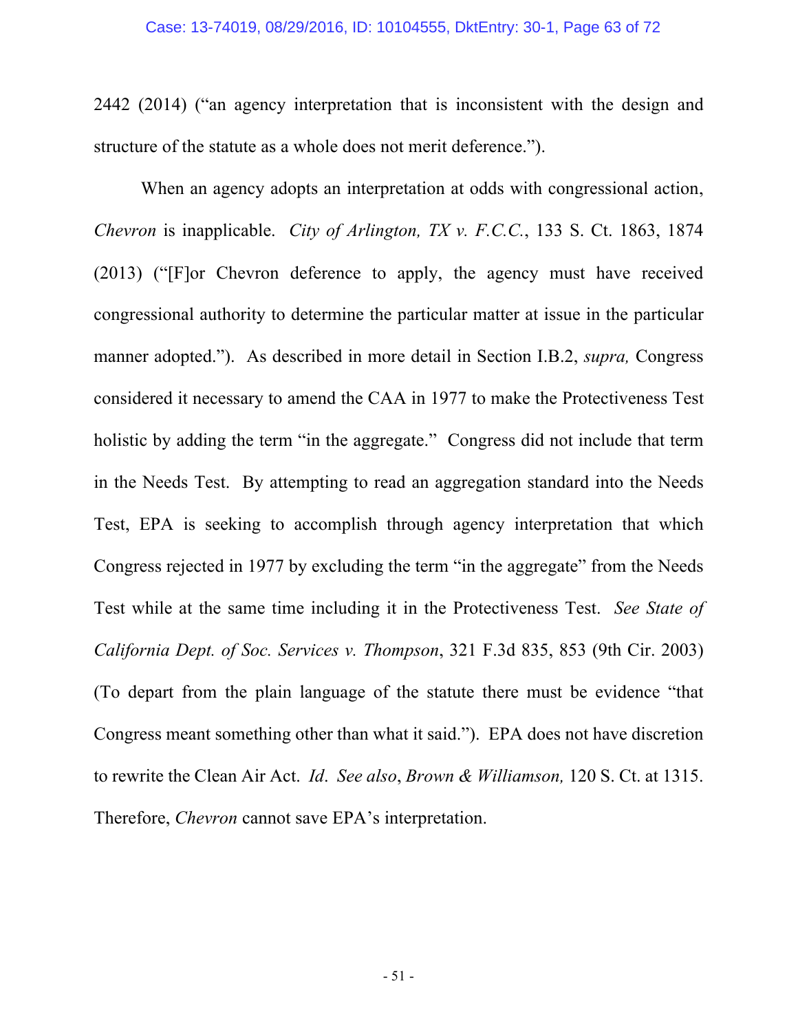2442 (2014) ("an agency interpretation that is inconsistent with the design and structure of the statute as a whole does not merit deference.").

When an agency adopts an interpretation at odds with congressional action, *Chevron* is inapplicable. *City of Arlington, TX v. F.C.C.*, 133 S. Ct. 1863, 1874 (2013) ("[F]or Chevron deference to apply, the agency must have received congressional authority to determine the particular matter at issue in the particular manner adopted."). As described in more detail in Section I.B.2, *supra,* Congress considered it necessary to amend the CAA in 1977 to make the Protectiveness Test holistic by adding the term "in the aggregate." Congress did not include that term in the Needs Test. By attempting to read an aggregation standard into the Needs Test, EPA is seeking to accomplish through agency interpretation that which Congress rejected in 1977 by excluding the term "in the aggregate" from the Needs Test while at the same time including it in the Protectiveness Test. *See State of California Dept. of Soc. Services v. Thompson*, 321 F.3d 835, 853 (9th Cir. 2003) (To depart from the plain language of the statute there must be evidence "that Congress meant something other than what it said."). EPA does not have discretion to rewrite the Clean Air Act. *Id*. *See also*, *Brown & Williamson,* 120 S. Ct. at 1315. Therefore, *Chevron* cannot save EPA's interpretation.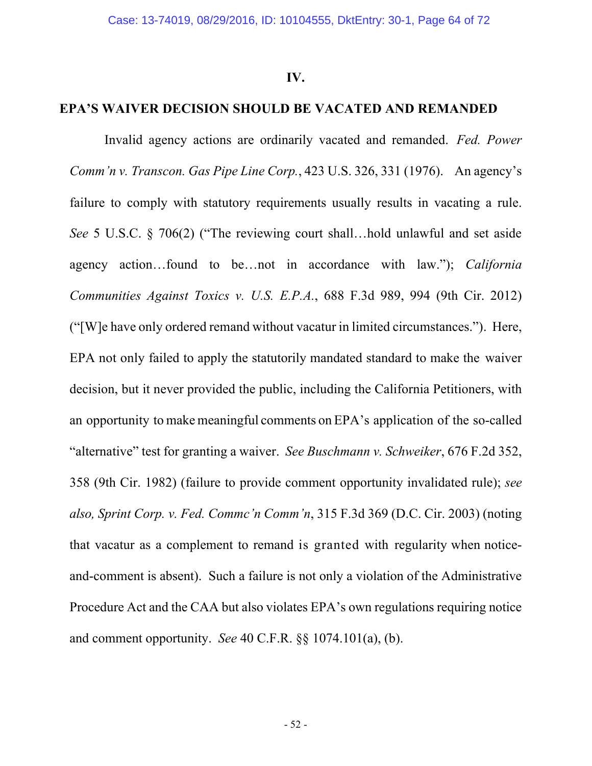## IV.

## EPA'S WAIVER DECISION SHOULD BE VACATED AND REMANDED

Invalid agency actions are ordinarily vacated and remanded. *Fed. Power Comm'n v. Transcon. Gas Pipe Line Corp.*, 423 U.S. 326, 331 (1976). An agency's failure to comply with statutory requirements usually results in vacating a rule. *See* 5 U.S.C. § 706(2) ("The reviewing court shall…hold unlawful and set aside agency action…found to be…not in accordance with law."); *California Communities Against Toxics v. U.S. E.P.A.*, 688 F.3d 989, 994 (9th Cir. 2012) ("[W]e have only ordered remand without vacatur in limited circumstances."). Here, EPA not only failed to apply the statutorily mandated standard to make the waiver decision, but it never provided the public, including the California Petitioners, with an opportunity to make meaningful comments on EPA's application of the so-called "alternative" test for granting a waiver. *See Buschmann v. Schweiker*, 676 F.2d 352, 358 (9th Cir. 1982) (failure to provide comment opportunity invalidated rule); *see also, Sprint Corp. v. Fed. Commc'n Comm'n*, 315 F.3d 369 (D.C. Cir. 2003) (noting that vacatur as a complement to remand is granted with regularity when notice-and-comment is absent). Such a failure is not only a violation of the Administrative Procedure Act and the CAA but also violates EPA's own regulations requiring notice and comment opportunity. *See* 40 C.F.R. §§ 1074.101(a), (b).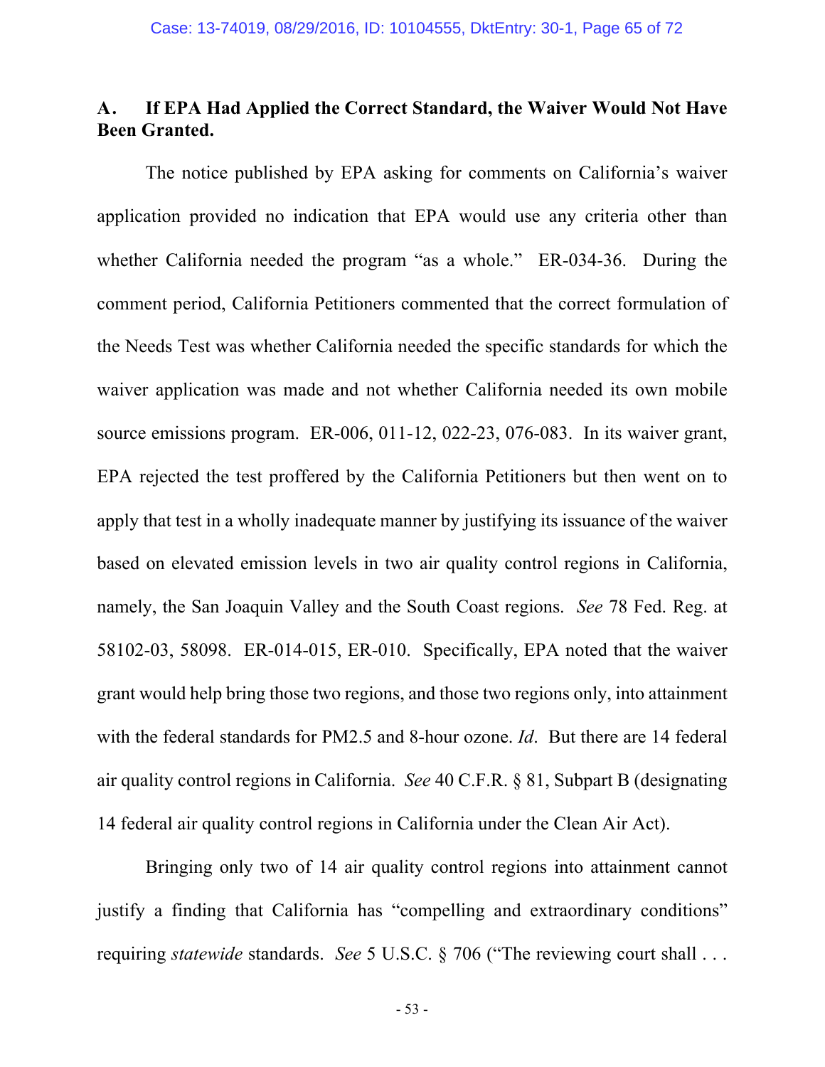### A. If EPA Had Applied the Correct Standard, the Waiver Would Not Have Been Granted.

The notice published by EPA asking for comments on California's waiver application provided no indication that EPA would use any criteria other than whether California needed the program "as a whole." ER-034-36. During the comment period, California Petitioners commented that the correct formulation of the Needs Test was whether California needed the specific standards for which the waiver application was made and not whether California needed its own mobile source emissions program. ER-006, 011-12, 022-23, 076-083. In its waiver grant, EPA rejected the test proffered by the California Petitioners but then went on to apply that test in a wholly inadequate manner by justifying its issuance of the waiver based on elevated emission levels in two air quality control regions in California, namely, the San Joaquin Valley and the South Coast regions. *See* 78 Fed. Reg. at 58102-03, 58098. ER-014-015, ER-010. Specifically, EPA noted that the waiver grant would help bring those two regions, and those two regions only, into attainment with the federal standards for PM2.5 and 8-hour ozone. *Id*. But there are 14 federal air quality control regions in California. *See* 40 C.F.R. § 81, Subpart B (designating 14 federal air quality control regions in California under the Clean Air Act).

Bringing only two of 14 air quality control regions into attainment cannot justify a finding that California has "compelling and extraordinary conditions" requiring *statewide* standards. *See* 5 U.S.C. § 706 ("The reviewing court shall . . .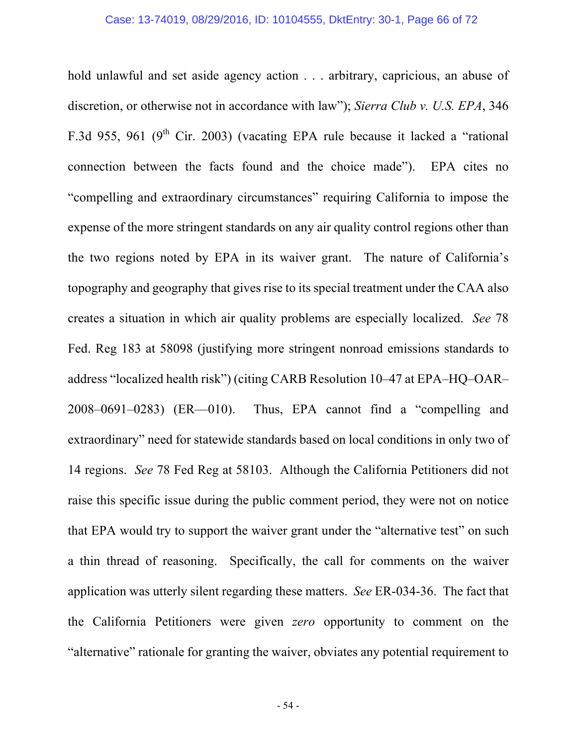hold unlawful and set aside agency action . . . arbitrary, capricious, an abuse of discretion, or otherwise not in accordance with law"); *Sierra Club v. U.S. EPA*, 346 F.3d 955, 961 (9th Cir. 2003) (vacating EPA rule because it lacked a "rational connection between the facts found and the choice made"). EPA cites no "compelling and extraordinary circumstances" requiring California to impose the expense of the more stringent standards on any air quality control regions other than the two regions noted by EPA in its waiver grant. The nature of California's topography and geography that gives rise to its special treatment under the CAA also creates a situation in which air quality problems are especially localized. *See* 78 Fed. Reg 183 at 58098 (justifying more stringent nonroad emissions standards to address "localized health risk") (citing CARB Resolution 10–47 at EPA–HQ–OAR–2008–0691–0283) (ER—010). Thus, EPA cannot find a "compelling and extraordinary" need for statewide standards based on local conditions in only two of 14 regions. *See* 78 Fed Reg at 58103. Although the California Petitioners did not raise this specific issue during the public comment period, they were not on notice that EPA would try to support the waiver grant under the "alternative test" on such a thin thread of reasoning. Specifically, the call for comments on the waiver application was utterly silent regarding these matters. *See* ER-034-36. The fact that the California Petitioners were given *zero* opportunity to comment on the "alternative" rationale for granting the waiver, obviates any potential requirement to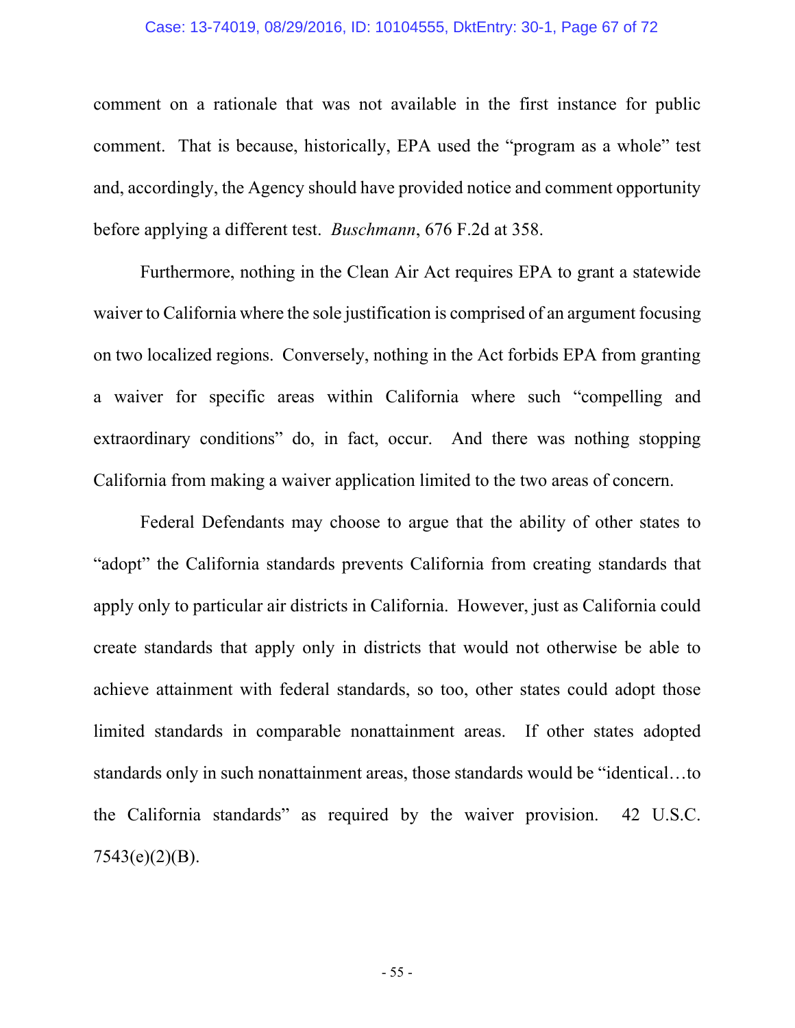comment on a rationale that was not available in the first instance for public comment. That is because, historically, EPA used the "program as a whole" test and, accordingly, the Agency should have provided notice and comment opportunity before applying a different test. *Buschmann*, 676 F.2d at 358.

Furthermore, nothing in the Clean Air Act requires EPA to grant a statewide waiver to California where the sole justification is comprised of an argument focusing on two localized regions. Conversely, nothing in the Act forbids EPA from granting a waiver for specific areas within California where such "compelling and extraordinary conditions" do, in fact, occur. And there was nothing stopping California from making a waiver application limited to the two areas of concern.

Federal Defendants may choose to argue that the ability of other states to "adopt" the California standards prevents California from creating standards that apply only to particular air districts in California. However, just as California could create standards that apply only in districts that would not otherwise be able to achieve attainment with federal standards, so too, other states could adopt those limited standards in comparable nonattainment areas. If other states adopted standards only in such nonattainment areas, those standards would be "identical…to the California standards" as required by the waiver provision. 42 U.S.C. 7543(e)(2)(B).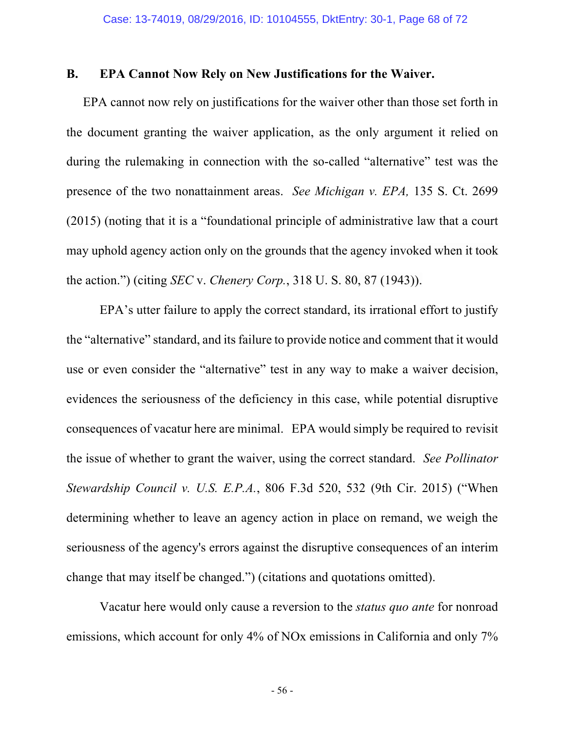### B. EPA Cannot Now Rely on New Justifications for the Waiver.

EPA cannot now rely on justifications for the waiver other than those set forth in the document granting the waiver application, as the only argument it relied on during the rulemaking in connection with the so-called "alternative" test was the presence of the two nonattainment areas. *See Michigan v. EPA,* 135 S. Ct. 2699 (2015) (noting that it is a "foundational principle of administrative law that a court may uphold agency action only on the grounds that the agency invoked when it took the action.") (citing *SEC* v. *Chenery Corp.*, 318 U. S. 80, 87 (1943)).

EPA's utter failure to apply the correct standard, its irrational effort to justify the "alternative" standard, and its failure to provide notice and comment that it would use or even consider the "alternative" test in any way to make a waiver decision, evidences the seriousness of the deficiency in this case, while potential disruptive consequences of vacatur here are minimal. EPA would simply be required to revisit the issue of whether to grant the waiver, using the correct standard. *See Pollinator Stewardship Council v. U.S. E.P.A.*, 806 F.3d 520, 532 (9th Cir. 2015) ("When determining whether to leave an agency action in place on remand, we weigh the seriousness of the agency's errors against the disruptive consequences of an interim change that may itself be changed.") (citations and quotations omitted).

Vacatur here would only cause a reversion to the *status quo ante* for nonroad emissions, which account for only 4% of NOx emissions in California and only 7%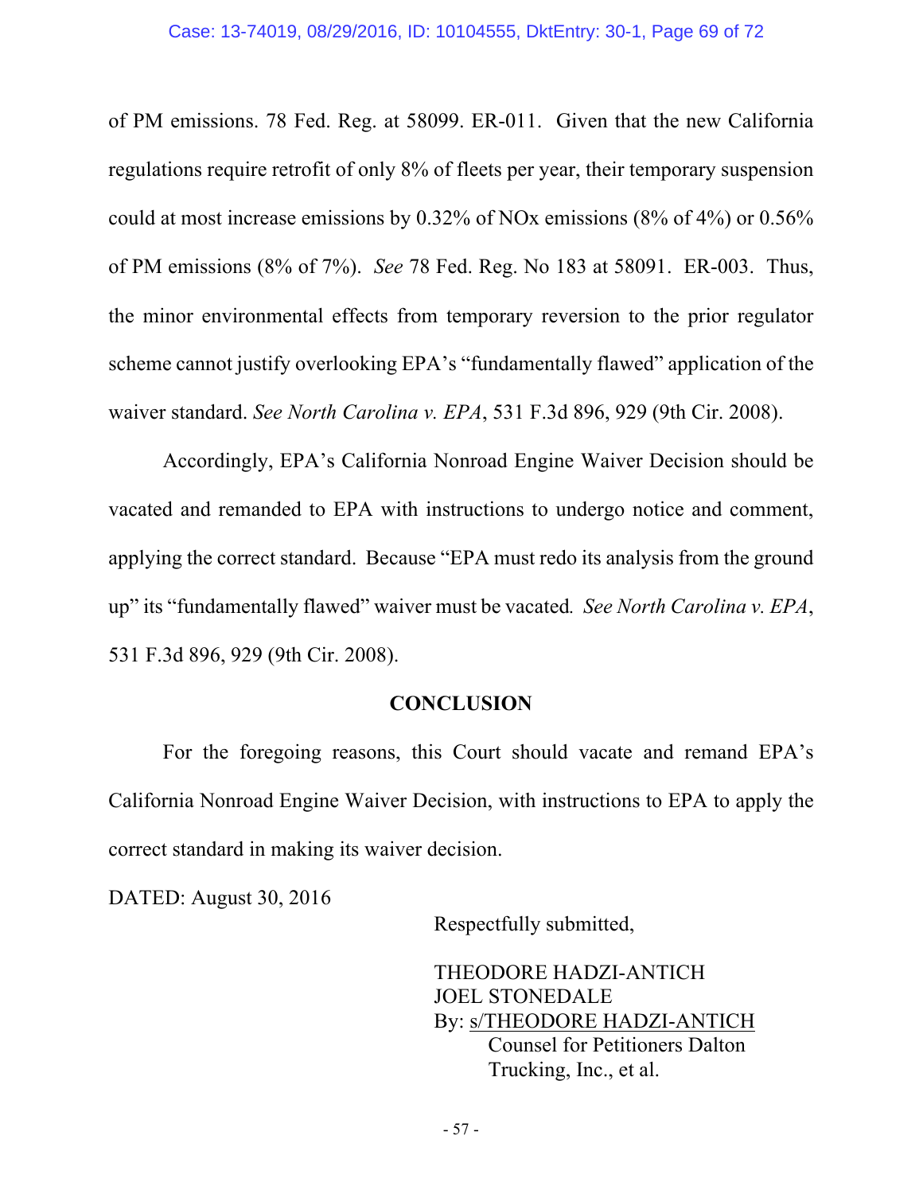of PM emissions. 78 Fed. Reg. at 58099. ER-011. Given that the new California regulations require retrofit of only 8% of fleets per year, their temporary suspension could at most increase emissions by 0.32% of NOx emissions (8% of 4%) or 0.56% of PM emissions (8% of 7%). *See* 78 Fed. Reg. No 183 at 58091. ER-003. Thus, the minor environmental effects from temporary reversion to the prior regulator scheme cannot justify overlooking EPA's "fundamentally flawed" application of the waiver standard. *See North Carolina v. EPA*, 531 F.3d 896, 929 (9th Cir. 2008).

Accordingly, EPA's California Nonroad Engine Waiver Decision should be vacated and remanded to EPA with instructions to undergo notice and comment, applying the correct standard. Because "EPA must redo its analysis from the ground up" its "fundamentally flawed" waiver must be vacated. *See North Carolina v. EPA*, 531 F.3d 896, 929 (9th Cir. 2008).

## CONCLUSION

For the foregoing reasons, this Court should vacate and remand EPA's California Nonroad Engine Waiver Decision, with instructions to EPA to apply the correct standard in making its waiver decision.

DATED: August 30, 2016

Respectfully submitted,

THEODORE HADZI-ANTICH
JOEL STONEDALE
By: s/THEODORE HADZI-ANTICH
Counsel for Petitioners Dalton Trucking, Inc., et al.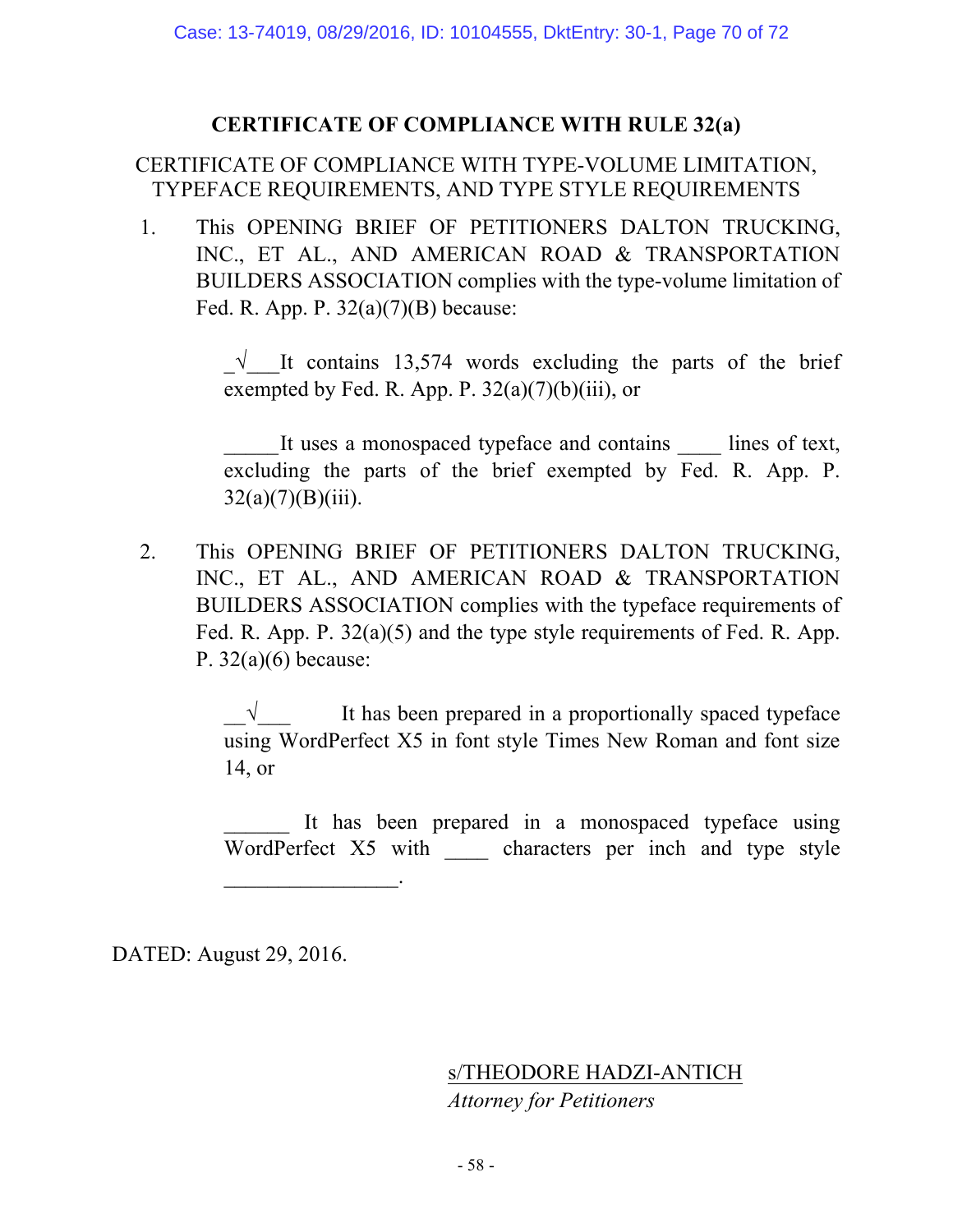## CERTIFICATE OF COMPLIANCE WITH RULE 32(a)

CERTIFICATE OF COMPLIANCE WITH TYPE-VOLUME LIMITATION, TYPEFACE REQUIREMENTS, AND TYPE STYLE REQUIREMENTS

1. This OPENING BRIEF OF PETITIONERS DALTON TRUCKING, INC., ET AL., AND AMERICAN ROAD & TRANSPORTATION BUILDERS ASSOCIATION complies with the type-volume limitation of Fed. R. App. P. 32(a)(7)(B) because:

   _√___It contains 13,574 words excluding the parts of the brief exempted by Fed. R. App. P. 32(a)(7)(b)(iii), or

   _____It uses a monospaced typeface and contains ____ lines of text, excluding the parts of the brief exempted by Fed. R. App. P. 32(a)(7)(B)(iii).

2. This OPENING BRIEF OF PETITIONERS DALTON TRUCKING, INC., ET AL., AND AMERICAN ROAD & TRANSPORTATION BUILDERS ASSOCIATION complies with the typeface requirements of Fed. R. App. P. 32(a)(5) and the type style requirements of Fed. R. App. P. 32(a)(6) because:

   __√___ It has been prepared in a proportionally spaced typeface using WordPerfect X5 in font style Times New Roman and font size 14, or

   ______ It has been prepared in a monospaced typeface using WordPerfect X5 with ____ characters per inch and type style ________________.

DATED: August 29, 2016.

s/THEODORE HADZI-ANTICH
*Attorney for Petitioners*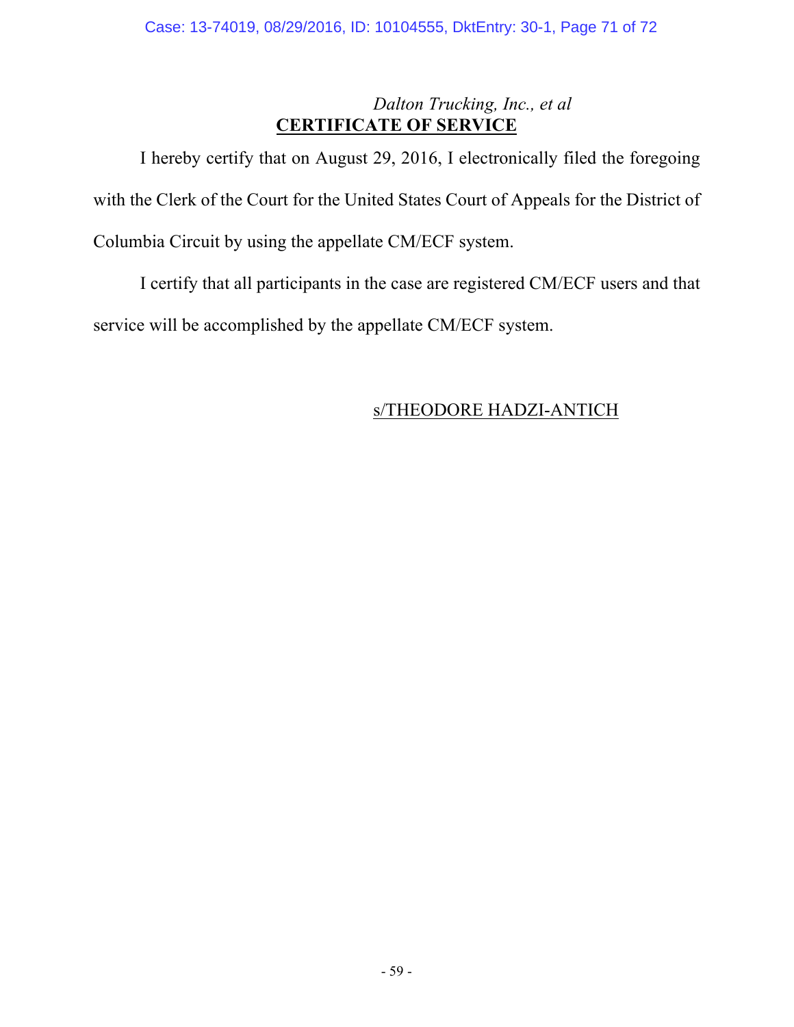*Dalton Trucking, Inc., et al*

**CERTIFICATE OF SERVICE**

I hereby certify that on August 29, 2016, I electronically filed the foregoing with the Clerk of the Court for the United States Court of Appeals for the District of Columbia Circuit by using the appellate CM/ECF system.

I certify that all participants in the case are registered CM/ECF users and that service will be accomplished by the appellate CM/ECF system.

s/THEODORE HADZI-ANTICH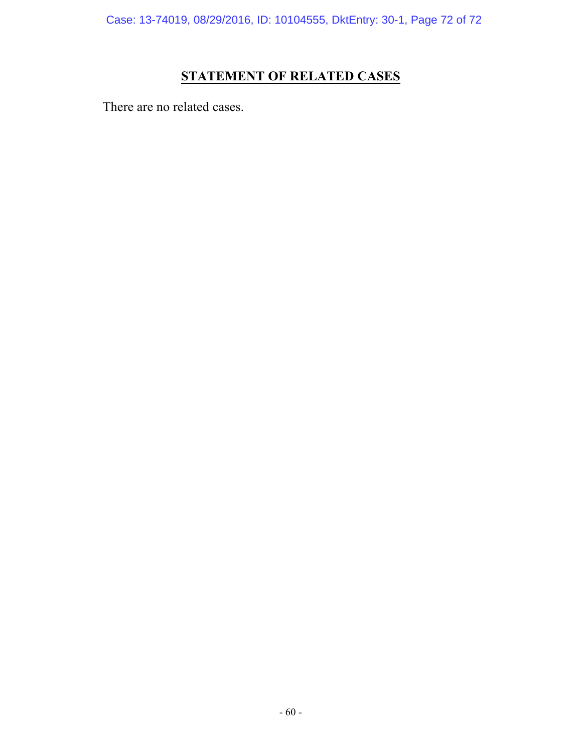## STATEMENT OF RELATED CASES

There are no related cases.